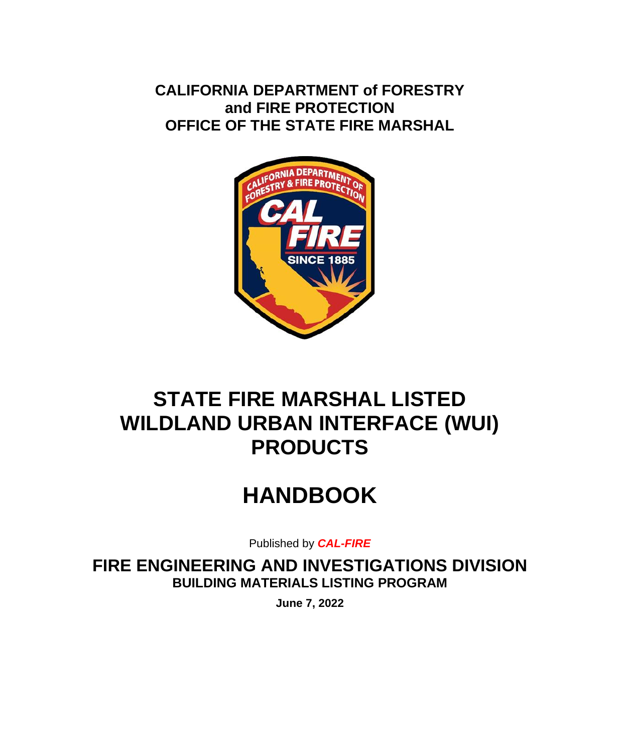**CALIFORNIA DEPARTMENT of FORESTRY and FIRE PROTECTION**
**OFFICE OF THE STATE FIRE MARSHAL**

# STATE FIRE MARSHAL LISTED WILDLAND URBAN INTERFACE (WUI) PRODUCTS

# HANDBOOK

Published by ***CAL-FIRE***

## FIRE ENGINEERING AND INVESTIGATIONS DIVISION

### BUILDING MATERIALS LISTING PROGRAM

**June 7, 2022**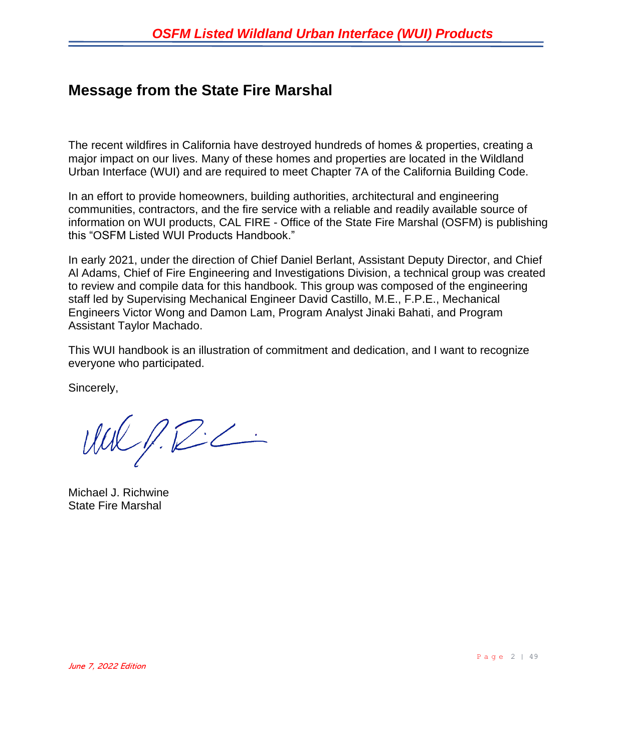## Message from the State Fire Marshal

The recent wildfires in California have destroyed hundreds of homes & properties, creating a major impact on our lives. Many of these homes and properties are located in the Wildland Urban Interface (WUI) and are required to meet Chapter 7A of the California Building Code.

In an effort to provide homeowners, building authorities, architectural and engineering communities, contractors, and the fire service with a reliable and readily available source of information on WUI products, CAL FIRE - Office of the State Fire Marshal (OSFM) is publishing this "OSFM Listed WUI Products Handbook."

In early 2021, under the direction of Chief Daniel Berlant, Assistant Deputy Director, and Chief Al Adams, Chief of Fire Engineering and Investigations Division, a technical group was created to review and compile data for this handbook. This group was composed of the engineering staff led by Supervising Mechanical Engineer David Castillo, M.E., F.P.E., Mechanical Engineers Victor Wong and Damon Lam, Program Analyst Jinaki Bahati, and Program Assistant Taylor Machado.

This WUI handbook is an illustration of commitment and dedication, and I want to recognize everyone who participated.

Sincerely,

Michael J. Richwine
State Fire Marshal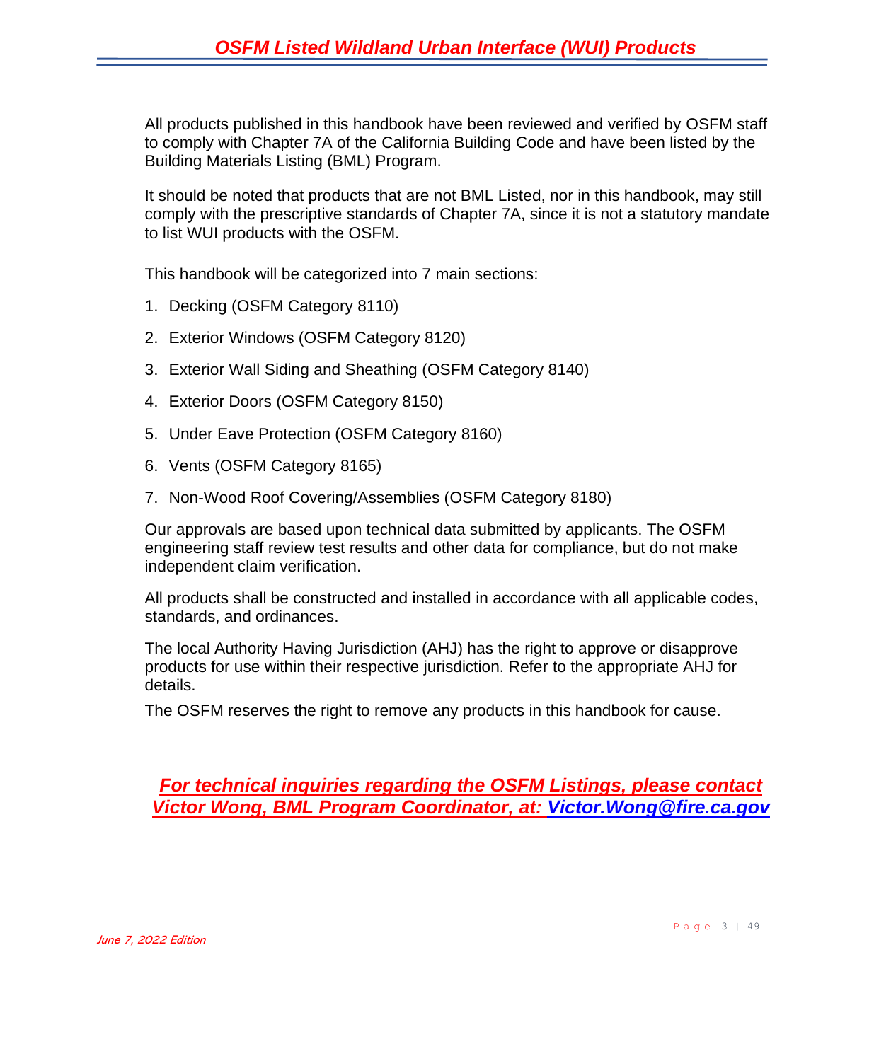All products published in this handbook have been reviewed and verified by OSFM staff to comply with Chapter 7A of the California Building Code and have been listed by the Building Materials Listing (BML) Program.

It should be noted that products that are not BML Listed, nor in this handbook, may still comply with the prescriptive standards of Chapter 7A, since it is not a statutory mandate to list WUI products with the OSFM.

This handbook will be categorized into 7 main sections:

1. Decking (OSFM Category 8110)
2. Exterior Windows (OSFM Category 8120)
3. Exterior Wall Siding and Sheathing (OSFM Category 8140)
4. Exterior Doors (OSFM Category 8150)
5. Under Eave Protection (OSFM Category 8160)
6. Vents (OSFM Category 8165)
7. Non-Wood Roof Covering/Assemblies (OSFM Category 8180)

Our approvals are based upon technical data submitted by applicants. The OSFM engineering staff review test results and other data for compliance, but do not make independent claim verification.

All products shall be constructed and installed in accordance with all applicable codes, standards, and ordinances.

The local Authority Having Jurisdiction (AHJ) has the right to approve or disapprove products for use within their respective jurisdiction. Refer to the appropriate AHJ for details.

The OSFM reserves the right to remove any products in this handbook for cause.

***For technical inquiries regarding the OSFM Listings, please contact Victor Wong, BML Program Coordinator, at: Victor.Wong@fire.ca.gov***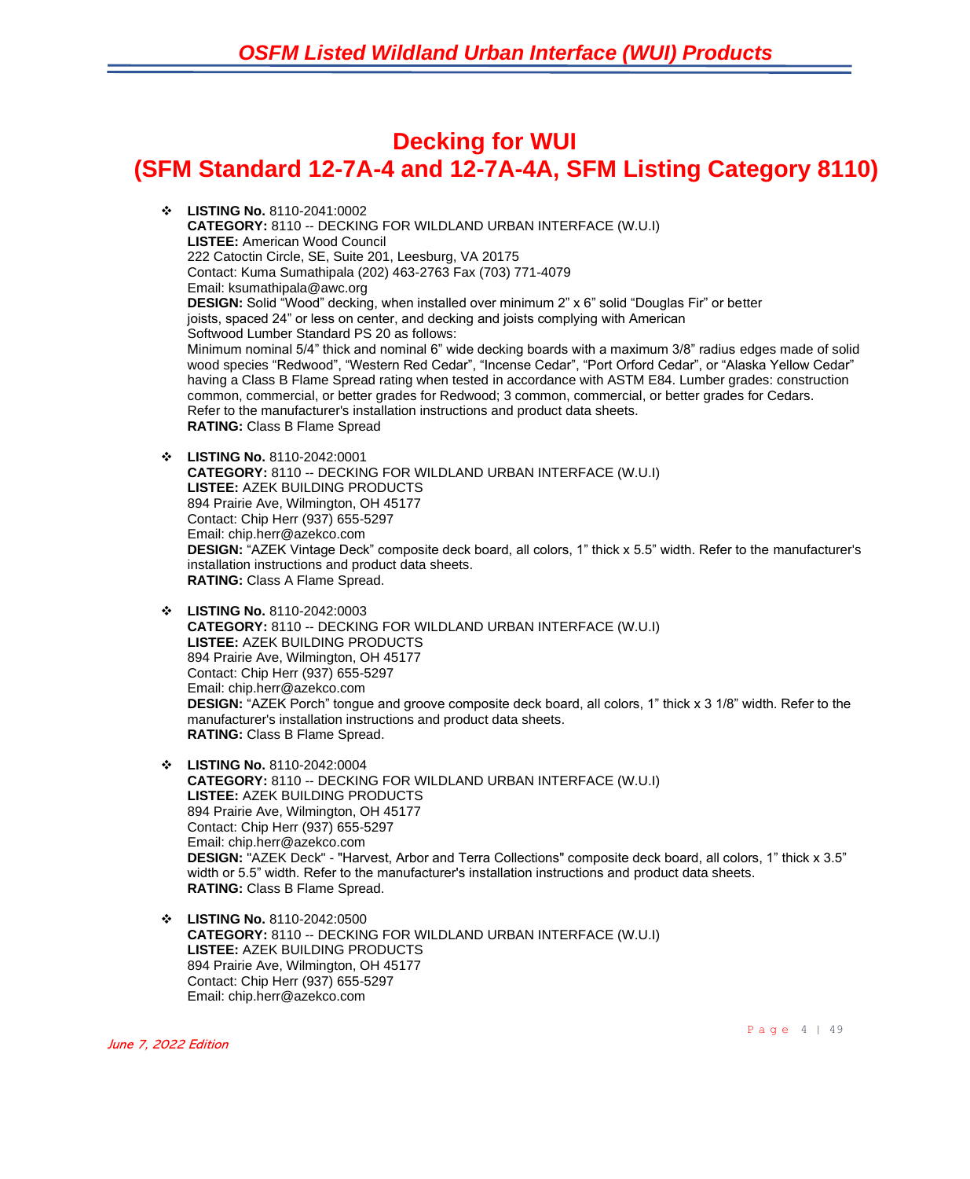# Decking for WUI
# (SFM Standard 12-7A-4 and 12-7A-4A, SFM Listing Category 8110)

- **LISTING No.** 8110-2041:0002
  **CATEGORY:** 8110 -- DECKING FOR WILDLAND URBAN INTERFACE (W.U.I)
  **LISTEE:** American Wood Council
  222 Catoctin Circle, SE, Suite 201, Leesburg, VA 20175
  Contact: Kuma Sumathipala (202) 463-2763 Fax (703) 771-4079
  Email: ksumathipala@awc.org
  **DESIGN:** Solid "Wood" decking, when installed over minimum 2" x 6" solid "Douglas Fir" or better joists, spaced 24" or less on center, and decking and joists complying with American Softwood Lumber Standard PS 20 as follows:
  Minimum nominal 5/4" thick and nominal 6" wide decking boards with a maximum 3/8" radius edges made of solid wood species "Redwood", "Western Red Cedar", "Incense Cedar", "Port Orford Cedar", or "Alaska Yellow Cedar" having a Class B Flame Spread rating when tested in accordance with ASTM E84. Lumber grades: construction common, commercial, or better grades for Redwood; 3 common, commercial, or better grades for Cedars.
  Refer to the manufacturer's installation instructions and product data sheets.
  **RATING:** Class B Flame Spread

- **LISTING No.** 8110-2042:0001
  **CATEGORY:** 8110 -- DECKING FOR WILDLAND URBAN INTERFACE (W.U.I)
  **LISTEE:** AZEK BUILDING PRODUCTS
  894 Prairie Ave, Wilmington, OH 45177
  Contact: Chip Herr (937) 655-5297
  Email: chip.herr@azekco.com
  **DESIGN:** "AZEK Vintage Deck" composite deck board, all colors, 1" thick x 5.5" width. Refer to the manufacturer's installation instructions and product data sheets.
  **RATING:** Class A Flame Spread.

- **LISTING No.** 8110-2042:0003
  **CATEGORY:** 8110 -- DECKING FOR WILDLAND URBAN INTERFACE (W.U.I)
  **LISTEE:** AZEK BUILDING PRODUCTS
  894 Prairie Ave, Wilmington, OH 45177
  Contact: Chip Herr (937) 655-5297
  Email: chip.herr@azekco.com
  **DESIGN:** "AZEK Porch" tongue and groove composite deck board, all colors, 1" thick x 3 1/8" width. Refer to the manufacturer's installation instructions and product data sheets.
  **RATING:** Class B Flame Spread.

- **LISTING No.** 8110-2042:0004
  **CATEGORY:** 8110 -- DECKING FOR WILDLAND URBAN INTERFACE (W.U.I)
  **LISTEE:** AZEK BUILDING PRODUCTS
  894 Prairie Ave, Wilmington, OH 45177
  Contact: Chip Herr (937) 655-5297
  Email: chip.herr@azekco.com
  **DESIGN:** "AZEK Deck" - "Harvest, Arbor and Terra Collections" composite deck board, all colors, 1" thick x 3.5" width or 5.5" width. Refer to the manufacturer's installation instructions and product data sheets.
  **RATING:** Class B Flame Spread.

- **LISTING No.** 8110-2042:0500
  **CATEGORY:** 8110 -- DECKING FOR WILDLAND URBAN INTERFACE (W.U.I)
  **LISTEE:** AZEK BUILDING PRODUCTS
  894 Prairie Ave, Wilmington, OH 45177
  Contact: Chip Herr (937) 655-5297
  Email: chip.herr@azekco.com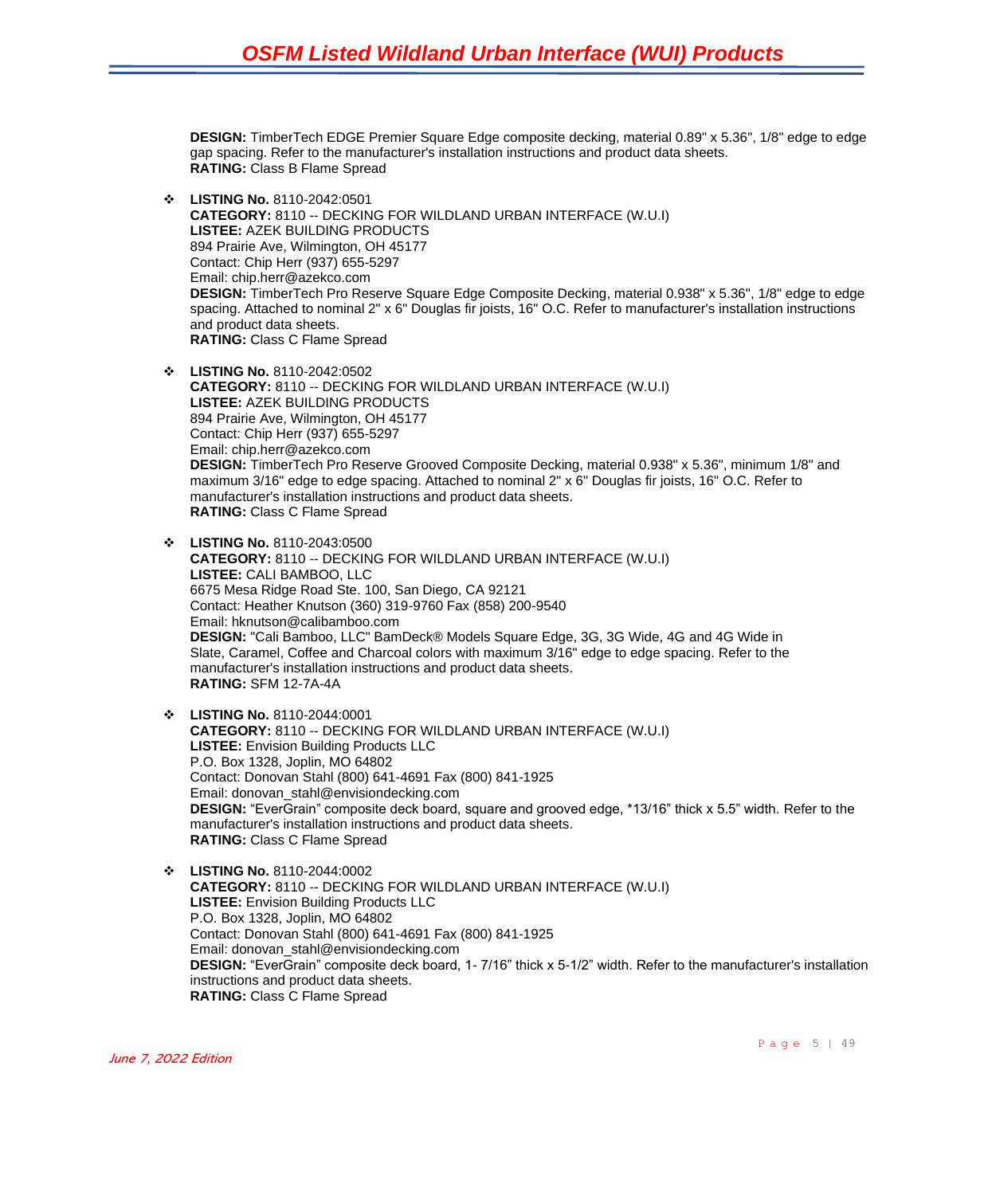**DESIGN:** TimberTech EDGE Premier Square Edge composite decking, material 0.89" x 5.36", 1/8" edge to edge gap spacing. Refer to the manufacturer's installation instructions and product data sheets.
**RATING:** Class B Flame Spread

- **LISTING No.** 8110-2042:0501
  **CATEGORY:** 8110 -- DECKING FOR WILDLAND URBAN INTERFACE (W.U.I)
  **LISTEE:** AZEK BUILDING PRODUCTS
  894 Prairie Ave, Wilmington, OH 45177
  Contact: Chip Herr (937) 655-5297
  Email: chip.herr@azekco.com
  **DESIGN:** TimberTech Pro Reserve Square Edge Composite Decking, material 0.938" x 5.36", 1/8" edge to edge spacing. Attached to nominal 2" x 6" Douglas fir joists, 16" O.C. Refer to manufacturer's installation instructions and product data sheets.
  **RATING:** Class C Flame Spread

- **LISTING No.** 8110-2042:0502
  **CATEGORY:** 8110 -- DECKING FOR WILDLAND URBAN INTERFACE (W.U.I)
  **LISTEE:** AZEK BUILDING PRODUCTS
  894 Prairie Ave, Wilmington, OH 45177
  Contact: Chip Herr (937) 655-5297
  Email: chip.herr@azekco.com
  **DESIGN:** TimberTech Pro Reserve Grooved Composite Decking, material 0.938" x 5.36", minimum 1/8" and maximum 3/16" edge to edge spacing. Attached to nominal 2" x 6" Douglas fir joists, 16" O.C. Refer to manufacturer's installation instructions and product data sheets.
  **RATING:** Class C Flame Spread

- **LISTING No.** 8110-2043:0500
  **CATEGORY:** 8110 -- DECKING FOR WILDLAND URBAN INTERFACE (W.U.I)
  **LISTEE:** CALI BAMBOO, LLC
  6675 Mesa Ridge Road Ste. 100, San Diego, CA 92121
  Contact: Heather Knutson (360) 319-9760 Fax (858) 200-9540
  Email: hknutson@calibamboo.com
  **DESIGN:** "Cali Bamboo, LLC" BamDeck® Models Square Edge, 3G, 3G Wide, 4G and 4G Wide in Slate, Caramel, Coffee and Charcoal colors with maximum 3/16" edge to edge spacing. Refer to the manufacturer's installation instructions and product data sheets.
  **RATING:** SFM 12-7A-4A

- **LISTING No.** 8110-2044:0001
  **CATEGORY:** 8110 -- DECKING FOR WILDLAND URBAN INTERFACE (W.U.I)
  **LISTEE:** Envision Building Products LLC
  P.O. Box 1328, Joplin, MO 64802
  Contact: Donovan Stahl (800) 641-4691 Fax (800) 841-1925
  Email: donovan_stahl@envisiondecking.com
  **DESIGN:** "EverGrain" composite deck board, square and grooved edge, *13/16" thick x 5.5" width. Refer to the manufacturer's installation instructions and product data sheets.
  **RATING:** Class C Flame Spread

- **LISTING No.** 8110-2044:0002
  **CATEGORY:** 8110 -- DECKING FOR WILDLAND URBAN INTERFACE (W.U.I)
  **LISTEE:** Envision Building Products LLC
  P.O. Box 1328, Joplin, MO 64802
  Contact: Donovan Stahl (800) 641-4691 Fax (800) 841-1925
  Email: donovan_stahl@envisiondecking.com
  **DESIGN:** "EverGrain" composite deck board, 1- 7/16" thick x 5-1/2" width. Refer to the manufacturer's installation instructions and product data sheets.
  **RATING:** Class C Flame Spread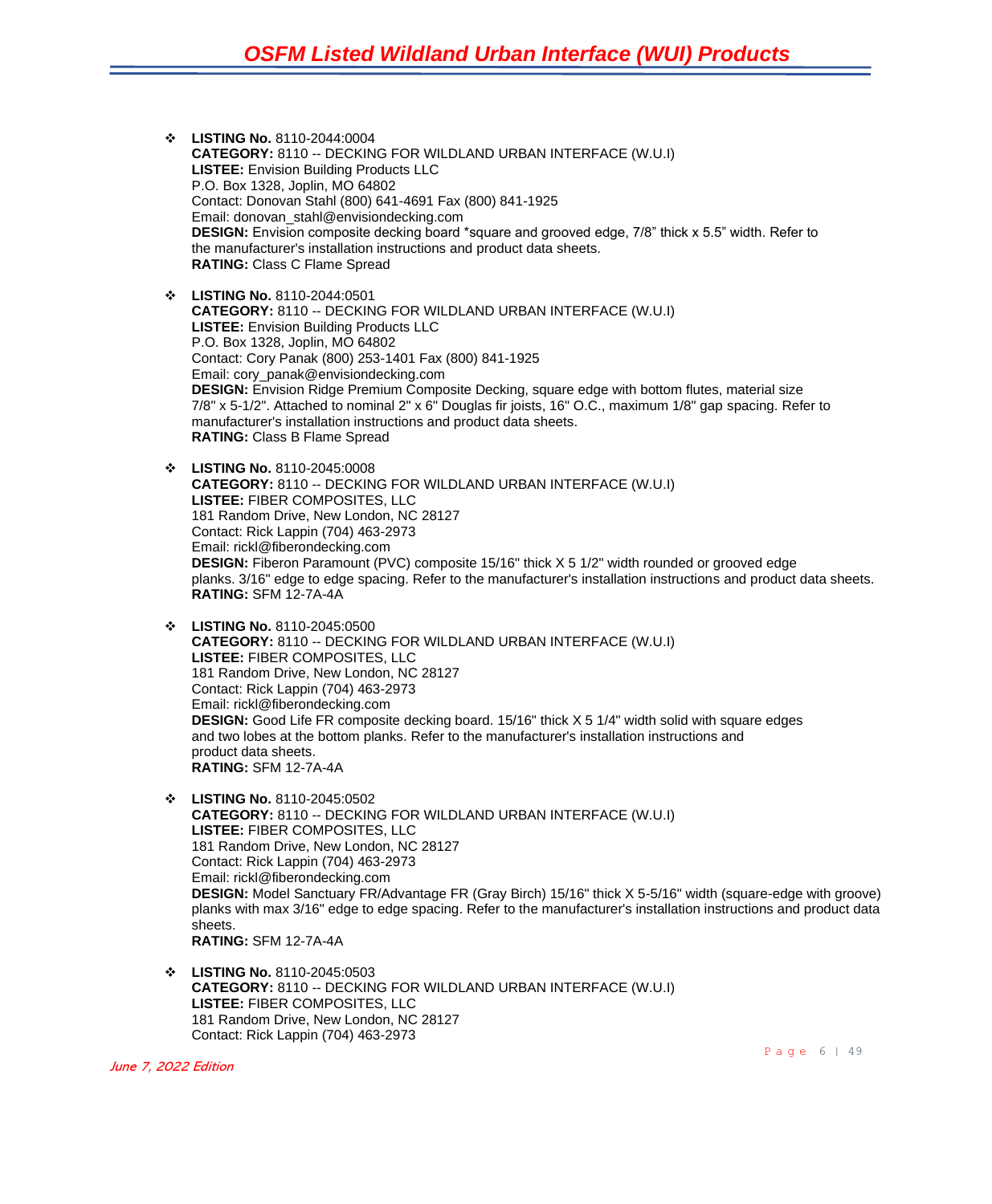- **LISTING No.** 8110-2044:0004
  **CATEGORY:** 8110 -- DECKING FOR WILDLAND URBAN INTERFACE (W.U.I)
  **LISTEE:** Envision Building Products LLC
  P.O. Box 1328, Joplin, MO 64802
  Contact: Donovan Stahl (800) 641-4691 Fax (800) 841-1925
  Email: donovan_stahl@envisiondecking.com
  **DESIGN:** Envision composite decking board *square and grooved edge, 7/8" thick x 5.5" width. Refer to the manufacturer's installation instructions and product data sheets.
  **RATING:** Class C Flame Spread

- **LISTING No.** 8110-2044:0501
  **CATEGORY:** 8110 -- DECKING FOR WILDLAND URBAN INTERFACE (W.U.I)
  **LISTEE:** Envision Building Products LLC
  P.O. Box 1328, Joplin, MO 64802
  Contact: Cory Panak (800) 253-1401 Fax (800) 841-1925
  Email: cory_panak@envisiondecking.com
  **DESIGN:** Envision Ridge Premium Composite Decking, square edge with bottom flutes, material size 7/8" x 5-1/2". Attached to nominal 2" x 6" Douglas fir joists, 16" O.C., maximum 1/8" gap spacing. Refer to manufacturer's installation instructions and product data sheets.
  **RATING:** Class B Flame Spread

- **LISTING No.** 8110-2045:0008
  **CATEGORY:** 8110 -- DECKING FOR WILDLAND URBAN INTERFACE (W.U.I)
  **LISTEE:** FIBER COMPOSITES, LLC
  181 Random Drive, New London, NC 28127
  Contact: Rick Lappin (704) 463-2973
  Email: rickl@fiberondecking.com
  **DESIGN:** Fiberon Paramount (PVC) composite 15/16" thick X 5 1/2" width rounded or grooved edge planks. 3/16" edge to edge spacing. Refer to the manufacturer's installation instructions and product data sheets.
  **RATING:** SFM 12-7A-4A

- **LISTING No.** 8110-2045:0500
  **CATEGORY:** 8110 -- DECKING FOR WILDLAND URBAN INTERFACE (W.U.I)
  **LISTEE:** FIBER COMPOSITES, LLC
  181 Random Drive, New London, NC 28127
  Contact: Rick Lappin (704) 463-2973
  Email: rickl@fiberondecking.com
  **DESIGN:** Good Life FR composite decking board. 15/16" thick X 5 1/4" width solid with square edges and two lobes at the bottom planks. Refer to the manufacturer's installation instructions and product data sheets.
  **RATING:** SFM 12-7A-4A

- **LISTING No.** 8110-2045:0502
  **CATEGORY:** 8110 -- DECKING FOR WILDLAND URBAN INTERFACE (W.U.I)
  **LISTEE:** FIBER COMPOSITES, LLC
  181 Random Drive, New London, NC 28127
  Contact: Rick Lappin (704) 463-2973
  Email: rickl@fiberondecking.com
  **DESIGN:** Model Sanctuary FR/Advantage FR (Gray Birch) 15/16" thick X 5-5/16" width (square-edge with groove) planks with max 3/16" edge to edge spacing. Refer to the manufacturer's installation instructions and product data sheets.
  **RATING:** SFM 12-7A-4A

- **LISTING No.** 8110-2045:0503
  **CATEGORY:** 8110 -- DECKING FOR WILDLAND URBAN INTERFACE (W.U.I)
  **LISTEE:** FIBER COMPOSITES, LLC
  181 Random Drive, New London, NC 28127
  Contact: Rick Lappin (704) 463-2973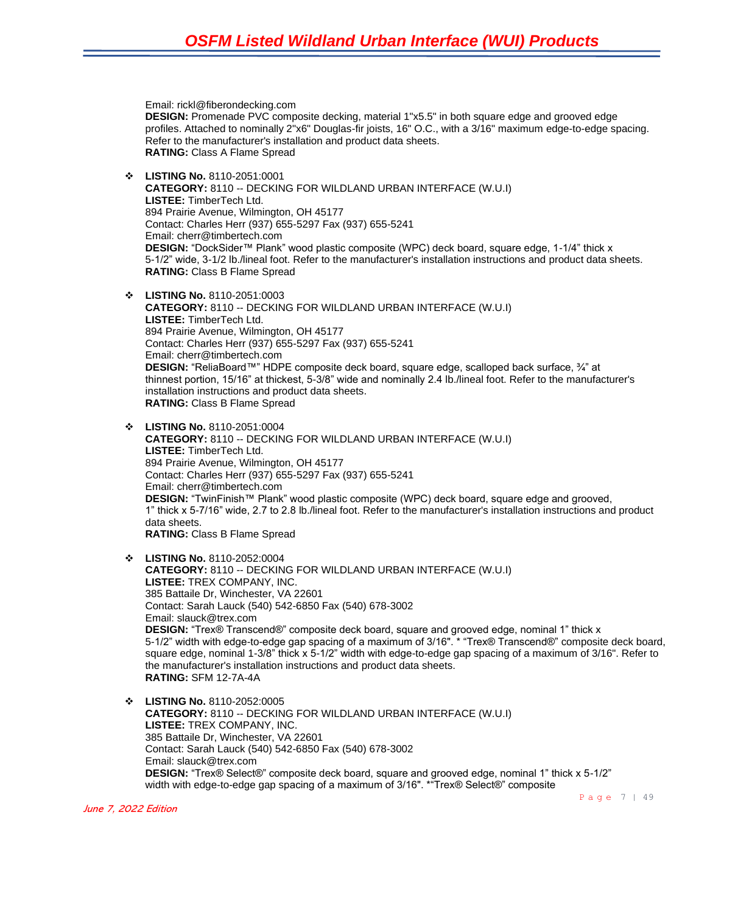Email: rickl@fiberondecking.com
**DESIGN:** Promenade PVC composite decking, material 1"x5.5" in both square edge and grooved edge profiles. Attached to nominally 2"x6" Douglas-fir joists, 16" O.C., with a 3/16" maximum edge-to-edge spacing. Refer to the manufacturer's installation and product data sheets.
**RATING:** Class A Flame Spread

- **LISTING No.** 8110-2051:0001
  **CATEGORY:** 8110 -- DECKING FOR WILDLAND URBAN INTERFACE (W.U.I)
  **LISTEE:** TimberTech Ltd.
  894 Prairie Avenue, Wilmington, OH 45177
  Contact: Charles Herr (937) 655-5297 Fax (937) 655-5241
  Email: cherr@timbertech.com
  **DESIGN:** "DockSider™ Plank" wood plastic composite (WPC) deck board, square edge, 1-1/4" thick x 5-1/2" wide, 3-1/2 lb./lineal foot. Refer to the manufacturer's installation instructions and product data sheets.
  **RATING:** Class B Flame Spread

- **LISTING No.** 8110-2051:0003
  **CATEGORY:** 8110 -- DECKING FOR WILDLAND URBAN INTERFACE (W.U.I)
  **LISTEE:** TimberTech Ltd.
  894 Prairie Avenue, Wilmington, OH 45177
  Contact: Charles Herr (937) 655-5297 Fax (937) 655-5241
  Email: cherr@timbertech.com
  **DESIGN:** "ReliaBoard™" HDPE composite deck board, square edge, scalloped back surface, ¾" at thinnest portion, 15/16" at thickest, 5-3/8" wide and nominally 2.4 lb./lineal foot. Refer to the manufacturer's installation instructions and product data sheets.
  **RATING:** Class B Flame Spread

- **LISTING No.** 8110-2051:0004
  **CATEGORY:** 8110 -- DECKING FOR WILDLAND URBAN INTERFACE (W.U.I)
  **LISTEE:** TimberTech Ltd.
  894 Prairie Avenue, Wilmington, OH 45177
  Contact: Charles Herr (937) 655-5297 Fax (937) 655-5241
  Email: cherr@timbertech.com
  **DESIGN:** "TwinFinish™ Plank" wood plastic composite (WPC) deck board, square edge and grooved, 1" thick x 5-7/16" wide, 2.7 to 2.8 lb./lineal foot. Refer to the manufacturer's installation instructions and product data sheets.
  **RATING:** Class B Flame Spread

- **LISTING No.** 8110-2052:0004
  **CATEGORY:** 8110 -- DECKING FOR WILDLAND URBAN INTERFACE (W.U.I)
  **LISTEE:** TREX COMPANY, INC.
  385 Battaile Dr, Winchester, VA 22601
  Contact: Sarah Lauck (540) 542-6850 Fax (540) 678-3002
  Email: slauck@trex.com
  **DESIGN:** "Trex® Transcend®" composite deck board, square and grooved edge, nominal 1" thick x 5-1/2" width with edge-to-edge gap spacing of a maximum of 3/16". * "Trex® Transcend®" composite deck board, square edge, nominal 1-3/8" thick x 5-1/2" width with edge-to-edge gap spacing of a maximum of 3/16". Refer to the manufacturer's installation instructions and product data sheets.
  **RATING:** SFM 12-7A-4A

- **LISTING No.** 8110-2052:0005
  **CATEGORY:** 8110 -- DECKING FOR WILDLAND URBAN INTERFACE (W.U.I)
  **LISTEE:** TREX COMPANY, INC.
  385 Battaile Dr, Winchester, VA 22601
  Contact: Sarah Lauck (540) 542-6850 Fax (540) 678-3002
  Email: slauck@trex.com
  **DESIGN:** "Trex® Select®" composite deck board, square and grooved edge, nominal 1" thick x 5-1/2" width with edge-to-edge gap spacing of a maximum of 3/16". *"Trex® Select®" composite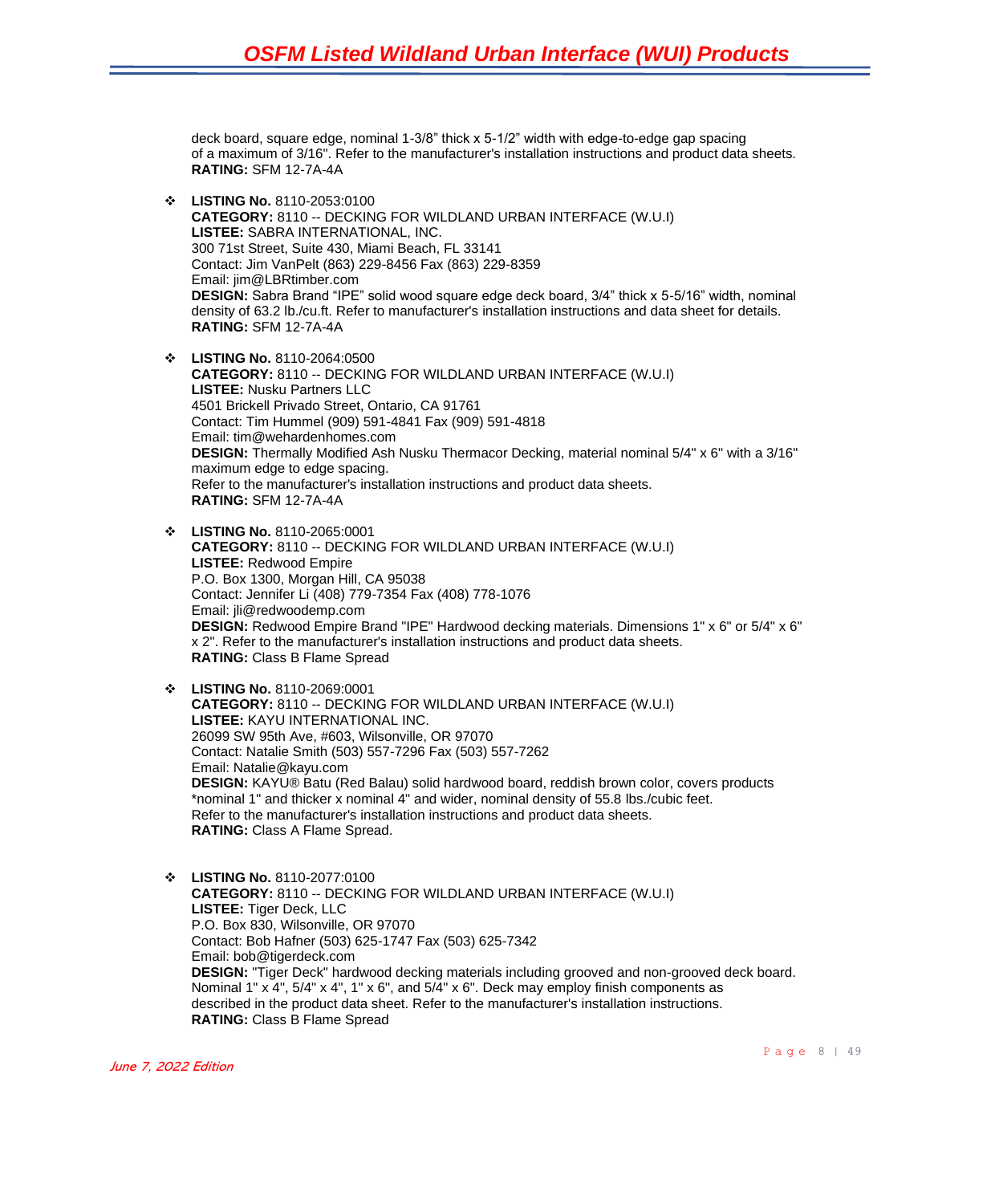deck board, square edge, nominal 1-3/8” thick x 5-1/2” width with edge-to-edge gap spacing of a maximum of 3/16". Refer to the manufacturer's installation instructions and product data sheets.
**RATING:** SFM 12-7A-4A

- **LISTING No.** 8110-2053:0100
  **CATEGORY:** 8110 -- DECKING FOR WILDLAND URBAN INTERFACE (W.U.I)
  **LISTEE:** SABRA INTERNATIONAL, INC.
  300 71st Street, Suite 430, Miami Beach, FL 33141
  Contact: Jim VanPelt (863) 229-8456 Fax (863) 229-8359
  Email: jim@LBRtimber.com
  **DESIGN:** Sabra Brand “IPE” solid wood square edge deck board, 3/4” thick x 5-5/16” width, nominal density of 63.2 lb./cu.ft. Refer to manufacturer's installation instructions and data sheet for details.
  **RATING:** SFM 12-7A-4A

- **LISTING No.** 8110-2064:0500
  **CATEGORY:** 8110 -- DECKING FOR WILDLAND URBAN INTERFACE (W.U.I)
  **LISTEE:** Nusku Partners LLC
  4501 Brickell Privado Street, Ontario, CA 91761
  Contact: Tim Hummel (909) 591-4841 Fax (909) 591-4818
  Email: tim@wehardenhomes.com
  **DESIGN:** Thermally Modified Ash Nusku Thermacor Decking, material nominal 5/4" x 6" with a 3/16" maximum edge to edge spacing.
  Refer to the manufacturer's installation instructions and product data sheets.
  **RATING:** SFM 12-7A-4A

- **LISTING No.** 8110-2065:0001
  **CATEGORY:** 8110 -- DECKING FOR WILDLAND URBAN INTERFACE (W.U.I)
  **LISTEE:** Redwood Empire
  P.O. Box 1300, Morgan Hill, CA 95038
  Contact: Jennifer Li (408) 779-7354 Fax (408) 778-1076
  Email: jli@redwoodemp.com
  **DESIGN:** Redwood Empire Brand "IPE" Hardwood decking materials. Dimensions 1" x 6" or 5/4" x 6" x 2". Refer to the manufacturer's installation instructions and product data sheets.
  **RATING:** Class B Flame Spread

- **LISTING No.** 8110-2069:0001
  **CATEGORY:** 8110 -- DECKING FOR WILDLAND URBAN INTERFACE (W.U.I)
  **LISTEE:** KAYU INTERNATIONAL INC.
  26099 SW 95th Ave, #603, Wilsonville, OR 97070
  Contact: Natalie Smith (503) 557-7296 Fax (503) 557-7262
  Email: Natalie@kayu.com
  **DESIGN:** KAYU® Batu (Red Balau) solid hardwood board, reddish brown color, covers products *nominal 1" and thicker x nominal 4" and wider, nominal density of 55.8 lbs./cubic feet.
  Refer to the manufacturer's installation instructions and product data sheets.
  **RATING:** Class A Flame Spread.

- **LISTING No.** 8110-2077:0100
  **CATEGORY:** 8110 -- DECKING FOR WILDLAND URBAN INTERFACE (W.U.I)
  **LISTEE:** Tiger Deck, LLC
  P.O. Box 830, Wilsonville, OR 97070
  Contact: Bob Hafner (503) 625-1747 Fax (503) 625-7342
  Email: bob@tigerdeck.com
  **DESIGN:** "Tiger Deck" hardwood decking materials including grooved and non-grooved deck board. Nominal 1" x 4", 5/4" x 4", 1" x 6", and 5/4" x 6". Deck may employ finish components as described in the product data sheet. Refer to the manufacturer's installation instructions.
  **RATING:** Class B Flame Spread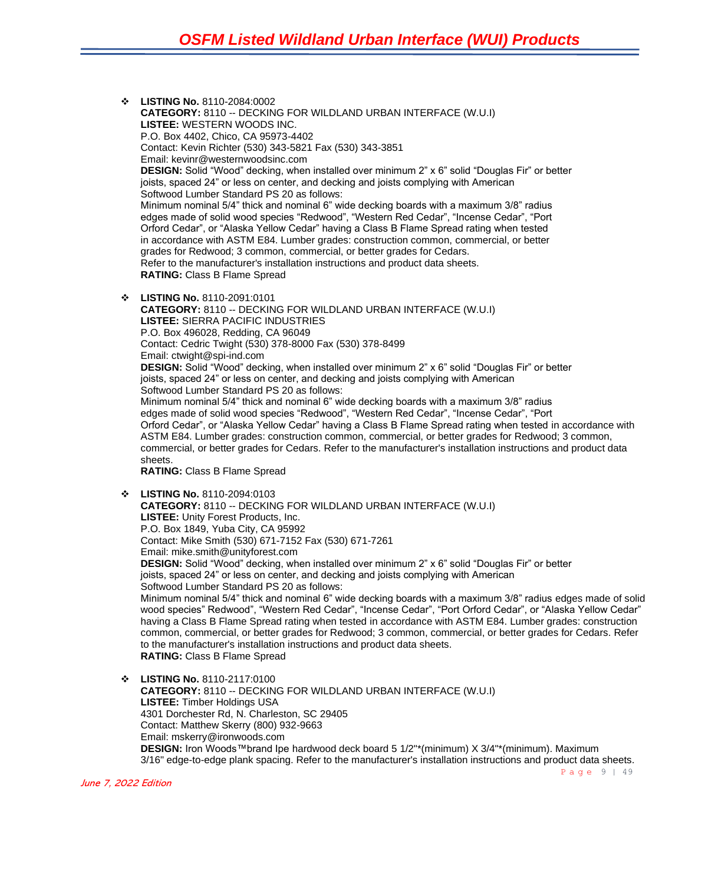- **LISTING No.** 8110-2084:0002
  **CATEGORY:** 8110 -- DECKING FOR WILDLAND URBAN INTERFACE (W.U.I)
  **LISTEE:** WESTERN WOODS INC.
  P.O. Box 4402, Chico, CA 95973-4402
  Contact: Kevin Richter (530) 343-5821 Fax (530) 343-3851
  Email: kevinr@westernwoodsinc.com
  **DESIGN:** Solid "Wood" decking, when installed over minimum 2" x 6" solid "Douglas Fir" or better joists, spaced 24" or less on center, and decking and joists complying with American Softwood Lumber Standard PS 20 as follows:
  Minimum nominal 5/4" thick and nominal 6" wide decking boards with a maximum 3/8" radius edges made of solid wood species "Redwood", "Western Red Cedar", "Incense Cedar", "Port Orford Cedar", or "Alaska Yellow Cedar" having a Class B Flame Spread rating when tested in accordance with ASTM E84. Lumber grades: construction common, commercial, or better grades for Redwood; 3 common, commercial, or better grades for Cedars.
  Refer to the manufacturer's installation instructions and product data sheets.
  **RATING:** Class B Flame Spread

- **LISTING No.** 8110-2091:0101
  **CATEGORY:** 8110 -- DECKING FOR WILDLAND URBAN INTERFACE (W.U.I)
  **LISTEE:** SIERRA PACIFIC INDUSTRIES
  P.O. Box 496028, Redding, CA 96049
  Contact: Cedric Twight (530) 378-8000 Fax (530) 378-8499
  Email: ctwight@spi-ind.com
  **DESIGN:** Solid "Wood" decking, when installed over minimum 2" x 6" solid "Douglas Fir" or better joists, spaced 24" or less on center, and decking and joists complying with American Softwood Lumber Standard PS 20 as follows:
  Minimum nominal 5/4" thick and nominal 6" wide decking boards with a maximum 3/8" radius edges made of solid wood species "Redwood", "Western Red Cedar", "Incense Cedar", "Port Orford Cedar", or "Alaska Yellow Cedar" having a Class B Flame Spread rating when tested in accordance with ASTM E84. Lumber grades: construction common, commercial, or better grades for Redwood; 3 common, commercial, or better grades for Cedars. Refer to the manufacturer's installation instructions and product data sheets.
  **RATING:** Class B Flame Spread

- **LISTING No.** 8110-2094:0103
  **CATEGORY:** 8110 -- DECKING FOR WILDLAND URBAN INTERFACE (W.U.I)
  **LISTEE:** Unity Forest Products, Inc.
  P.O. Box 1849, Yuba City, CA 95992
  Contact: Mike Smith (530) 671-7152 Fax (530) 671-7261
  Email: mike.smith@unityforest.com
  **DESIGN:** Solid "Wood" decking, when installed over minimum 2" x 6" solid "Douglas Fir" or better joists, spaced 24" or less on center, and decking and joists complying with American Softwood Lumber Standard PS 20 as follows:
  Minimum nominal 5/4" thick and nominal 6" wide decking boards with a maximum 3/8" radius edges made of solid wood species" Redwood", "Western Red Cedar", "Incense Cedar", "Port Orford Cedar", or "Alaska Yellow Cedar" having a Class B Flame Spread rating when tested in accordance with ASTM E84. Lumber grades: construction common, commercial, or better grades for Redwood; 3 common, commercial, or better grades for Cedars. Refer to the manufacturer's installation instructions and product data sheets.
  **RATING:** Class B Flame Spread

- **LISTING No.** 8110-2117:0100
  **CATEGORY:** 8110 -- DECKING FOR WILDLAND URBAN INTERFACE (W.U.I)
  **LISTEE:** Timber Holdings USA
  4301 Dorchester Rd, N. Charleston, SC 29405
  Contact: Matthew Skerry (800) 932-9663
  Email: mskerry@ironwoods.com
  **DESIGN:** Iron Woods™brand Ipe hardwood deck board 5 1/2"*(minimum) X 3/4"*(minimum). Maximum 3/16" edge-to-edge plank spacing. Refer to the manufacturer's installation instructions and product data sheets.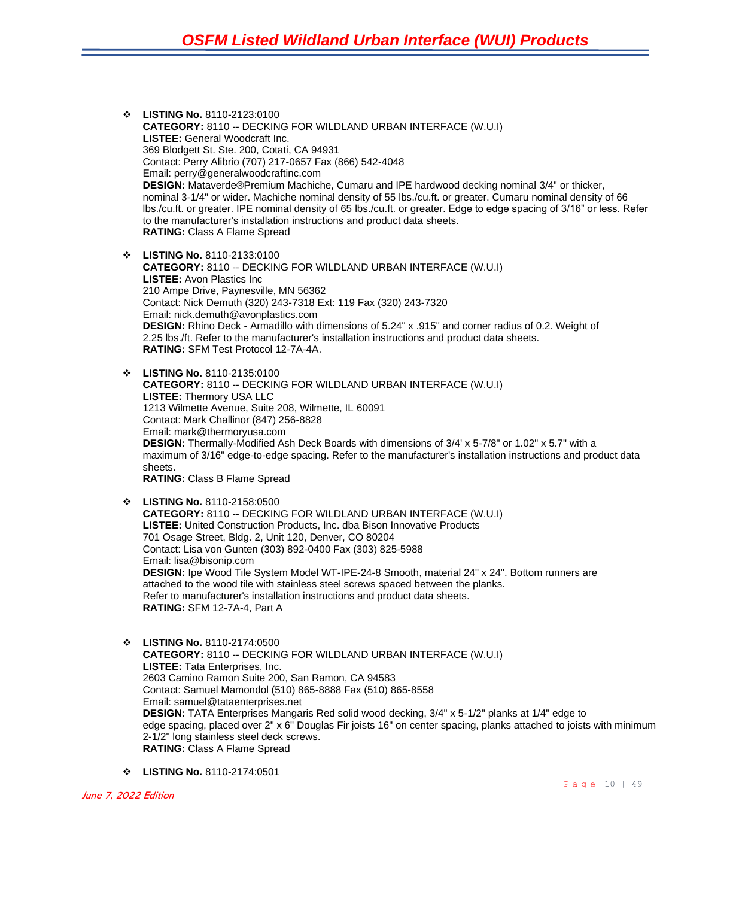- **LISTING No.** 8110-2123:0100
  **CATEGORY:** 8110 -- DECKING FOR WILDLAND URBAN INTERFACE (W.U.I)
  **LISTEE:** General Woodcraft Inc.
  369 Blodgett St. Ste. 200, Cotati, CA 94931
  Contact: Perry Alibrio (707) 217-0657 Fax (866) 542-4048
  Email: perry@generalwoodcraftinc.com
  **DESIGN:** Mataverde®Premium Machiche, Cumaru and IPE hardwood decking nominal 3/4" or thicker, nominal 3-1/4" or wider. Machiche nominal density of 55 lbs./cu.ft. or greater. Cumaru nominal density of 66 lbs./cu.ft. or greater. IPE nominal density of 65 lbs./cu.ft. or greater. Edge to edge spacing of 3/16" or less. Refer to the manufacturer's installation instructions and product data sheets.
  **RATING:** Class A Flame Spread

- **LISTING No.** 8110-2133:0100
  **CATEGORY:** 8110 -- DECKING FOR WILDLAND URBAN INTERFACE (W.U.I)
  **LISTEE:** Avon Plastics Inc
  210 Ampe Drive, Paynesville, MN 56362
  Contact: Nick Demuth (320) 243-7318 Ext: 119 Fax (320) 243-7320
  Email: nick.demuth@avonplastics.com
  **DESIGN:** Rhino Deck - Armadillo with dimensions of 5.24" x .915" and corner radius of 0.2. Weight of 2.25 lbs./ft. Refer to the manufacturer's installation instructions and product data sheets.
  **RATING:** SFM Test Protocol 12-7A-4A.

- **LISTING No.** 8110-2135:0100
  **CATEGORY:** 8110 -- DECKING FOR WILDLAND URBAN INTERFACE (W.U.I)
  **LISTEE:** Thermory USA LLC
  1213 Wilmette Avenue, Suite 208, Wilmette, IL 60091
  Contact: Mark Challinor (847) 256-8828
  Email: mark@thermoryusa.com
  **DESIGN:** Thermally-Modified Ash Deck Boards with dimensions of 3/4' x 5-7/8" or 1.02" x 5.7" with a maximum of 3/16" edge-to-edge spacing. Refer to the manufacturer's installation instructions and product data sheets.
  **RATING:** Class B Flame Spread

- **LISTING No.** 8110-2158:0500
  **CATEGORY:** 8110 -- DECKING FOR WILDLAND URBAN INTERFACE (W.U.I)
  **LISTEE:** United Construction Products, Inc. dba Bison Innovative Products
  701 Osage Street, Bldg. 2, Unit 120, Denver, CO 80204
  Contact: Lisa von Gunten (303) 892-0400 Fax (303) 825-5988
  Email: lisa@bisonip.com
  **DESIGN:** Ipe Wood Tile System Model WT-IPE-24-8 Smooth, material 24" x 24". Bottom runners are attached to the wood tile with stainless steel screws spaced between the planks.
  Refer to manufacturer's installation instructions and product data sheets.
  **RATING:** SFM 12-7A-4, Part A

- **LISTING No.** 8110-2174:0500
  **CATEGORY:** 8110 -- DECKING FOR WILDLAND URBAN INTERFACE (W.U.I)
  **LISTEE:** Tata Enterprises, Inc.
  2603 Camino Ramon Suite 200, San Ramon, CA 94583
  Contact: Samuel Mamondol (510) 865-8888 Fax (510) 865-8558
  Email: samuel@tataenterprises.net
  **DESIGN:** TATA Enterprises Mangaris Red solid wood decking, 3/4" x 5-1/2" planks at 1/4" edge to edge spacing, placed over 2" x 6" Douglas Fir joists 16" on center spacing, planks attached to joists with minimum 2-1/2" long stainless steel deck screws.
  **RATING:** Class A Flame Spread

- **LISTING No.** 8110-2174:0501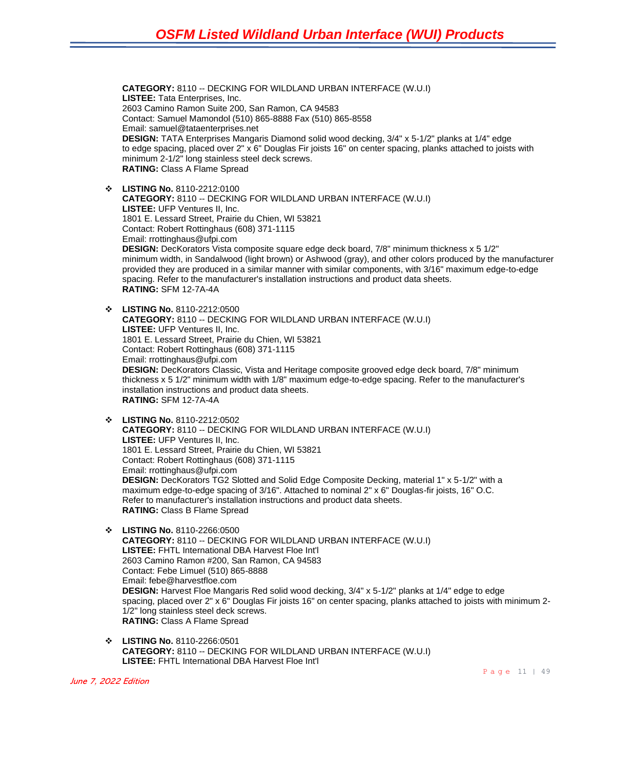**CATEGORY:** 8110 -- DECKING FOR WILDLAND URBAN INTERFACE (W.U.I)
**LISTEE:** Tata Enterprises, Inc.
2603 Camino Ramon Suite 200, San Ramon, CA 94583
Contact: Samuel Mamondol (510) 865-8888 Fax (510) 865-8558
Email: samuel@tataenterprises.net
**DESIGN:** TATA Enterprises Mangaris Diamond solid wood decking, 3/4" x 5-1/2" planks at 1/4" edge to edge spacing, placed over 2" x 6" Douglas Fir joists 16" on center spacing, planks attached to joists with minimum 2-1/2" long stainless steel deck screws.
**RATING:** Class A Flame Spread

- **LISTING No.** 8110-2212:0100
  **CATEGORY:** 8110 -- DECKING FOR WILDLAND URBAN INTERFACE (W.U.I)
  **LISTEE:** UFP Ventures II, Inc.
  1801 E. Lessard Street, Prairie du Chien, WI 53821
  Contact: Robert Rottinghaus (608) 371-1115
  Email: rrottinghaus@ufpi.com
  **DESIGN:** DecKorators Vista composite square edge deck board, 7/8" minimum thickness x 5 1/2" minimum width, in Sandalwood (light brown) or Ashwood (gray), and other colors produced by the manufacturer provided they are produced in a similar manner with similar components, with 3/16" maximum edge-to-edge spacing. Refer to the manufacturer's installation instructions and product data sheets.
  **RATING:** SFM 12-7A-4A

- **LISTING No.** 8110-2212:0500
  **CATEGORY:** 8110 -- DECKING FOR WILDLAND URBAN INTERFACE (W.U.I)
  **LISTEE:** UFP Ventures II, Inc.
  1801 E. Lessard Street, Prairie du Chien, WI 53821
  Contact: Robert Rottinghaus (608) 371-1115
  Email: rrottinghaus@ufpi.com
  **DESIGN:** DecKorators Classic, Vista and Heritage composite grooved edge deck board, 7/8" minimum thickness x 5 1/2" minimum width with 1/8" maximum edge-to-edge spacing. Refer to the manufacturer's installation instructions and product data sheets.
  **RATING:** SFM 12-7A-4A

- **LISTING No.** 8110-2212:0502
  **CATEGORY:** 8110 -- DECKING FOR WILDLAND URBAN INTERFACE (W.U.I)
  **LISTEE:** UFP Ventures II, Inc.
  1801 E. Lessard Street, Prairie du Chien, WI 53821
  Contact: Robert Rottinghaus (608) 371-1115
  Email: rrottinghaus@ufpi.com
  **DESIGN:** DecKorators TG2 Slotted and Solid Edge Composite Decking, material 1" x 5-1/2" with a maximum edge-to-edge spacing of 3/16". Attached to nominal 2" x 6" Douglas-fir joists, 16" O.C. Refer to manufacturer's installation instructions and product data sheets.
  **RATING:** Class B Flame Spread

- **LISTING No.** 8110-2266:0500
  **CATEGORY:** 8110 -- DECKING FOR WILDLAND URBAN INTERFACE (W.U.I)
  **LISTEE:** FHTL International DBA Harvest Floe Int'l
  2603 Camino Ramon #200, San Ramon, CA 94583
  Contact: Febe Limuel (510) 865-8888
  Email: febe@harvestfloe.com
  **DESIGN:** Harvest Floe Mangaris Red solid wood decking, 3/4" x 5-1/2" planks at 1/4" edge to edge spacing, placed over 2" x 6" Douglas Fir joists 16" on center spacing, planks attached to joists with minimum 2-1/2" long stainless steel deck screws.
  **RATING:** Class A Flame Spread

- **LISTING No.** 8110-2266:0501
  **CATEGORY:** 8110 -- DECKING FOR WILDLAND URBAN INTERFACE (W.U.I)
  **LISTEE:** FHTL International DBA Harvest Floe Int'l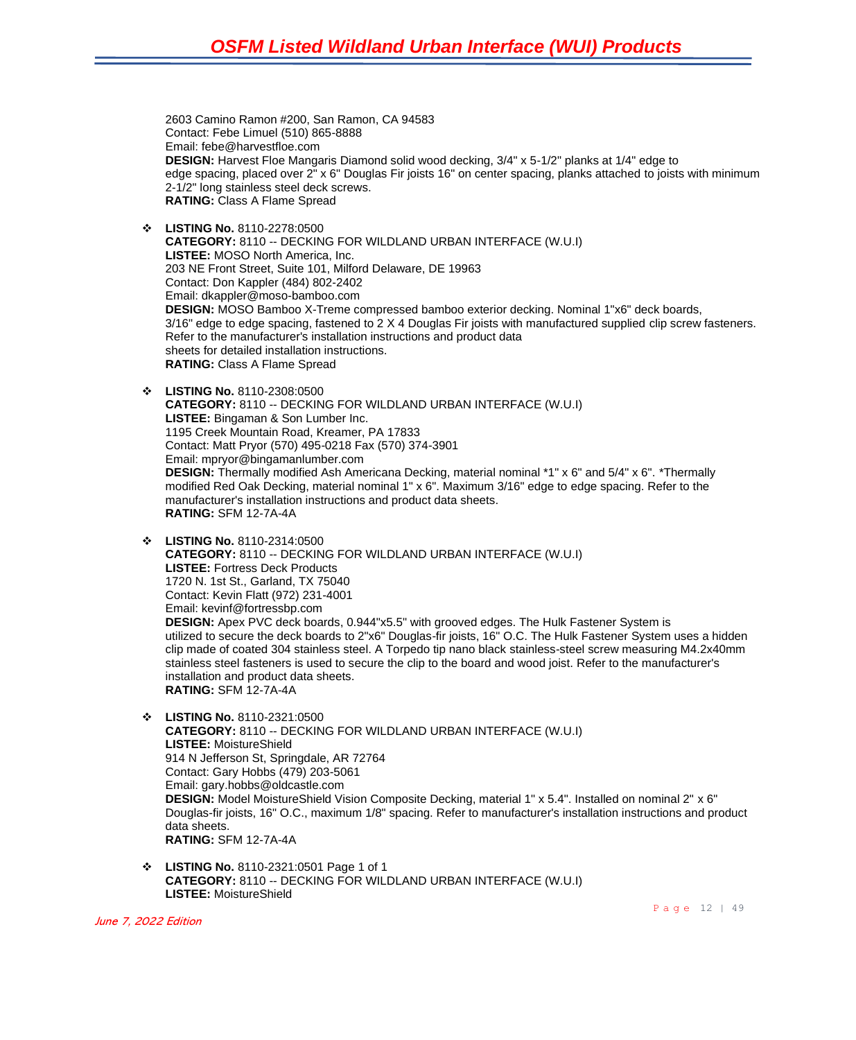2603 Camino Ramon #200, San Ramon, CA 94583
Contact: Febe Limuel (510) 865-8888
Email: febe@harvestfloe.com
**DESIGN:** Harvest Floe Mangaris Diamond solid wood decking, 3/4" x 5-1/2" planks at 1/4" edge to edge spacing, placed over 2" x 6" Douglas Fir joists 16" on center spacing, planks attached to joists with minimum 2-1/2" long stainless steel deck screws.
**RATING:** Class A Flame Spread

- **LISTING No.** 8110-2278:0500
  **CATEGORY:** 8110 -- DECKING FOR WILDLAND URBAN INTERFACE (W.U.I)
  **LISTEE:** MOSO North America, Inc.
  203 NE Front Street, Suite 101, Milford Delaware, DE 19963
  Contact: Don Kappler (484) 802-2402
  Email: dkappler@moso-bamboo.com
  **DESIGN:** MOSO Bamboo X-Treme compressed bamboo exterior decking. Nominal 1"x6" deck boards, 3/16" edge to edge spacing, fastened to 2 X 4 Douglas Fir joists with manufactured supplied clip screw fasteners. Refer to the manufacturer's installation instructions and product data sheets for detailed installation instructions.
  **RATING:** Class A Flame Spread

- **LISTING No.** 8110-2308:0500
  **CATEGORY:** 8110 -- DECKING FOR WILDLAND URBAN INTERFACE (W.U.I)
  **LISTEE:** Bingaman & Son Lumber Inc.
  1195 Creek Mountain Road, Kreamer, PA 17833
  Contact: Matt Pryor (570) 495-0218 Fax (570) 374-3901
  Email: mpryor@bingamanlumber.com
  **DESIGN:** Thermally modified Ash Americana Decking, material nominal *1" x 6" and 5/4" x 6". *Thermally modified Red Oak Decking, material nominal 1" x 6". Maximum 3/16" edge to edge spacing. Refer to the manufacturer's installation instructions and product data sheets.
  **RATING:** SFM 12-7A-4A

- **LISTING No.** 8110-2314:0500
  **CATEGORY:** 8110 -- DECKING FOR WILDLAND URBAN INTERFACE (W.U.I)
  **LISTEE:** Fortress Deck Products
  1720 N. 1st St., Garland, TX 75040
  Contact: Kevin Flatt (972) 231-4001
  Email: kevinf@fortressbp.com
  **DESIGN:** Apex PVC deck boards, 0.944"x5.5" with grooved edges. The Hulk Fastener System is utilized to secure the deck boards to 2"x6" Douglas-fir joists, 16" O.C. The Hulk Fastener System uses a hidden clip made of coated 304 stainless steel. A Torpedo tip nano black stainless-steel screw measuring M4.2x40mm stainless steel fasteners is used to secure the clip to the board and wood joist. Refer to the manufacturer's installation and product data sheets.
  **RATING:** SFM 12-7A-4A

- **LISTING No.** 8110-2321:0500
  **CATEGORY:** 8110 -- DECKING FOR WILDLAND URBAN INTERFACE (W.U.I)
  **LISTEE:** MoistureShield
  914 N Jefferson St, Springdale, AR 72764
  Contact: Gary Hobbs (479) 203-5061
  Email: gary.hobbs@oldcastle.com
  **DESIGN:** Model MoistureShield Vision Composite Decking, material 1" x 5.4". Installed on nominal 2" x 6" Douglas-fir joists, 16" O.C., maximum 1/8" spacing. Refer to manufacturer's installation instructions and product data sheets.
  **RATING:** SFM 12-7A-4A

- **LISTING No.** 8110-2321:0501 Page 1 of 1
  **CATEGORY:** 8110 -- DECKING FOR WILDLAND URBAN INTERFACE (W.U.I)
  **LISTEE:** MoistureShield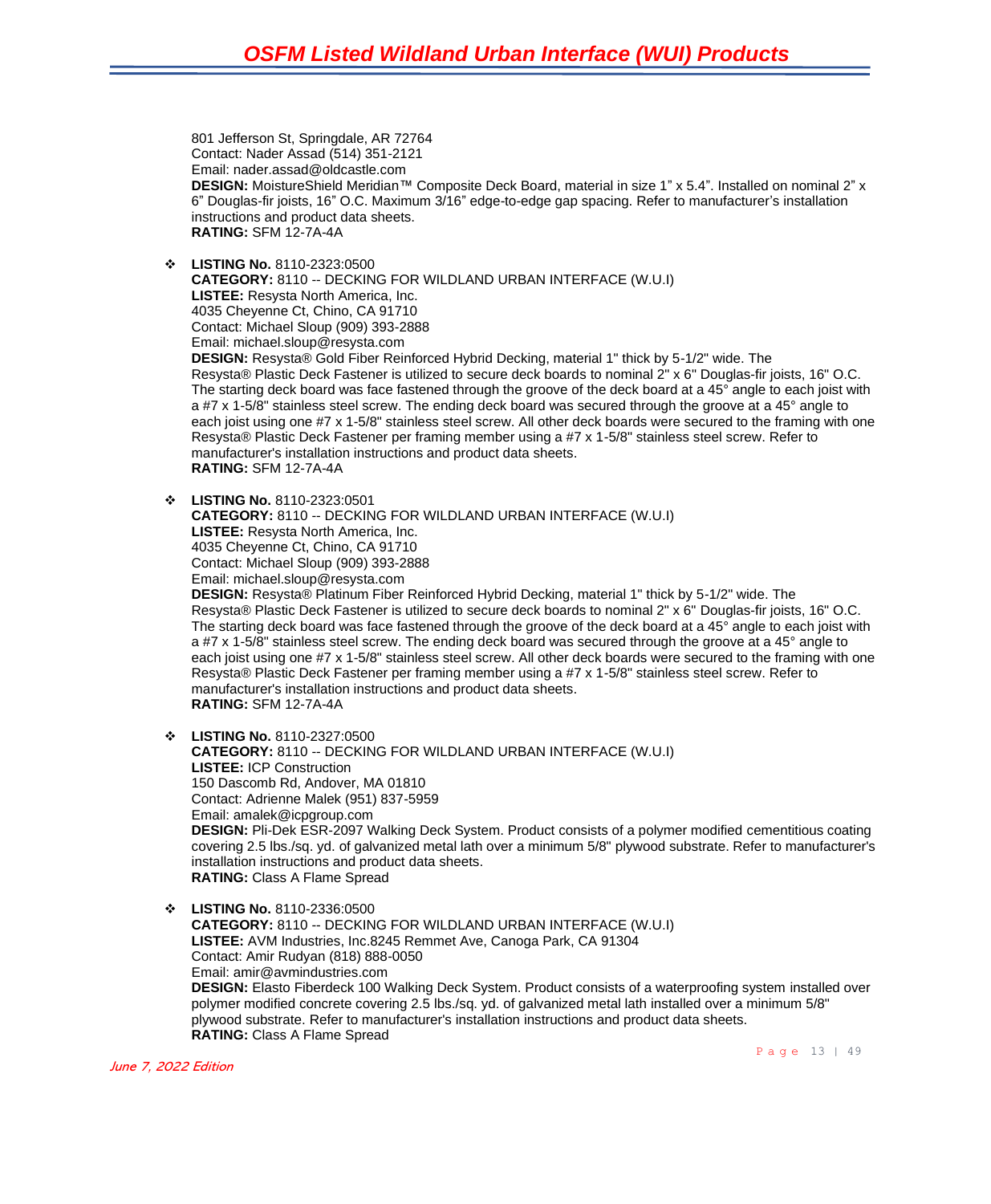801 Jefferson St, Springdale, AR 72764
Contact: Nader Assad (514) 351-2121
Email: nader.assad@oldcastle.com
**DESIGN:** MoistureShield Meridian™ Composite Deck Board, material in size 1" x 5.4". Installed on nominal 2" x 6" Douglas-fir joists, 16" O.C. Maximum 3/16" edge-to-edge gap spacing. Refer to manufacturer's installation instructions and product data sheets.
**RATING:** SFM 12-7A-4A

- **LISTING No.** 8110-2323:0500
  **CATEGORY:** 8110 -- DECKING FOR WILDLAND URBAN INTERFACE (W.U.I)
  **LISTEE:** Resysta North America, Inc.
  4035 Cheyenne Ct, Chino, CA 91710
  Contact: Michael Sloup (909) 393-2888
  Email: michael.sloup@resysta.com
  **DESIGN:** Resysta® Gold Fiber Reinforced Hybrid Decking, material 1" thick by 5-1/2" wide. The Resysta® Plastic Deck Fastener is utilized to secure deck boards to nominal 2" x 6" Douglas-fir joists, 16" O.C. The starting deck board was face fastened through the groove of the deck board at a 45° angle to each joist with a #7 x 1-5/8" stainless steel screw. The ending deck board was secured through the groove at a 45° angle to each joist using one #7 x 1-5/8" stainless steel screw. All other deck boards were secured to the framing with one Resysta® Plastic Deck Fastener per framing member using a #7 x 1-5/8" stainless steel screw. Refer to manufacturer's installation instructions and product data sheets.
  **RATING:** SFM 12-7A-4A

- **LISTING No.** 8110-2323:0501
  **CATEGORY:** 8110 -- DECKING FOR WILDLAND URBAN INTERFACE (W.U.I)
  **LISTEE:** Resysta North America, Inc.
  4035 Cheyenne Ct, Chino, CA 91710
  Contact: Michael Sloup (909) 393-2888
  Email: michael.sloup@resysta.com
  **DESIGN:** Resysta® Platinum Fiber Reinforced Hybrid Decking, material 1" thick by 5-1/2" wide. The Resysta® Plastic Deck Fastener is utilized to secure deck boards to nominal 2" x 6" Douglas-fir joists, 16" O.C. The starting deck board was face fastened through the groove of the deck board at a 45° angle to each joist with a #7 x 1-5/8" stainless steel screw. The ending deck board was secured through the groove at a 45° angle to each joist using one #7 x 1-5/8" stainless steel screw. All other deck boards were secured to the framing with one Resysta® Plastic Deck Fastener per framing member using a #7 x 1-5/8" stainless steel screw. Refer to manufacturer's installation instructions and product data sheets.
  **RATING:** SFM 12-7A-4A

- **LISTING No.** 8110-2327:0500
  **CATEGORY:** 8110 -- DECKING FOR WILDLAND URBAN INTERFACE (W.U.I)
  **LISTEE:** ICP Construction
  150 Dascomb Rd, Andover, MA 01810
  Contact: Adrienne Malek (951) 837-5959
  Email: amalek@icpgroup.com
  **DESIGN:** Pli-Dek ESR-2097 Walking Deck System. Product consists of a polymer modified cementitious coating covering 2.5 lbs./sq. yd. of galvanized metal lath over a minimum 5/8" plywood substrate. Refer to manufacturer's installation instructions and product data sheets.
  **RATING:** Class A Flame Spread

- **LISTING No.** 8110-2336:0500
  **CATEGORY:** 8110 -- DECKING FOR WILDLAND URBAN INTERFACE (W.U.I)
  **LISTEE:** AVM Industries, Inc.8245 Remmet Ave, Canoga Park, CA 91304
  Contact: Amir Rudyan (818) 888-0050
  Email: amir@avmindustries.com
  **DESIGN:** Elasto Fiberdeck 100 Walking Deck System. Product consists of a waterproofing system installed over polymer modified concrete covering 2.5 lbs./sq. yd. of galvanized metal lath installed over a minimum 5/8" plywood substrate. Refer to manufacturer's installation instructions and product data sheets.
  **RATING:** Class A Flame Spread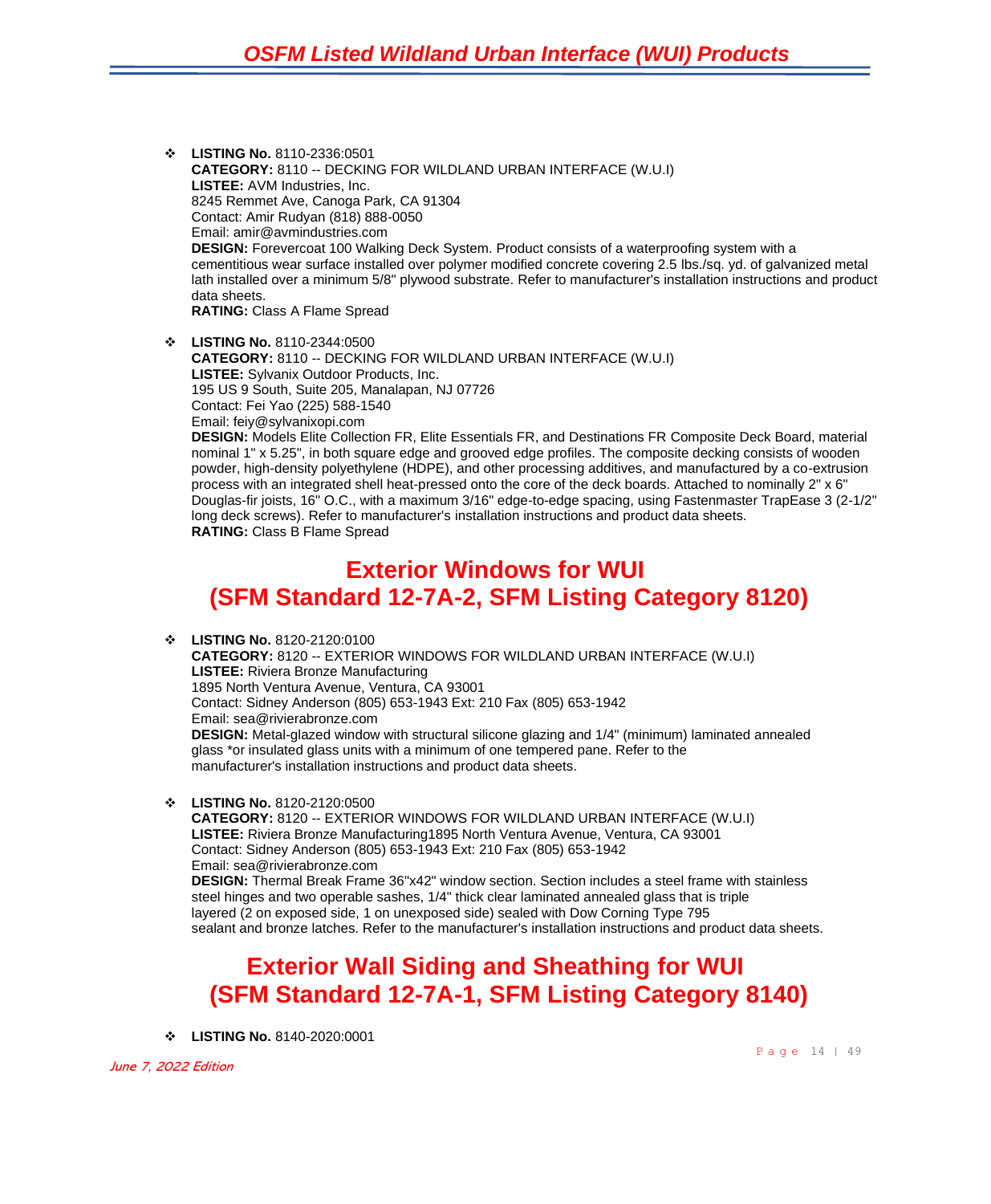- **LISTING No.** 8110-2336:0501
  **CATEGORY:** 8110 -- DECKING FOR WILDLAND URBAN INTERFACE (W.U.I)
  **LISTEE:** AVM Industries, Inc.
  8245 Remmet Ave, Canoga Park, CA 91304
  Contact: Amir Rudyan (818) 888-0050
  Email: amir@avmindustries.com
  **DESIGN:** Forevercoat 100 Walking Deck System. Product consists of a waterproofing system with a cementitious wear surface installed over polymer modified concrete covering 2.5 lbs./sq. yd. of galvanized metal lath installed over a minimum 5/8" plywood substrate. Refer to manufacturer's installation instructions and product data sheets.
  **RATING:** Class A Flame Spread

- **LISTING No.** 8110-2344:0500
  **CATEGORY:** 8110 -- DECKING FOR WILDLAND URBAN INTERFACE (W.U.I)
  **LISTEE:** Sylvanix Outdoor Products, Inc.
  195 US 9 South, Suite 205, Manalapan, NJ 07726
  Contact: Fei Yao (225) 588-1540
  Email: feiy@sylvanixopi.com
  **DESIGN:** Models Elite Collection FR, Elite Essentials FR, and Destinations FR Composite Deck Board, material nominal 1" x 5.25", in both square edge and grooved edge profiles. The composite decking consists of wooden powder, high-density polyethylene (HDPE), and other processing additives, and manufactured by a co-extrusion process with an integrated shell heat-pressed onto the core of the deck boards. Attached to nominally 2" x 6" Douglas-fir joists, 16" O.C., with a maximum 3/16" edge-to-edge spacing, using Fastenmaster TrapEase 3 (2-1/2" long deck screws). Refer to manufacturer's installation instructions and product data sheets.
  **RATING:** Class B Flame Spread

## Exterior Windows for WUI (SFM Standard 12-7A-2, SFM Listing Category 8120)

- **LISTING No.** 8120-2120:0100
  **CATEGORY:** 8120 -- EXTERIOR WINDOWS FOR WILDLAND URBAN INTERFACE (W.U.I)
  **LISTEE:** Riviera Bronze Manufacturing
  1895 North Ventura Avenue, Ventura, CA 93001
  Contact: Sidney Anderson (805) 653-1943 Ext: 210 Fax (805) 653-1942
  Email: sea@rivierabronze.com
  **DESIGN:** Metal-glazed window with structural silicone glazing and 1/4" (minimum) laminated annealed glass *or insulated glass units with a minimum of one tempered pane. Refer to the manufacturer's installation instructions and product data sheets.

- **LISTING No.** 8120-2120:0500
  **CATEGORY:** 8120 -- EXTERIOR WINDOWS FOR WILDLAND URBAN INTERFACE (W.U.I)
  **LISTEE:** Riviera Bronze Manufacturing1895 North Ventura Avenue, Ventura, CA 93001
  Contact: Sidney Anderson (805) 653-1943 Ext: 210 Fax (805) 653-1942
  Email: sea@rivierabronze.com
  **DESIGN:** Thermal Break Frame 36"x42" window section. Section includes a steel frame with stainless steel hinges and two operable sashes, 1/4" thick clear laminated annealed glass that is triple layered (2 on exposed side, 1 on unexposed side) sealed with Dow Corning Type 795 sealant and bronze latches. Refer to the manufacturer's installation instructions and product data sheets.

## Exterior Wall Siding and Sheathing for WUI (SFM Standard 12-7A-1, SFM Listing Category 8140)

- **LISTING No.** 8140-2020:0001

*June 7, 2022 Edition*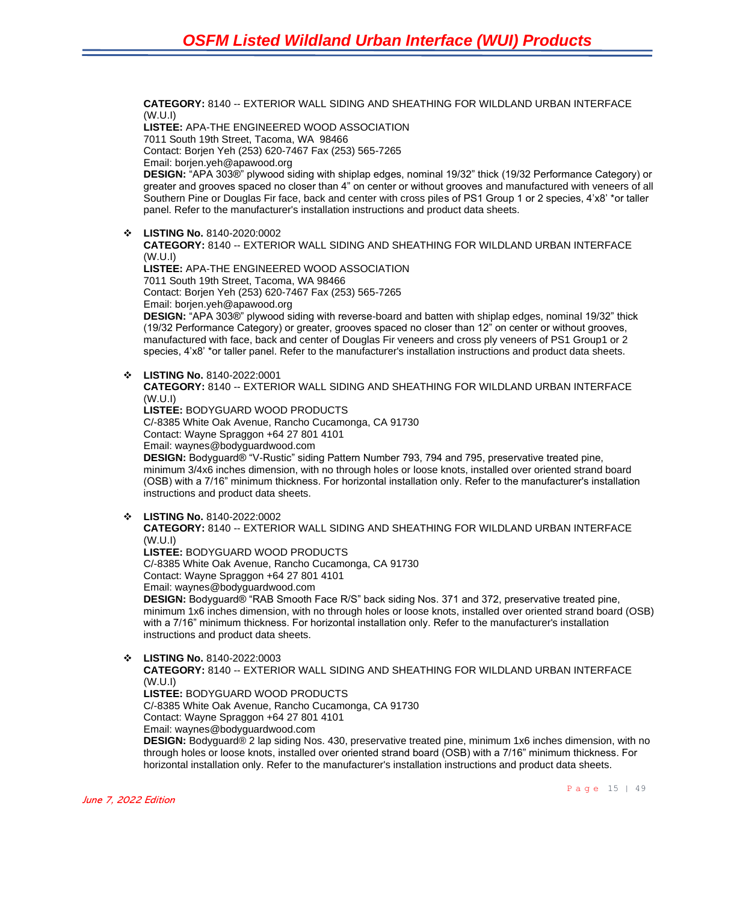**CATEGORY:** 8140 -- EXTERIOR WALL SIDING AND SHEATHING FOR WILDLAND URBAN INTERFACE (W.U.I)
**LISTEE:** APA-THE ENGINEERED WOOD ASSOCIATION
7011 South 19th Street, Tacoma, WA 98466
Contact: Borjen Yeh (253) 620-7467 Fax (253) 565-7265
Email: borjen.yeh@apawood.org
**DESIGN:** "APA 303®" plywood siding with shiplap edges, nominal 19/32" thick (19/32 Performance Category) or greater and grooves spaced no closer than 4" on center or without grooves and manufactured with veneers of all Southern Pine or Douglas Fir face, back and center with cross piles of PS1 Group 1 or 2 species, 4'x8' *or taller panel. Refer to the manufacturer's installation instructions and product data sheets.

- **LISTING No.** 8140-2020:0002
**CATEGORY:** 8140 -- EXTERIOR WALL SIDING AND SHEATHING FOR WILDLAND URBAN INTERFACE (W.U.I)
**LISTEE:** APA-THE ENGINEERED WOOD ASSOCIATION
7011 South 19th Street, Tacoma, WA 98466
Contact: Borjen Yeh (253) 620-7467 Fax (253) 565-7265
Email: borjen.yeh@apawood.org
**DESIGN:** "APA 303®" plywood siding with reverse-board and batten with shiplap edges, nominal 19/32" thick (19/32 Performance Category) or greater, grooves spaced no closer than 12" on center or without grooves, manufactured with face, back and center of Douglas Fir veneers and cross ply veneers of PS1 Group1 or 2 species, 4'x8' *or taller panel. Refer to the manufacturer's installation instructions and product data sheets.

- **LISTING No.** 8140-2022:0001
**CATEGORY:** 8140 -- EXTERIOR WALL SIDING AND SHEATHING FOR WILDLAND URBAN INTERFACE (W.U.I)
**LISTEE:** BODYGUARD WOOD PRODUCTS
C/-8385 White Oak Avenue, Rancho Cucamonga, CA 91730
Contact: Wayne Spraggon +64 27 801 4101
Email: waynes@bodyguardwood.com
**DESIGN:** Bodyguard® "V-Rustic" siding Pattern Number 793, 794 and 795, preservative treated pine, minimum 3/4x6 inches dimension, with no through holes or loose knots, installed over oriented strand board (OSB) with a 7/16" minimum thickness. For horizontal installation only. Refer to the manufacturer's installation instructions and product data sheets.

- **LISTING No.** 8140-2022:0002
**CATEGORY:** 8140 -- EXTERIOR WALL SIDING AND SHEATHING FOR WILDLAND URBAN INTERFACE (W.U.I)
**LISTEE:** BODYGUARD WOOD PRODUCTS
C/-8385 White Oak Avenue, Rancho Cucamonga, CA 91730
Contact: Wayne Spraggon +64 27 801 4101
Email: waynes@bodyguardwood.com
**DESIGN:** Bodyguard® "RAB Smooth Face R/S" back siding Nos. 371 and 372, preservative treated pine, minimum 1x6 inches dimension, with no through holes or loose knots, installed over oriented strand board (OSB) with a 7/16" minimum thickness. For horizontal installation only. Refer to the manufacturer's installation instructions and product data sheets.

- **LISTING No.** 8140-2022:0003
**CATEGORY:** 8140 -- EXTERIOR WALL SIDING AND SHEATHING FOR WILDLAND URBAN INTERFACE (W.U.I)
**LISTEE:** BODYGUARD WOOD PRODUCTS
C/-8385 White Oak Avenue, Rancho Cucamonga, CA 91730
Contact: Wayne Spraggon +64 27 801 4101
Email: waynes@bodyguardwood.com
**DESIGN:** Bodyguard® 2 lap siding Nos. 430, preservative treated pine, minimum 1x6 inches dimension, with no through holes or loose knots, installed over oriented strand board (OSB) with a 7/16" minimum thickness. For horizontal installation only. Refer to the manufacturer's installation instructions and product data sheets.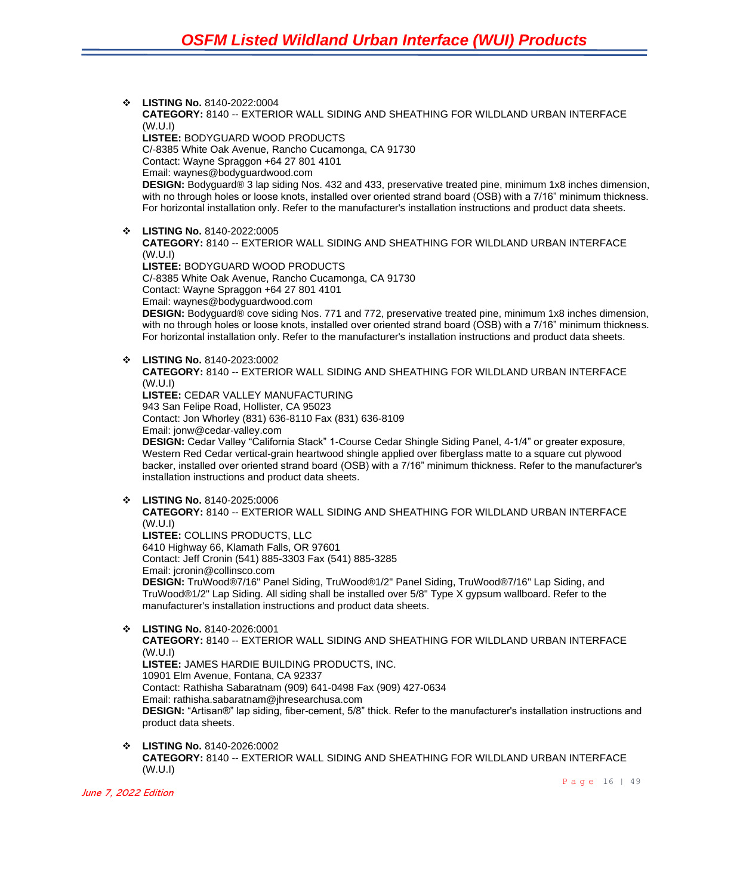- **LISTING No.** 8140-2022:0004
  **CATEGORY:** 8140 -- EXTERIOR WALL SIDING AND SHEATHING FOR WILDLAND URBAN INTERFACE (W.U.I)
  **LISTEE:** BODYGUARD WOOD PRODUCTS
  C/-8385 White Oak Avenue, Rancho Cucamonga, CA 91730
  Contact: Wayne Spraggon +64 27 801 4101
  Email: waynes@bodyguardwood.com
  **DESIGN:** Bodyguard® 3 lap siding Nos. 432 and 433, preservative treated pine, minimum 1x8 inches dimension, with no through holes or loose knots, installed over oriented strand board (OSB) with a 7/16" minimum thickness. For horizontal installation only. Refer to the manufacturer's installation instructions and product data sheets.

- **LISTING No.** 8140-2022:0005
  **CATEGORY:** 8140 -- EXTERIOR WALL SIDING AND SHEATHING FOR WILDLAND URBAN INTERFACE (W.U.I)
  **LISTEE:** BODYGUARD WOOD PRODUCTS
  C/-8385 White Oak Avenue, Rancho Cucamonga, CA 91730
  Contact: Wayne Spraggon +64 27 801 4101
  Email: waynes@bodyguardwood.com
  **DESIGN:** Bodyguard® cove siding Nos. 771 and 772, preservative treated pine, minimum 1x8 inches dimension, with no through holes or loose knots, installed over oriented strand board (OSB) with a 7/16" minimum thickness. For horizontal installation only. Refer to the manufacturer's installation instructions and product data sheets.

- **LISTING No.** 8140-2023:0002
  **CATEGORY:** 8140 -- EXTERIOR WALL SIDING AND SHEATHING FOR WILDLAND URBAN INTERFACE (W.U.I)
  **LISTEE:** CEDAR VALLEY MANUFACTURING
  943 San Felipe Road, Hollister, CA 95023
  Contact: Jon Whorley (831) 636-8110 Fax (831) 636-8109
  Email: jonw@cedar-valley.com
  **DESIGN:** Cedar Valley "California Stack" 1-Course Cedar Shingle Siding Panel, 4-1/4" or greater exposure, Western Red Cedar vertical-grain heartwood shingle applied over fiberglass matte to a square cut plywood backer, installed over oriented strand board (OSB) with a 7/16" minimum thickness. Refer to the manufacturer's installation instructions and product data sheets.

- **LISTING No.** 8140-2025:0006
  **CATEGORY:** 8140 -- EXTERIOR WALL SIDING AND SHEATHING FOR WILDLAND URBAN INTERFACE (W.U.I)
  **LISTEE:** COLLINS PRODUCTS, LLC
  6410 Highway 66, Klamath Falls, OR 97601
  Contact: Jeff Cronin (541) 885-3303 Fax (541) 885-3285
  Email: jcronin@collinsco.com
  **DESIGN:** TruWood®7/16" Panel Siding, TruWood®1/2" Panel Siding, TruWood®7/16" Lap Siding, and TruWood®1/2" Lap Siding. All siding shall be installed over 5/8" Type X gypsum wallboard. Refer to the manufacturer's installation instructions and product data sheets.

- **LISTING No.** 8140-2026:0001
  **CATEGORY:** 8140 -- EXTERIOR WALL SIDING AND SHEATHING FOR WILDLAND URBAN INTERFACE (W.U.I)
  **LISTEE:** JAMES HARDIE BUILDING PRODUCTS, INC.
  10901 Elm Avenue, Fontana, CA 92337
  Contact: Rathisha Sabaratnam (909) 641-0498 Fax (909) 427-0634
  Email: rathisha.sabaratnam@jhresearchusa.com
  **DESIGN:** "Artisan®" lap siding, fiber-cement, 5/8" thick. Refer to the manufacturer's installation instructions and product data sheets.

- **LISTING No.** 8140-2026:0002
  **CATEGORY:** 8140 -- EXTERIOR WALL SIDING AND SHEATHING FOR WILDLAND URBAN INTERFACE (W.U.I)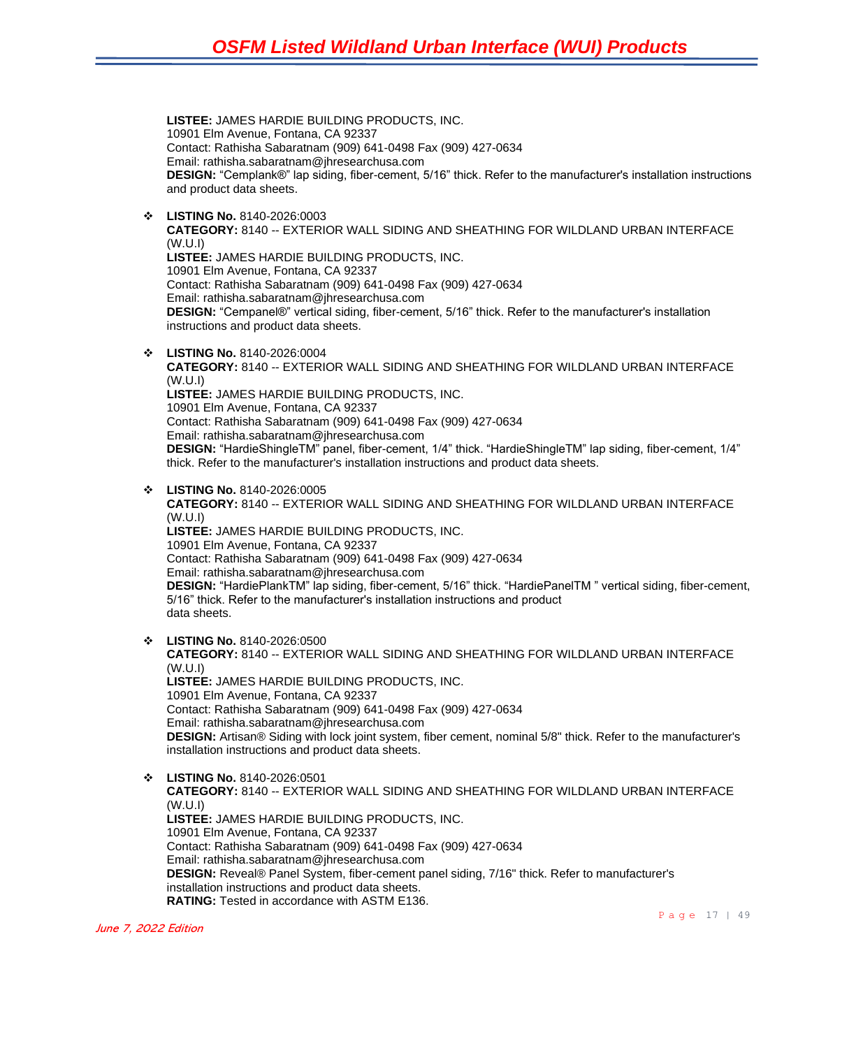**LISTEE:** JAMES HARDIE BUILDING PRODUCTS, INC.
10901 Elm Avenue, Fontana, CA 92337
Contact: Rathisha Sabaratnam (909) 641-0498 Fax (909) 427-0634
Email: rathisha.sabaratnam@jhresearchusa.com
**DESIGN:** “Cemplank®” lap siding, fiber-cement, 5/16” thick. Refer to the manufacturer's installation instructions and product data sheets.

- **LISTING No.** 8140-2026:0003
  **CATEGORY:** 8140 -- EXTERIOR WALL SIDING AND SHEATHING FOR WILDLAND URBAN INTERFACE (W.U.I)
  **LISTEE:** JAMES HARDIE BUILDING PRODUCTS, INC.
  10901 Elm Avenue, Fontana, CA 92337
  Contact: Rathisha Sabaratnam (909) 641-0498 Fax (909) 427-0634
  Email: rathisha.sabaratnam@jhresearchusa.com
  **DESIGN:** “Cempanel®” vertical siding, fiber-cement, 5/16” thick. Refer to the manufacturer's installation instructions and product data sheets.

- **LISTING No.** 8140-2026:0004
  **CATEGORY:** 8140 -- EXTERIOR WALL SIDING AND SHEATHING FOR WILDLAND URBAN INTERFACE (W.U.I)
  **LISTEE:** JAMES HARDIE BUILDING PRODUCTS, INC.
  10901 Elm Avenue, Fontana, CA 92337
  Contact: Rathisha Sabaratnam (909) 641-0498 Fax (909) 427-0634
  Email: rathisha.sabaratnam@jhresearchusa.com
  **DESIGN:** “HardieShingleTM” panel, fiber-cement, 1/4” thick. “HardieShingleTM” lap siding, fiber-cement, 1/4” thick. Refer to the manufacturer's installation instructions and product data sheets.

- **LISTING No.** 8140-2026:0005
  **CATEGORY:** 8140 -- EXTERIOR WALL SIDING AND SHEATHING FOR WILDLAND URBAN INTERFACE (W.U.I)
  **LISTEE:** JAMES HARDIE BUILDING PRODUCTS, INC.
  10901 Elm Avenue, Fontana, CA 92337
  Contact: Rathisha Sabaratnam (909) 641-0498 Fax (909) 427-0634
  Email: rathisha.sabaratnam@jhresearchusa.com
  **DESIGN:** “HardiePlankTM” lap siding, fiber-cement, 5/16” thick. “HardiePanelTM ” vertical siding, fiber-cement, 5/16” thick. Refer to the manufacturer's installation instructions and product data sheets.

- **LISTING No.** 8140-2026:0500
  **CATEGORY:** 8140 -- EXTERIOR WALL SIDING AND SHEATHING FOR WILDLAND URBAN INTERFACE (W.U.I)
  **LISTEE:** JAMES HARDIE BUILDING PRODUCTS, INC.
  10901 Elm Avenue, Fontana, CA 92337
  Contact: Rathisha Sabaratnam (909) 641-0498 Fax (909) 427-0634
  Email: rathisha.sabaratnam@jhresearchusa.com
  **DESIGN:** Artisan® Siding with lock joint system, fiber cement, nominal 5/8" thick. Refer to the manufacturer's installation instructions and product data sheets.

- **LISTING No.** 8140-2026:0501
  **CATEGORY:** 8140 -- EXTERIOR WALL SIDING AND SHEATHING FOR WILDLAND URBAN INTERFACE (W.U.I)
  **LISTEE:** JAMES HARDIE BUILDING PRODUCTS, INC.
  10901 Elm Avenue, Fontana, CA 92337
  Contact: Rathisha Sabaratnam (909) 641-0498 Fax (909) 427-0634
  Email: rathisha.sabaratnam@jhresearchusa.com
  **DESIGN:** Reveal® Panel System, fiber-cement panel siding, 7/16" thick. Refer to manufacturer's installation instructions and product data sheets.
  **RATING:** Tested in accordance with ASTM E136.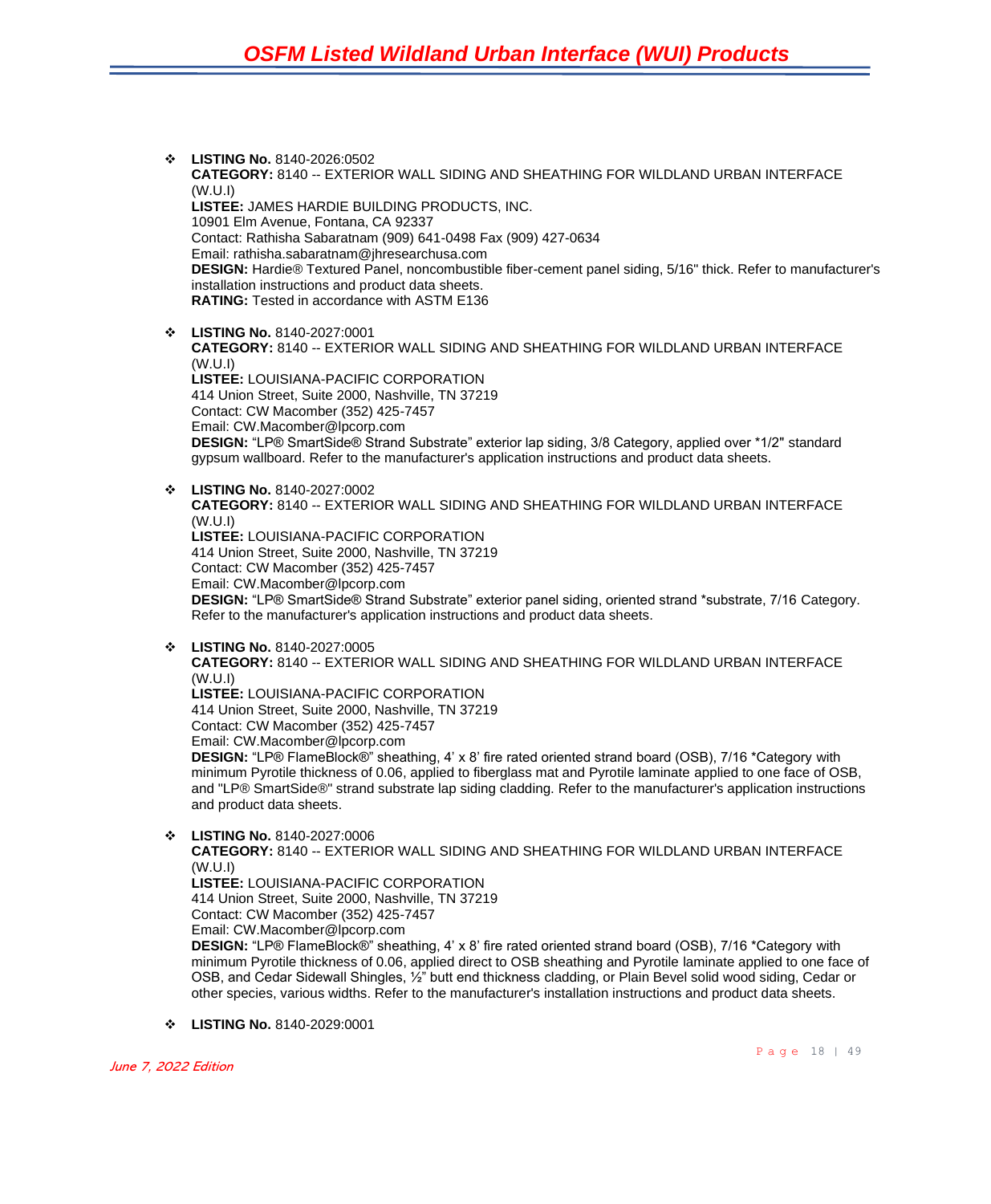- **LISTING No.** 8140-2026:0502
  **CATEGORY:** 8140 -- EXTERIOR WALL SIDING AND SHEATHING FOR WILDLAND URBAN INTERFACE (W.U.I)
  **LISTEE:** JAMES HARDIE BUILDING PRODUCTS, INC.
  10901 Elm Avenue, Fontana, CA 92337
  Contact: Rathisha Sabaratnam (909) 641-0498 Fax (909) 427-0634
  Email: rathisha.sabaratnam@jhresearchusa.com
  **DESIGN:** Hardie® Textured Panel, noncombustible fiber-cement panel siding, 5/16" thick. Refer to manufacturer's installation instructions and product data sheets.
  **RATING:** Tested in accordance with ASTM E136

- **LISTING No.** 8140-2027:0001
  **CATEGORY:** 8140 -- EXTERIOR WALL SIDING AND SHEATHING FOR WILDLAND URBAN INTERFACE (W.U.I)
  **LISTEE:** LOUISIANA-PACIFIC CORPORATION
  414 Union Street, Suite 2000, Nashville, TN 37219
  Contact: CW Macomber (352) 425-7457
  Email: CW.Macomber@lpcorp.com
  **DESIGN:** "LP® SmartSide® Strand Substrate" exterior lap siding, 3/8 Category, applied over *1/2" standard gypsum wallboard. Refer to the manufacturer's application instructions and product data sheets.

- **LISTING No.** 8140-2027:0002
  **CATEGORY:** 8140 -- EXTERIOR WALL SIDING AND SHEATHING FOR WILDLAND URBAN INTERFACE (W.U.I)
  **LISTEE:** LOUISIANA-PACIFIC CORPORATION
  414 Union Street, Suite 2000, Nashville, TN 37219
  Contact: CW Macomber (352) 425-7457
  Email: CW.Macomber@lpcorp.com
  **DESIGN:** "LP® SmartSide® Strand Substrate" exterior panel siding, oriented strand *substrate, 7/16 Category. Refer to the manufacturer's application instructions and product data sheets.

- **LISTING No.** 8140-2027:0005
  **CATEGORY:** 8140 -- EXTERIOR WALL SIDING AND SHEATHING FOR WILDLAND URBAN INTERFACE (W.U.I)
  **LISTEE:** LOUISIANA-PACIFIC CORPORATION
  414 Union Street, Suite 2000, Nashville, TN 37219
  Contact: CW Macomber (352) 425-7457
  Email: CW.Macomber@lpcorp.com
  **DESIGN:** "LP® FlameBlock®" sheathing, 4' x 8' fire rated oriented strand board (OSB), 7/16 *Category with minimum Pyrotile thickness of 0.06, applied to fiberglass mat and Pyrotile laminate applied to one face of OSB, and "LP® SmartSide®" strand substrate lap siding cladding. Refer to the manufacturer's application instructions and product data sheets.

- **LISTING No.** 8140-2027:0006
  **CATEGORY:** 8140 -- EXTERIOR WALL SIDING AND SHEATHING FOR WILDLAND URBAN INTERFACE (W.U.I)
  **LISTEE:** LOUISIANA-PACIFIC CORPORATION
  414 Union Street, Suite 2000, Nashville, TN 37219
  Contact: CW Macomber (352) 425-7457
  Email: CW.Macomber@lpcorp.com
  **DESIGN:** "LP® FlameBlock®" sheathing, 4' x 8' fire rated oriented strand board (OSB), 7/16 *Category with minimum Pyrotile thickness of 0.06, applied direct to OSB sheathing and Pyrotile laminate applied to one face of OSB, and Cedar Sidewall Shingles, ½" butt end thickness cladding, or Plain Bevel solid wood siding, Cedar or other species, various widths. Refer to the manufacturer's installation instructions and product data sheets.

- **LISTING No.** 8140-2029:0001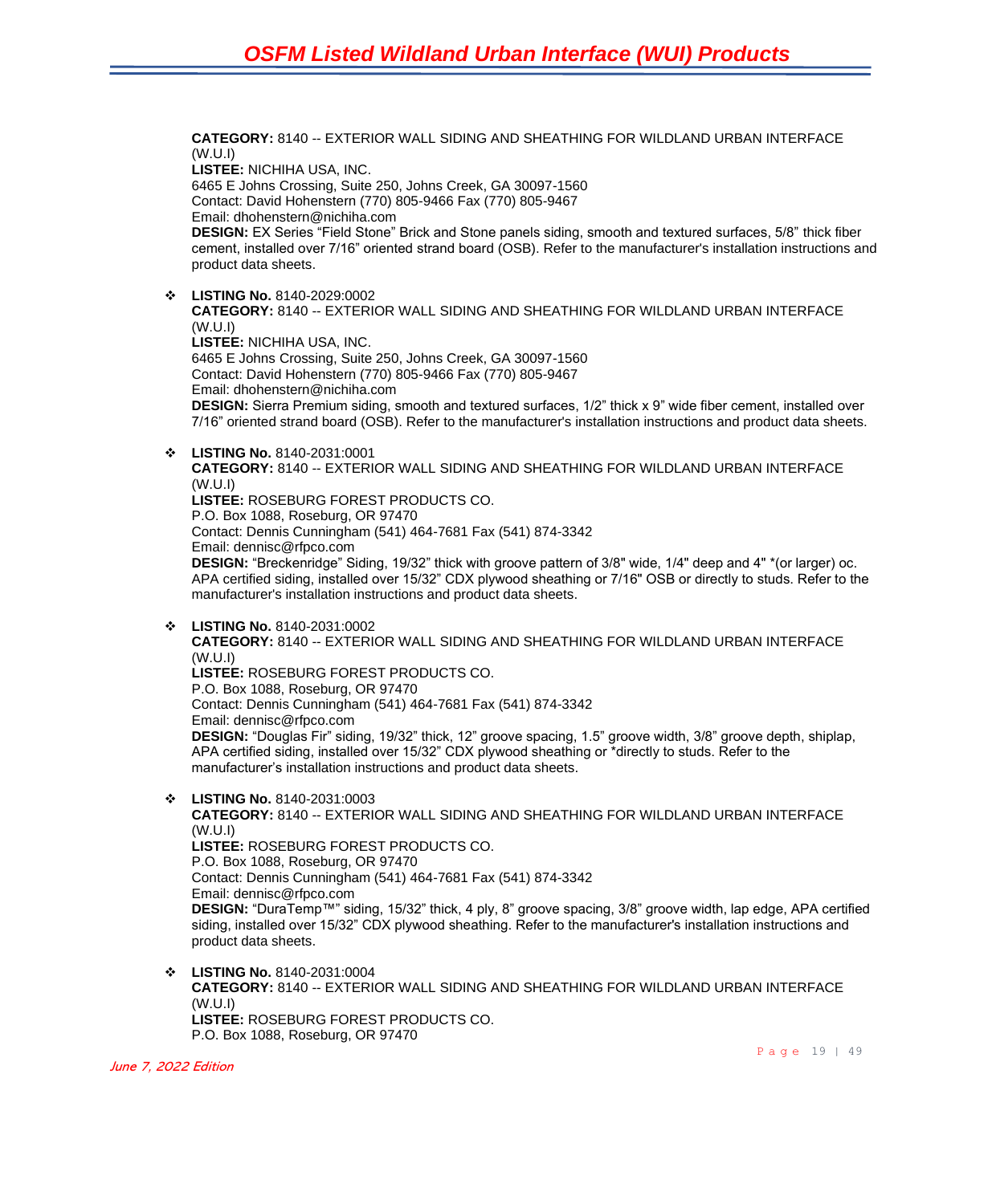**CATEGORY:** 8140 -- EXTERIOR WALL SIDING AND SHEATHING FOR WILDLAND URBAN INTERFACE (W.U.I)
**LISTEE:** NICHIHA USA, INC.
6465 E Johns Crossing, Suite 250, Johns Creek, GA 30097-1560
Contact: David Hohenstern (770) 805-9466 Fax (770) 805-9467
Email: dhohenstern@nichiha.com
**DESIGN:** EX Series "Field Stone" Brick and Stone panels siding, smooth and textured surfaces, 5/8" thick fiber cement, installed over 7/16" oriented strand board (OSB). Refer to the manufacturer's installation instructions and product data sheets.

- **LISTING No.** 8140-2029:0002
  **CATEGORY:** 8140 -- EXTERIOR WALL SIDING AND SHEATHING FOR WILDLAND URBAN INTERFACE (W.U.I)
  **LISTEE:** NICHIHA USA, INC.
  6465 E Johns Crossing, Suite 250, Johns Creek, GA 30097-1560
  Contact: David Hohenstern (770) 805-9466 Fax (770) 805-9467
  Email: dhohenstern@nichiha.com
  **DESIGN:** Sierra Premium siding, smooth and textured surfaces, 1/2" thick x 9" wide fiber cement, installed over 7/16" oriented strand board (OSB). Refer to the manufacturer's installation instructions and product data sheets.

- **LISTING No.** 8140-2031:0001
  **CATEGORY:** 8140 -- EXTERIOR WALL SIDING AND SHEATHING FOR WILDLAND URBAN INTERFACE (W.U.I)
  **LISTEE:** ROSEBURG FOREST PRODUCTS CO.
  P.O. Box 1088, Roseburg, OR 97470
  Contact: Dennis Cunningham (541) 464-7681 Fax (541) 874-3342
  Email: dennisc@rfpco.com
  **DESIGN:** "Breckenridge" Siding, 19/32" thick with groove pattern of 3/8" wide, 1/4" deep and 4" *(or larger) oc. APA certified siding, installed over 15/32" CDX plywood sheathing or 7/16" OSB or directly to studs. Refer to the manufacturer's installation instructions and product data sheets.

- **LISTING No.** 8140-2031:0002
  **CATEGORY:** 8140 -- EXTERIOR WALL SIDING AND SHEATHING FOR WILDLAND URBAN INTERFACE (W.U.I)
  **LISTEE:** ROSEBURG FOREST PRODUCTS CO.
  P.O. Box 1088, Roseburg, OR 97470
  Contact: Dennis Cunningham (541) 464-7681 Fax (541) 874-3342
  Email: dennisc@rfpco.com
  **DESIGN:** "Douglas Fir" siding, 19/32" thick, 12" groove spacing, 1.5" groove width, 3/8" groove depth, shiplap, APA certified siding, installed over 15/32" CDX plywood sheathing or *directly to studs. Refer to the manufacturer's installation instructions and product data sheets.

- **LISTING No.** 8140-2031:0003
  **CATEGORY:** 8140 -- EXTERIOR WALL SIDING AND SHEATHING FOR WILDLAND URBAN INTERFACE (W.U.I)
  **LISTEE:** ROSEBURG FOREST PRODUCTS CO.
  P.O. Box 1088, Roseburg, OR 97470
  Contact: Dennis Cunningham (541) 464-7681 Fax (541) 874-3342
  Email: dennisc@rfpco.com
  **DESIGN:** "DuraTemp™" siding, 15/32" thick, 4 ply, 8" groove spacing, 3/8" groove width, lap edge, APA certified siding, installed over 15/32" CDX plywood sheathing. Refer to the manufacturer's installation instructions and product data sheets.

- **LISTING No.** 8140-2031:0004
  **CATEGORY:** 8140 -- EXTERIOR WALL SIDING AND SHEATHING FOR WILDLAND URBAN INTERFACE (W.U.I)
  **LISTEE:** ROSEBURG FOREST PRODUCTS CO.
  P.O. Box 1088, Roseburg, OR 97470

*June 7, 2022 Edition*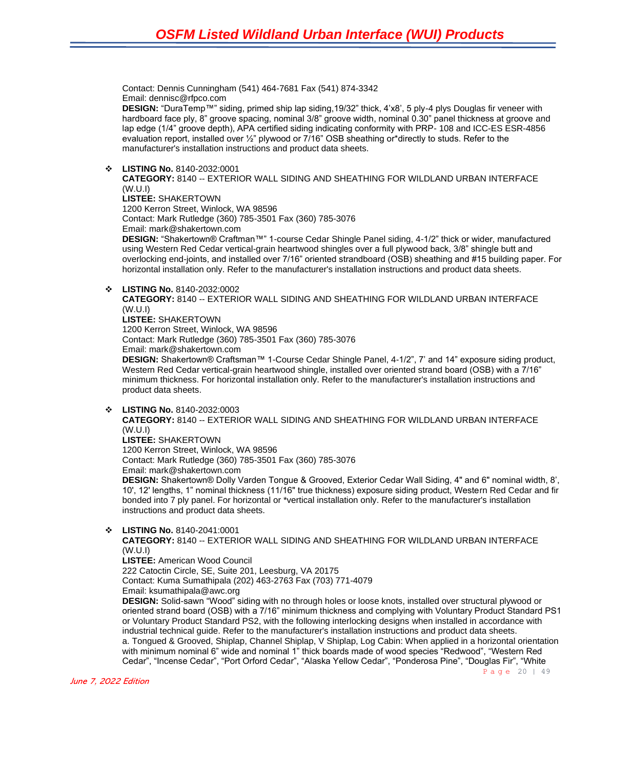Contact: Dennis Cunningham (541) 464-7681 Fax (541) 874-3342
Email: dennisc@rfpco.com
**DESIGN:** "DuraTemp™" siding, primed ship lap siding,19/32" thick, 4'x8', 5 ply-4 plys Douglas fir veneer with hardboard face ply, 8" groove spacing, nominal 3/8" groove width, nominal 0.30" panel thickness at groove and lap edge (1/4" groove depth), APA certified siding indicating conformity with PRP- 108 and ICC-ES ESR-4856 evaluation report, installed over ½" plywood or 7/16" OSB sheathing or*directly to studs. Refer to the manufacturer's installation instructions and product data sheets.

- **LISTING No.** 8140-2032:0001
  **CATEGORY:** 8140 -- EXTERIOR WALL SIDING AND SHEATHING FOR WILDLAND URBAN INTERFACE (W.U.I)
  **LISTEE:** SHAKERTOWN
  1200 Kerron Street, Winlock, WA 98596
  Contact: Mark Rutledge (360) 785-3501 Fax (360) 785-3076
  Email: mark@shakertown.com
  **DESIGN:** "Shakertown® Craftman™" 1-course Cedar Shingle Panel siding, 4-1/2" thick or wider, manufactured using Western Red Cedar vertical-grain heartwood shingles over a full plywood back, 3/8" shingle butt and overlocking end-joints, and installed over 7/16" oriented strandboard (OSB) sheathing and #15 building paper. For horizontal installation only. Refer to the manufacturer's installation instructions and product data sheets.

- **LISTING No.** 8140-2032:0002
  **CATEGORY:** 8140 -- EXTERIOR WALL SIDING AND SHEATHING FOR WILDLAND URBAN INTERFACE (W.U.I)
  **LISTEE:** SHAKERTOWN
  1200 Kerron Street, Winlock, WA 98596
  Contact: Mark Rutledge (360) 785-3501 Fax (360) 785-3076
  Email: mark@shakertown.com
  **DESIGN:** Shakertown® Craftsman™ 1-Course Cedar Shingle Panel, 4-1/2", 7' and 14" exposure siding product, Western Red Cedar vertical-grain heartwood shingle, installed over oriented strand board (OSB) with a 7/16" minimum thickness. For horizontal installation only. Refer to the manufacturer's installation instructions and product data sheets.

- **LISTING No.** 8140-2032:0003
  **CATEGORY:** 8140 -- EXTERIOR WALL SIDING AND SHEATHING FOR WILDLAND URBAN INTERFACE (W.U.I)
  **LISTEE:** SHAKERTOWN
  1200 Kerron Street, Winlock, WA 98596
  Contact: Mark Rutledge (360) 785-3501 Fax (360) 785-3076
  Email: mark@shakertown.com
  **DESIGN:** Shakertown® Dolly Varden Tongue & Grooved, Exterior Cedar Wall Siding, 4" and 6" nominal width, 8', 10', 12' lengths, 1" nominal thickness (11/16" true thickness) exposure siding product, Western Red Cedar and fir bonded into 7 ply panel. For horizontal or *vertical installation only. Refer to the manufacturer's installation instructions and product data sheets.

- **LISTING No.** 8140-2041:0001
  **CATEGORY:** 8140 -- EXTERIOR WALL SIDING AND SHEATHING FOR WILDLAND URBAN INTERFACE (W.U.I)
  **LISTEE:** American Wood Council
  222 Catoctin Circle, SE, Suite 201, Leesburg, VA 20175
  Contact: Kuma Sumathipala (202) 463-2763 Fax (703) 771-4079
  Email: ksumathipala@awc.org
  **DESIGN:** Solid-sawn "Wood" siding with no through holes or loose knots, installed over structural plywood or oriented strand board (OSB) with a 7/16" minimum thickness and complying with Voluntary Product Standard PS1 or Voluntary Product Standard PS2, with the following interlocking designs when installed in accordance with industrial technical guide. Refer to the manufacturer's installation instructions and product data sheets.
  a. Tongued & Grooved, Shiplap, Channel Shiplap, V Shiplap, Log Cabin: When applied in a horizontal orientation with minimum nominal 6" wide and nominal 1" thick boards made of wood species "Redwood", "Western Red Cedar", "Incense Cedar", "Port Orford Cedar", "Alaska Yellow Cedar", "Ponderosa Pine", "Douglas Fir", "White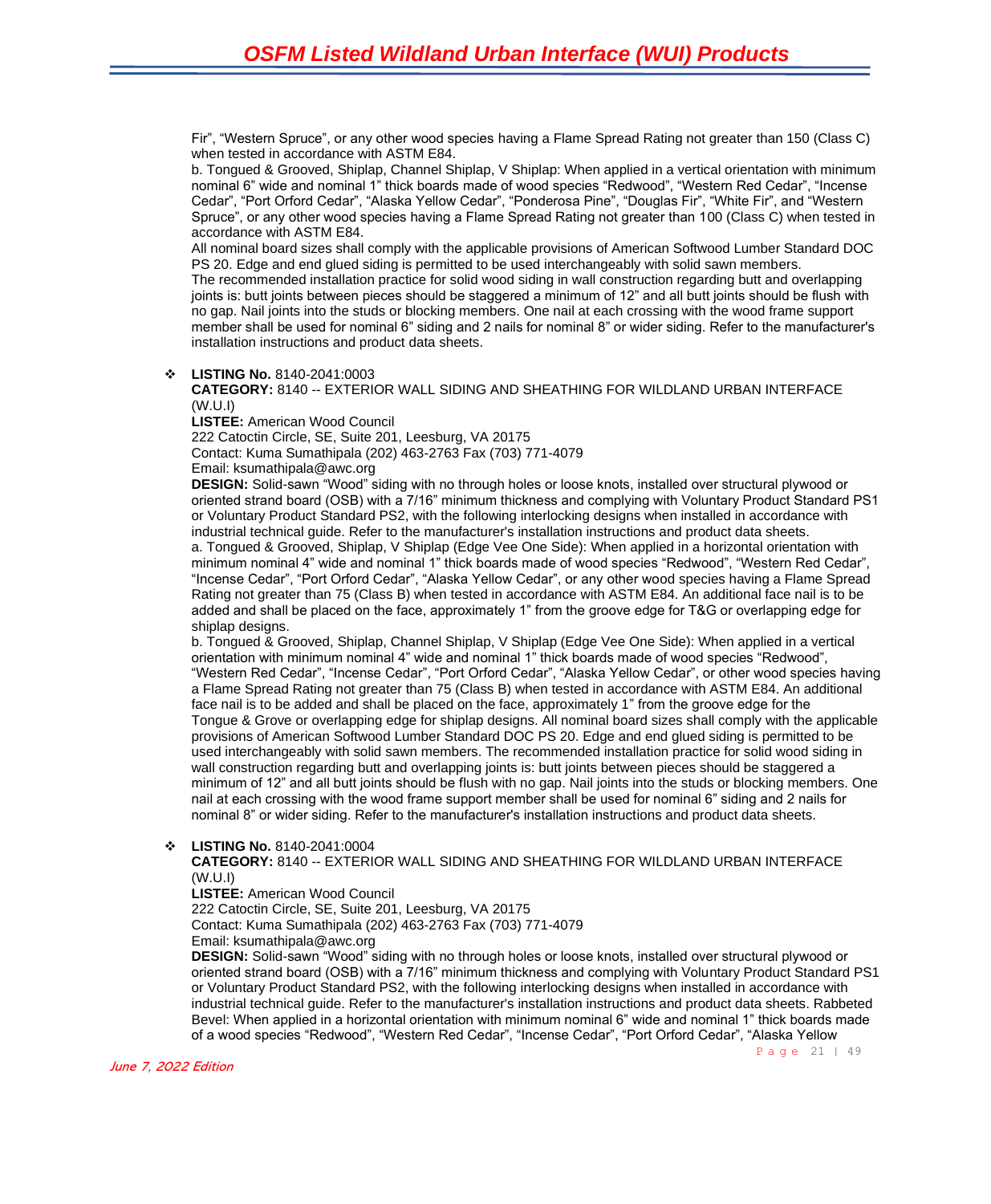Fir", "Western Spruce", or any other wood species having a Flame Spread Rating not greater than 150 (Class C) when tested in accordance with ASTM E84.

b. Tongued & Grooved, Shiplap, Channel Shiplap, V Shiplap: When applied in a vertical orientation with minimum nominal 6" wide and nominal 1" thick boards made of wood species "Redwood", "Western Red Cedar", "Incense Cedar", "Port Orford Cedar", "Alaska Yellow Cedar", "Ponderosa Pine", "Douglas Fir", "White Fir", and "Western Spruce", or any other wood species having a Flame Spread Rating not greater than 100 (Class C) when tested in accordance with ASTM E84.

All nominal board sizes shall comply with the applicable provisions of American Softwood Lumber Standard DOC PS 20. Edge and end glued siding is permitted to be used interchangeably with solid sawn members.

The recommended installation practice for solid wood siding in wall construction regarding butt and overlapping joints is: butt joints between pieces should be staggered a minimum of 12" and all butt joints should be flush with no gap. Nail joints into the studs or blocking members. One nail at each crossing with the wood frame support member shall be used for nominal 6" siding and 2 nails for nominal 8" or wider siding. Refer to the manufacturer's installation instructions and product data sheets.

- **LISTING No.** 8140-2041:0003
  **CATEGORY:** 8140 -- EXTERIOR WALL SIDING AND SHEATHING FOR WILDLAND URBAN INTERFACE (W.U.I)
  **LISTEE:** American Wood Council
  222 Catoctin Circle, SE, Suite 201, Leesburg, VA 20175
  Contact: Kuma Sumathipala (202) 463-2763 Fax (703) 771-4079
  Email: ksumathipala@awc.org
  **DESIGN:** Solid-sawn "Wood" siding with no through holes or loose knots, installed over structural plywood or oriented strand board (OSB) with a 7/16" minimum thickness and complying with Voluntary Product Standard PS1 or Voluntary Product Standard PS2, with the following interlocking designs when installed in accordance with industrial technical guide. Refer to the manufacturer's installation instructions and product data sheets.
  a. Tongued & Grooved, Shiplap, V Shiplap (Edge Vee One Side): When applied in a horizontal orientation with minimum nominal 4" wide and nominal 1" thick boards made of wood species "Redwood", "Western Red Cedar", "Incense Cedar", "Port Orford Cedar", "Alaska Yellow Cedar", or any other wood species having a Flame Spread Rating not greater than 75 (Class B) when tested in accordance with ASTM E84. An additional face nail is to be added and shall be placed on the face, approximately 1" from the groove edge for T&G or overlapping edge for shiplap designs.
  b. Tongued & Grooved, Shiplap, Channel Shiplap, V Shiplap (Edge Vee One Side): When applied in a vertical orientation with minimum nominal 4" wide and nominal 1" thick boards made of wood species "Redwood", "Western Red Cedar", "Incense Cedar", "Port Orford Cedar", "Alaska Yellow Cedar", or other wood species having a Flame Spread Rating not greater than 75 (Class B) when tested in accordance with ASTM E84. An additional face nail is to be added and shall be placed on the face, approximately 1" from the groove edge for the Tongue & Grove or overlapping edge for shiplap designs. All nominal board sizes shall comply with the applicable provisions of American Softwood Lumber Standard DOC PS 20. Edge and end glued siding is permitted to be used interchangeably with solid sawn members. The recommended installation practice for solid wood siding in wall construction regarding butt and overlapping joints is: butt joints between pieces should be staggered a minimum of 12" and all butt joints should be flush with no gap. Nail joints into the studs or blocking members. One nail at each crossing with the wood frame support member shall be used for nominal 6" siding and 2 nails for nominal 8" or wider siding. Refer to the manufacturer's installation instructions and product data sheets.

- **LISTING No.** 8140-2041:0004
  **CATEGORY:** 8140 -- EXTERIOR WALL SIDING AND SHEATHING FOR WILDLAND URBAN INTERFACE (W.U.I)
  **LISTEE:** American Wood Council
  222 Catoctin Circle, SE, Suite 201, Leesburg, VA 20175
  Contact: Kuma Sumathipala (202) 463-2763 Fax (703) 771-4079
  Email: ksumathipala@awc.org
  **DESIGN:** Solid-sawn "Wood" siding with no through holes or loose knots, installed over structural plywood or oriented strand board (OSB) with a 7/16" minimum thickness and complying with Voluntary Product Standard PS1 or Voluntary Product Standard PS2, with the following interlocking designs when installed in accordance with industrial technical guide. Refer to the manufacturer's installation instructions and product data sheets. Rabbeted Bevel: When applied in a horizontal orientation with minimum nominal 6" wide and nominal 1" thick boards made of a wood species "Redwood", "Western Red Cedar", "Incense Cedar", "Port Orford Cedar", "Alaska Yellow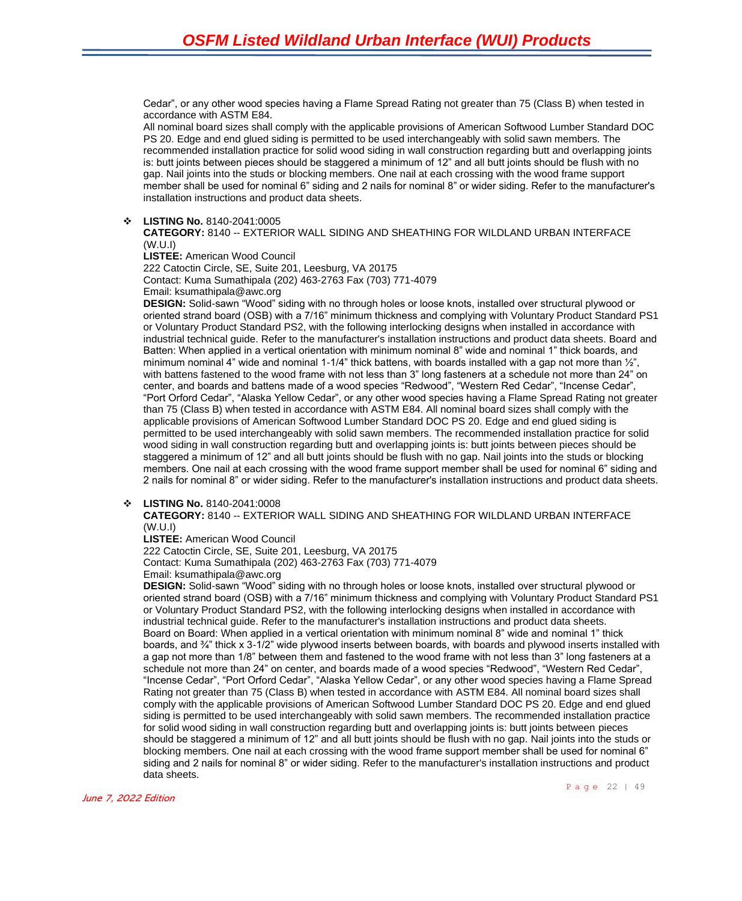Cedar", or any other wood species having a Flame Spread Rating not greater than 75 (Class B) when tested in accordance with ASTM E84.
All nominal board sizes shall comply with the applicable provisions of American Softwood Lumber Standard DOC PS 20. Edge and end glued siding is permitted to be used interchangeably with solid sawn members. The recommended installation practice for solid wood siding in wall construction regarding butt and overlapping joints is: butt joints between pieces should be staggered a minimum of 12" and all butt joints should be flush with no gap. Nail joints into the studs or blocking members. One nail at each crossing with the wood frame support member shall be used for nominal 6" siding and 2 nails for nominal 8" or wider siding. Refer to the manufacturer's installation instructions and product data sheets.

- **LISTING No.** 8140-2041:0005
  **CATEGORY:** 8140 -- EXTERIOR WALL SIDING AND SHEATHING FOR WILDLAND URBAN INTERFACE (W.U.I)
  **LISTEE:** American Wood Council
  222 Catoctin Circle, SE, Suite 201, Leesburg, VA 20175
  Contact: Kuma Sumathipala (202) 463-2763 Fax (703) 771-4079
  Email: ksumathipala@awc.org
  **DESIGN:** Solid-sawn "Wood" siding with no through holes or loose knots, installed over structural plywood or oriented strand board (OSB) with a 7/16" minimum thickness and complying with Voluntary Product Standard PS1 or Voluntary Product Standard PS2, with the following interlocking designs when installed in accordance with industrial technical guide. Refer to the manufacturer's installation instructions and product data sheets. Board and Batten: When applied in a vertical orientation with minimum nominal 8" wide and nominal 1" thick boards, and minimum nominal 4" wide and nominal 1-1/4" thick battens, with boards installed with a gap not more than ½", with battens fastened to the wood frame with not less than 3" long fasteners at a schedule not more than 24" on center, and boards and battens made of a wood species "Redwood", "Western Red Cedar", "Incense Cedar", "Port Orford Cedar", "Alaska Yellow Cedar", or any other wood species having a Flame Spread Rating not greater than 75 (Class B) when tested in accordance with ASTM E84. All nominal board sizes shall comply with the applicable provisions of American Softwood Lumber Standard DOC PS 20. Edge and end glued siding is permitted to be used interchangeably with solid sawn members. The recommended installation practice for solid wood siding in wall construction regarding butt and overlapping joints is: butt joints between pieces should be staggered a minimum of 12" and all butt joints should be flush with no gap. Nail joints into the studs or blocking members. One nail at each crossing with the wood frame support member shall be used for nominal 6" siding and 2 nails for nominal 8" or wider siding. Refer to the manufacturer's installation instructions and product data sheets.

- **LISTING No.** 8140-2041:0008
  **CATEGORY:** 8140 -- EXTERIOR WALL SIDING AND SHEATHING FOR WILDLAND URBAN INTERFACE (W.U.I)
  **LISTEE:** American Wood Council
  222 Catoctin Circle, SE, Suite 201, Leesburg, VA 20175
  Contact: Kuma Sumathipala (202) 463-2763 Fax (703) 771-4079
  Email: ksumathipala@awc.org
  **DESIGN:** Solid-sawn "Wood" siding with no through holes or loose knots, installed over structural plywood or oriented strand board (OSB) with a 7/16" minimum thickness and complying with Voluntary Product Standard PS1 or Voluntary Product Standard PS2, with the following interlocking designs when installed in accordance with industrial technical guide. Refer to the manufacturer's installation instructions and product data sheets.
  Board on Board: When applied in a vertical orientation with minimum nominal 8" wide and nominal 1" thick boards, and ¾" thick x 3-1/2" wide plywood inserts between boards, with boards and plywood inserts installed with a gap not more than 1/8" between them and fastened to the wood frame with not less than 3" long fasteners at a schedule not more than 24" on center, and boards made of a wood species "Redwood", "Western Red Cedar", "Incense Cedar", "Port Orford Cedar", "Alaska Yellow Cedar", or any other wood species having a Flame Spread Rating not greater than 75 (Class B) when tested in accordance with ASTM E84. All nominal board sizes shall comply with the applicable provisions of American Softwood Lumber Standard DOC PS 20. Edge and end glued siding is permitted to be used interchangeably with solid sawn members. The recommended installation practice for solid wood siding in wall construction regarding butt and overlapping joints is: butt joints between pieces should be staggered a minimum of 12" and all butt joints should be flush with no gap. Nail joints into the studs or blocking members. One nail at each crossing with the wood frame support member shall be used for nominal 6" siding and 2 nails for nominal 8" or wider siding. Refer to the manufacturer's installation instructions and product data sheets.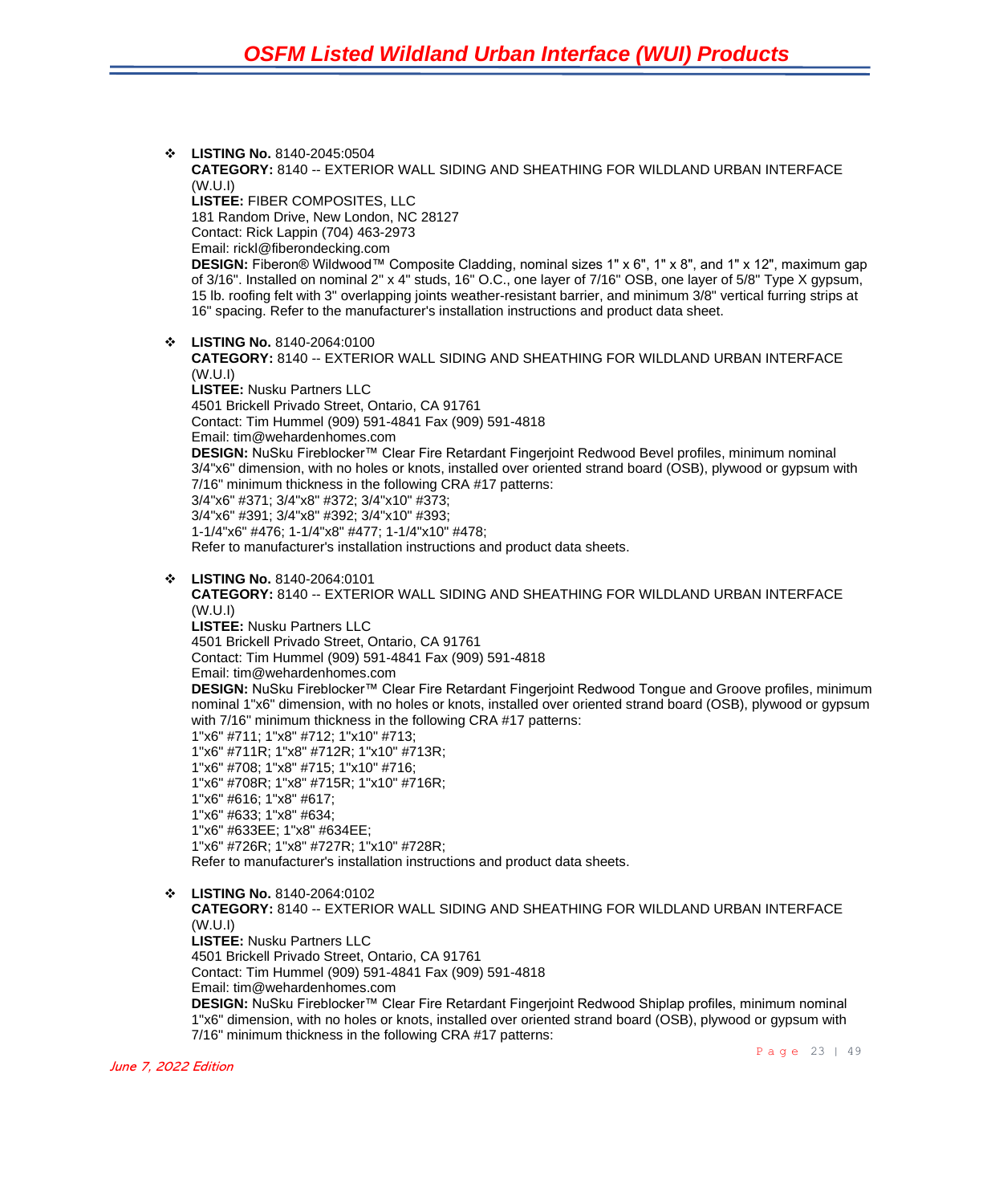- **LISTING No.** 8140-2045:0504
  **CATEGORY:** 8140 -- EXTERIOR WALL SIDING AND SHEATHING FOR WILDLAND URBAN INTERFACE (W.U.I)
  **LISTEE:** FIBER COMPOSITES, LLC
  181 Random Drive, New London, NC 28127
  Contact: Rick Lappin (704) 463-2973
  Email: rickl@fiberondecking.com
  **DESIGN:** Fiberon® Wildwood™ Composite Cladding, nominal sizes 1" x 6", 1" x 8", and 1" x 12", maximum gap of 3/16". Installed on nominal 2" x 4" studs, 16" O.C., one layer of 7/16" OSB, one layer of 5/8" Type X gypsum, 15 lb. roofing felt with 3" overlapping joints weather-resistant barrier, and minimum 3/8" vertical furring strips at 16" spacing. Refer to the manufacturer's installation instructions and product data sheet.

- **LISTING No.** 8140-2064:0100
  **CATEGORY:** 8140 -- EXTERIOR WALL SIDING AND SHEATHING FOR WILDLAND URBAN INTERFACE (W.U.I)
  **LISTEE:** Nusku Partners LLC
  4501 Brickell Privado Street, Ontario, CA 91761
  Contact: Tim Hummel (909) 591-4841 Fax (909) 591-4818
  Email: tim@wehardenhomes.com
  **DESIGN:** NuSku Fireblocker™ Clear Fire Retardant Fingerjoint Redwood Bevel profiles, minimum nominal 3/4"x6" dimension, with no holes or knots, installed over oriented strand board (OSB), plywood or gypsum with 7/16" minimum thickness in the following CRA #17 patterns:
  3/4"x6" #371; 3/4"x8" #372; 3/4"x10" #373;
  3/4"x6" #391; 3/4"x8" #392; 3/4"x10" #393;
  1-1/4"x6" #476; 1-1/4"x8" #477; 1-1/4"x10" #478;
  Refer to manufacturer's installation instructions and product data sheets.

- **LISTING No.** 8140-2064:0101
  **CATEGORY:** 8140 -- EXTERIOR WALL SIDING AND SHEATHING FOR WILDLAND URBAN INTERFACE (W.U.I)
  **LISTEE:** Nusku Partners LLC
  4501 Brickell Privado Street, Ontario, CA 91761
  Contact: Tim Hummel (909) 591-4841 Fax (909) 591-4818
  Email: tim@wehardenhomes.com
  **DESIGN:** NuSku Fireblocker™ Clear Fire Retardant Fingerjoint Redwood Tongue and Groove profiles, minimum nominal 1"x6" dimension, with no holes or knots, installed over oriented strand board (OSB), plywood or gypsum with 7/16" minimum thickness in the following CRA #17 patterns:
  1"x6" #711; 1"x8" #712; 1"x10" #713;
  1"x6" #711R; 1"x8" #712R; 1"x10" #713R;
  1"x6" #708; 1"x8" #715; 1"x10" #716;
  1"x6" #708R; 1"x8" #715R; 1"x10" #716R;
  1"x6" #616; 1"x8" #617;
  1"x6" #633; 1"x8" #634;
  1"x6" #633EE; 1"x8" #634EE;
  1"x6" #726R; 1"x8" #727R; 1"x10" #728R;
  Refer to manufacturer's installation instructions and product data sheets.

- **LISTING No.** 8140-2064:0102
  **CATEGORY:** 8140 -- EXTERIOR WALL SIDING AND SHEATHING FOR WILDLAND URBAN INTERFACE (W.U.I)
  **LISTEE:** Nusku Partners LLC
  4501 Brickell Privado Street, Ontario, CA 91761
  Contact: Tim Hummel (909) 591-4841 Fax (909) 591-4818
  Email: tim@wehardenhomes.com
  **DESIGN:** NuSku Fireblocker™ Clear Fire Retardant Fingerjoint Redwood Shiplap profiles, minimum nominal 1"x6" dimension, with no holes or knots, installed over oriented strand board (OSB), plywood or gypsum with 7/16" minimum thickness in the following CRA #17 patterns: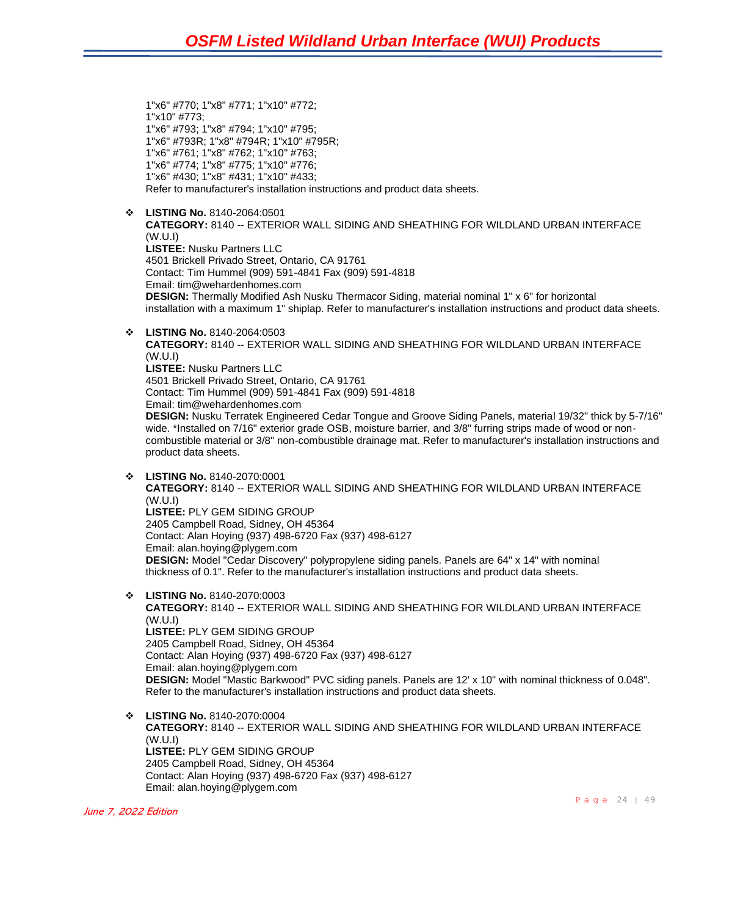1"x6" #770; 1"x8" #771; 1"x10" #772;
1"x10" #773;
1"x6" #793; 1"x8" #794; 1"x10" #795;
1"x6" #793R; 1"x8" #794R; 1"x10" #795R;
1"x6" #761; 1"x8" #762; 1"x10" #763;
1"x6" #774; 1"x8" #775; 1"x10" #776;
1"x6" #430; 1"x8" #431; 1"x10" #433;
Refer to manufacturer's installation instructions and product data sheets.

- **LISTING No.** 8140-2064:0501
  **CATEGORY:** 8140 -- EXTERIOR WALL SIDING AND SHEATHING FOR WILDLAND URBAN INTERFACE (W.U.I)
  **LISTEE:** Nusku Partners LLC
  4501 Brickell Privado Street, Ontario, CA 91761
  Contact: Tim Hummel (909) 591-4841 Fax (909) 591-4818
  Email: tim@wehardenhomes.com
  **DESIGN:** Thermally Modified Ash Nusku Thermacor Siding, material nominal 1" x 6" for horizontal installation with a maximum 1" shiplap. Refer to manufacturer's installation instructions and product data sheets.

- **LISTING No.** 8140-2064:0503
  **CATEGORY:** 8140 -- EXTERIOR WALL SIDING AND SHEATHING FOR WILDLAND URBAN INTERFACE (W.U.I)
  **LISTEE:** Nusku Partners LLC
  4501 Brickell Privado Street, Ontario, CA 91761
  Contact: Tim Hummel (909) 591-4841 Fax (909) 591-4818
  Email: tim@wehardenhomes.com
  **DESIGN:** Nusku Terratek Engineered Cedar Tongue and Groove Siding Panels, material 19/32" thick by 5-7/16" wide. *Installed on 7/16" exterior grade OSB, moisture barrier, and 3/8" furring strips made of wood or non-combustible material or 3/8" non-combustible drainage mat. Refer to manufacturer's installation instructions and product data sheets.

- **LISTING No.** 8140-2070:0001
  **CATEGORY:** 8140 -- EXTERIOR WALL SIDING AND SHEATHING FOR WILDLAND URBAN INTERFACE (W.U.I)
  **LISTEE:** PLY GEM SIDING GROUP
  2405 Campbell Road, Sidney, OH 45364
  Contact: Alan Hoying (937) 498-6720 Fax (937) 498-6127
  Email: alan.hoying@plygem.com
  **DESIGN:** Model "Cedar Discovery" polypropylene siding panels. Panels are 64" x 14" with nominal thickness of 0.1". Refer to the manufacturer's installation instructions and product data sheets.

- **LISTING No.** 8140-2070:0003
  **CATEGORY:** 8140 -- EXTERIOR WALL SIDING AND SHEATHING FOR WILDLAND URBAN INTERFACE (W.U.I)
  **LISTEE:** PLY GEM SIDING GROUP
  2405 Campbell Road, Sidney, OH 45364
  Contact: Alan Hoying (937) 498-6720 Fax (937) 498-6127
  Email: alan.hoying@plygem.com
  **DESIGN:** Model "Mastic Barkwood" PVC siding panels. Panels are 12' x 10" with nominal thickness of 0.048". Refer to the manufacturer's installation instructions and product data sheets.

- **LISTING No.** 8140-2070:0004
  **CATEGORY:** 8140 -- EXTERIOR WALL SIDING AND SHEATHING FOR WILDLAND URBAN INTERFACE (W.U.I)
  **LISTEE:** PLY GEM SIDING GROUP
  2405 Campbell Road, Sidney, OH 45364
  Contact: Alan Hoying (937) 498-6720 Fax (937) 498-6127
  Email: alan.hoying@plygem.com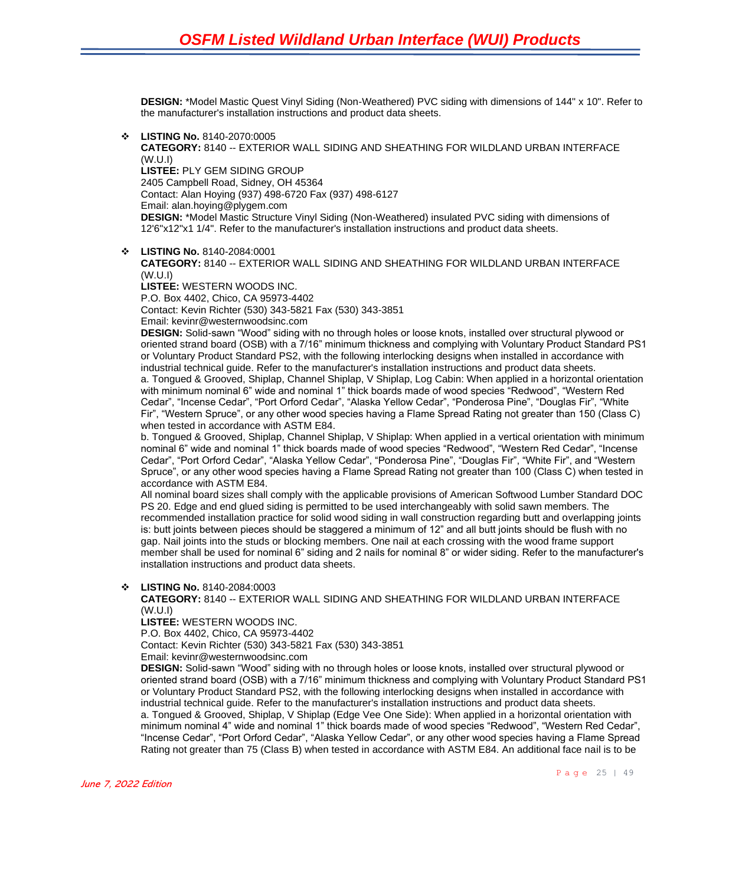**DESIGN:** *Model Mastic Quest Vinyl Siding (Non-Weathered) PVC siding with dimensions of 144" x 10". Refer to the manufacturer's installation instructions and product data sheets.

- **LISTING No.** 8140-2070:0005
  **CATEGORY:** 8140 -- EXTERIOR WALL SIDING AND SHEATHING FOR WILDLAND URBAN INTERFACE (W.U.I)
  **LISTEE:** PLY GEM SIDING GROUP
  2405 Campbell Road, Sidney, OH 45364
  Contact: Alan Hoying (937) 498-6720 Fax (937) 498-6127
  Email: alan.hoying@plygem.com
  **DESIGN:** *Model Mastic Structure Vinyl Siding (Non-Weathered) insulated PVC siding with dimensions of 12'6"x12"x1 1/4". Refer to the manufacturer's installation instructions and product data sheets.

- **LISTING No.** 8140-2084:0001
  **CATEGORY:** 8140 -- EXTERIOR WALL SIDING AND SHEATHING FOR WILDLAND URBAN INTERFACE (W.U.I)
  **LISTEE:** WESTERN WOODS INC.
  P.O. Box 4402, Chico, CA 95973-4402
  Contact: Kevin Richter (530) 343-5821 Fax (530) 343-3851
  Email: kevinr@westernwoodsinc.com
  **DESIGN:** Solid-sawn "Wood" siding with no through holes or loose knots, installed over structural plywood or oriented strand board (OSB) with a 7/16" minimum thickness and complying with Voluntary Product Standard PS1 or Voluntary Product Standard PS2, with the following interlocking designs when installed in accordance with industrial technical guide. Refer to the manufacturer's installation instructions and product data sheets.
  a. Tongued & Grooved, Shiplap, Channel Shiplap, V Shiplap, Log Cabin: When applied in a horizontal orientation with minimum nominal 6" wide and nominal 1" thick boards made of wood species "Redwood", "Western Red Cedar", "Incense Cedar", "Port Orford Cedar", "Alaska Yellow Cedar", "Ponderosa Pine", "Douglas Fir", "White Fir", "Western Spruce", or any other wood species having a Flame Spread Rating not greater than 150 (Class C) when tested in accordance with ASTM E84.
  b. Tongued & Grooved, Shiplap, Channel Shiplap, V Shiplap: When applied in a vertical orientation with minimum nominal 6" wide and nominal 1" thick boards made of wood species "Redwood", "Western Red Cedar", "Incense Cedar", "Port Orford Cedar", "Alaska Yellow Cedar", "Ponderosa Pine", "Douglas Fir", "White Fir", and "Western Spruce", or any other wood species having a Flame Spread Rating not greater than 100 (Class C) when tested in accordance with ASTM E84.
  All nominal board sizes shall comply with the applicable provisions of American Softwood Lumber Standard DOC PS 20. Edge and end glued siding is permitted to be used interchangeably with solid sawn members. The recommended installation practice for solid wood siding in wall construction regarding butt and overlapping joints is: butt joints between pieces should be staggered a minimum of 12" and all butt joints should be flush with no gap. Nail joints into the studs or blocking members. One nail at each crossing with the wood frame support member shall be used for nominal 6" siding and 2 nails for nominal 8" or wider siding. Refer to the manufacturer's installation instructions and product data sheets.

- **LISTING No.** 8140-2084:0003
  **CATEGORY:** 8140 -- EXTERIOR WALL SIDING AND SHEATHING FOR WILDLAND URBAN INTERFACE (W.U.I)
  **LISTEE:** WESTERN WOODS INC.
  P.O. Box 4402, Chico, CA 95973-4402
  Contact: Kevin Richter (530) 343-5821 Fax (530) 343-3851
  Email: kevinr@westernwoodsinc.com
  **DESIGN:** Solid-sawn "Wood" siding with no through holes or loose knots, installed over structural plywood or oriented strand board (OSB) with a 7/16" minimum thickness and complying with Voluntary Product Standard PS1 or Voluntary Product Standard PS2, with the following interlocking designs when installed in accordance with industrial technical guide. Refer to the manufacturer's installation instructions and product data sheets.
  a. Tongued & Grooved, Shiplap, V Shiplap (Edge Vee One Side): When applied in a horizontal orientation with minimum nominal 4" wide and nominal 1" thick boards made of wood species "Redwood", "Western Red Cedar", "Incense Cedar", "Port Orford Cedar", "Alaska Yellow Cedar", or any other wood species having a Flame Spread Rating not greater than 75 (Class B) when tested in accordance with ASTM E84. An additional face nail is to be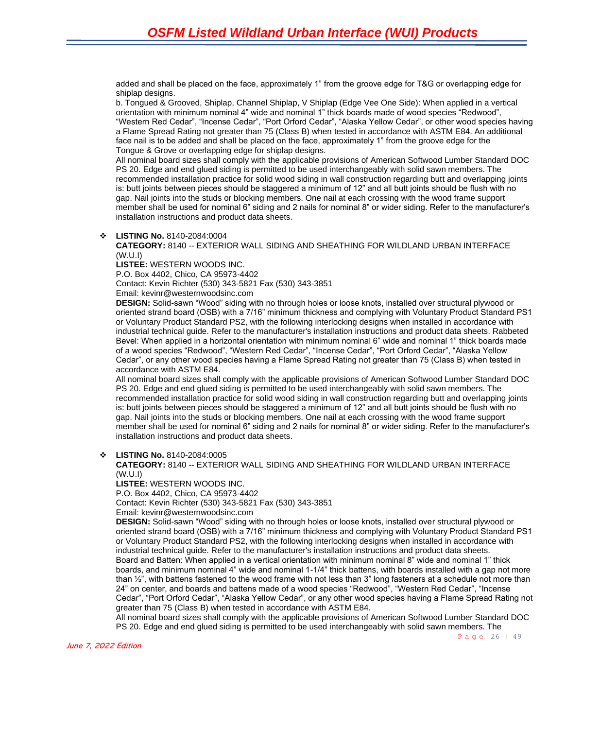added and shall be placed on the face, approximately 1" from the groove edge for T&G or overlapping edge for shiplap designs.
b. Tongued & Grooved, Shiplap, Channel Shiplap, V Shiplap (Edge Vee One Side): When applied in a vertical orientation with minimum nominal 4" wide and nominal 1" thick boards made of wood species "Redwood", "Western Red Cedar", "Incense Cedar", "Port Orford Cedar", "Alaska Yellow Cedar", or other wood species having a Flame Spread Rating not greater than 75 (Class B) when tested in accordance with ASTM E84. An additional face nail is to be added and shall be placed on the face, approximately 1" from the groove edge for the Tongue & Grove or overlapping edge for shiplap designs.
All nominal board sizes shall comply with the applicable provisions of American Softwood Lumber Standard DOC PS 20. Edge and end glued siding is permitted to be used interchangeably with solid sawn members. The recommended installation practice for solid wood siding in wall construction regarding butt and overlapping joints is: butt joints between pieces should be staggered a minimum of 12" and all butt joints should be flush with no gap. Nail joints into the studs or blocking members. One nail at each crossing with the wood frame support member shall be used for nominal 6" siding and 2 nails for nominal 8" or wider siding. Refer to the manufacturer's installation instructions and product data sheets.

- **LISTING No.** 8140-2084:0004
  **CATEGORY:** 8140 -- EXTERIOR WALL SIDING AND SHEATHING FOR WILDLAND URBAN INTERFACE (W.U.I)
  **LISTEE:** WESTERN WOODS INC.
  P.O. Box 4402, Chico, CA 95973-4402
  Contact: Kevin Richter (530) 343-5821 Fax (530) 343-3851
  Email: kevinr@westernwoodsinc.com
  **DESIGN:** Solid-sawn "Wood" siding with no through holes or loose knots, installed over structural plywood or oriented strand board (OSB) with a 7/16" minimum thickness and complying with Voluntary Product Standard PS1 or Voluntary Product Standard PS2, with the following interlocking designs when installed in accordance with industrial technical guide. Refer to the manufacturer's installation instructions and product data sheets. Rabbeted Bevel: When applied in a horizontal orientation with minimum nominal 6" wide and nominal 1" thick boards made of a wood species "Redwood", "Western Red Cedar", "Incense Cedar", "Port Orford Cedar", "Alaska Yellow Cedar", or any other wood species having a Flame Spread Rating not greater than 75 (Class B) when tested in accordance with ASTM E84.
  All nominal board sizes shall comply with the applicable provisions of American Softwood Lumber Standard DOC PS 20. Edge and end glued siding is permitted to be used interchangeably with solid sawn members. The recommended installation practice for solid wood siding in wall construction regarding butt and overlapping joints is: butt joints between pieces should be staggered a minimum of 12" and all butt joints should be flush with no gap. Nail joints into the studs or blocking members. One nail at each crossing with the wood frame support member shall be used for nominal 6" siding and 2 nails for nominal 8" or wider siding. Refer to the manufacturer's installation instructions and product data sheets.

- **LISTING No.** 8140-2084:0005
  **CATEGORY:** 8140 -- EXTERIOR WALL SIDING AND SHEATHING FOR WILDLAND URBAN INTERFACE (W.U.I)
  **LISTEE:** WESTERN WOODS INC.
  P.O. Box 4402, Chico, CA 95973-4402
  Contact: Kevin Richter (530) 343-5821 Fax (530) 343-3851
  Email: kevinr@westernwoodsinc.com
  **DESIGN:** Solid-sawn "Wood" siding with no through holes or loose knots, installed over structural plywood or oriented strand board (OSB) with a 7/16" minimum thickness and complying with Voluntary Product Standard PS1 or Voluntary Product Standard PS2, with the following interlocking designs when installed in accordance with industrial technical guide. Refer to the manufacturer's installation instructions and product data sheets.
  Board and Batten: When applied in a vertical orientation with minimum nominal 8" wide and nominal 1" thick boards, and minimum nominal 4" wide and nominal 1-1/4" thick battens, with boards installed with a gap not more than ½", with battens fastened to the wood frame with not less than 3" long fasteners at a schedule not more than 24" on center, and boards and battens made of a wood species "Redwood", "Western Red Cedar", "Incense Cedar", "Port Orford Cedar", "Alaska Yellow Cedar", or any other wood species having a Flame Spread Rating not greater than 75 (Class B) when tested in accordance with ASTM E84.
  All nominal board sizes shall comply with the applicable provisions of American Softwood Lumber Standard DOC PS 20. Edge and end glued siding is permitted to be used interchangeably with solid sawn members. The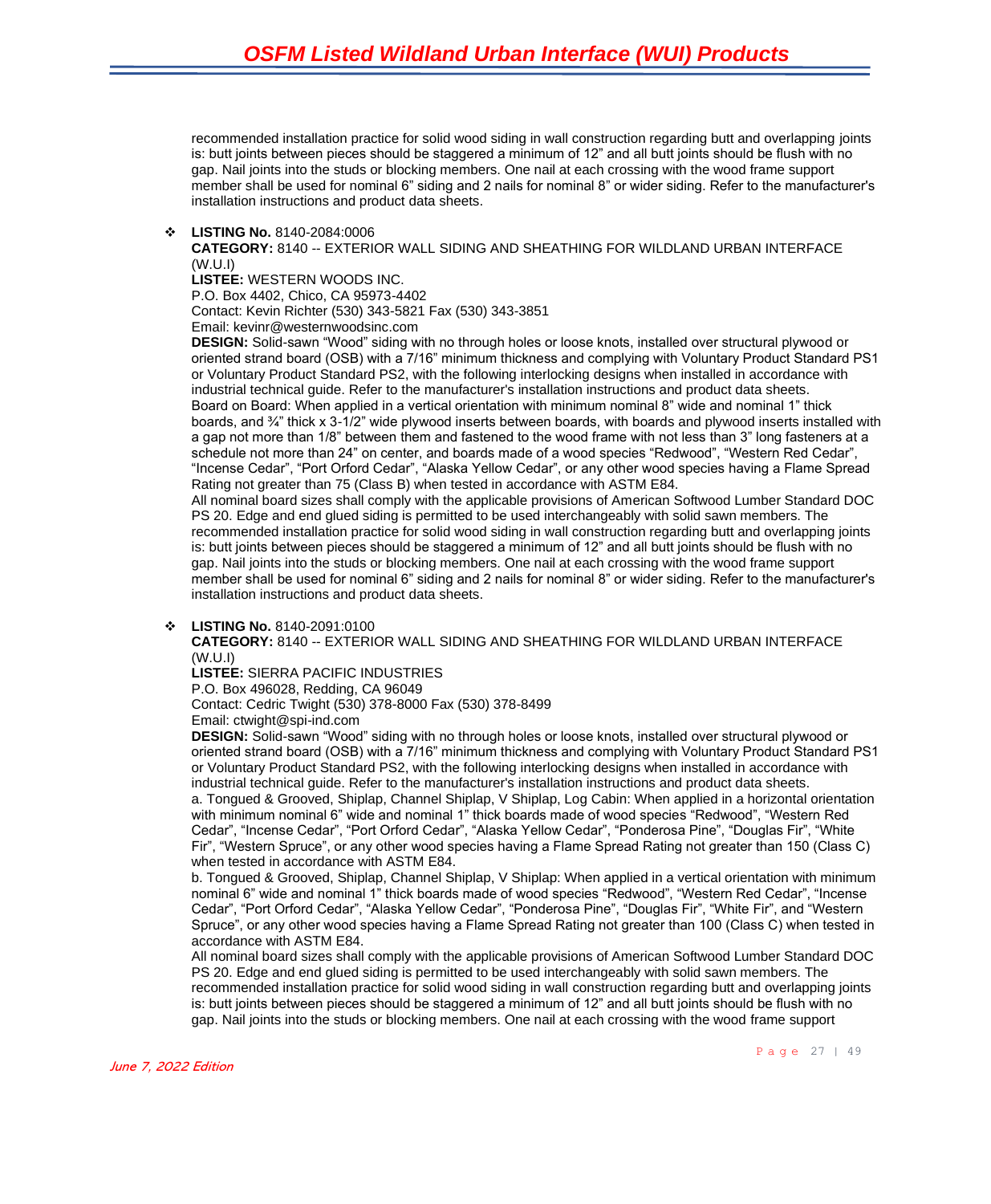recommended installation practice for solid wood siding in wall construction regarding butt and overlapping joints is: butt joints between pieces should be staggered a minimum of 12" and all butt joints should be flush with no gap. Nail joints into the studs or blocking members. One nail at each crossing with the wood frame support member shall be used for nominal 6" siding and 2 nails for nominal 8" or wider siding. Refer to the manufacturer's installation instructions and product data sheets.

- **LISTING No.** 8140-2084:0006
  **CATEGORY:** 8140 -- EXTERIOR WALL SIDING AND SHEATHING FOR WILDLAND URBAN INTERFACE (W.U.I)
  **LISTEE:** WESTERN WOODS INC.
  P.O. Box 4402, Chico, CA 95973-4402
  Contact: Kevin Richter (530) 343-5821 Fax (530) 343-3851
  Email: kevinr@westernwoodsinc.com
  **DESIGN:** Solid-sawn "Wood" siding with no through holes or loose knots, installed over structural plywood or oriented strand board (OSB) with a 7/16" minimum thickness and complying with Voluntary Product Standard PS1 or Voluntary Product Standard PS2, with the following interlocking designs when installed in accordance with industrial technical guide. Refer to the manufacturer's installation instructions and product data sheets.
  Board on Board: When applied in a vertical orientation with minimum nominal 8" wide and nominal 1" thick boards, and ¾" thick x 3-1/2" wide plywood inserts between boards, with boards and plywood inserts installed with a gap not more than 1/8" between them and fastened to the wood frame with not less than 3" long fasteners at a schedule not more than 24" on center, and boards made of a wood species "Redwood", "Western Red Cedar", "Incense Cedar", "Port Orford Cedar", "Alaska Yellow Cedar", or any other wood species having a Flame Spread Rating not greater than 75 (Class B) when tested in accordance with ASTM E84.
  All nominal board sizes shall comply with the applicable provisions of American Softwood Lumber Standard DOC PS 20. Edge and end glued siding is permitted to be used interchangeably with solid sawn members. The recommended installation practice for solid wood siding in wall construction regarding butt and overlapping joints is: butt joints between pieces should be staggered a minimum of 12" and all butt joints should be flush with no gap. Nail joints into the studs or blocking members. One nail at each crossing with the wood frame support member shall be used for nominal 6" siding and 2 nails for nominal 8" or wider siding. Refer to the manufacturer's installation instructions and product data sheets.

- **LISTING No.** 8140-2091:0100
  **CATEGORY:** 8140 -- EXTERIOR WALL SIDING AND SHEATHING FOR WILDLAND URBAN INTERFACE (W.U.I)
  **LISTEE:** SIERRA PACIFIC INDUSTRIES
  P.O. Box 496028, Redding, CA 96049
  Contact: Cedric Twight (530) 378-8000 Fax (530) 378-8499
  Email: ctwight@spi-ind.com
  **DESIGN:** Solid-sawn "Wood" siding with no through holes or loose knots, installed over structural plywood or oriented strand board (OSB) with a 7/16" minimum thickness and complying with Voluntary Product Standard PS1 or Voluntary Product Standard PS2, with the following interlocking designs when installed in accordance with industrial technical guide. Refer to the manufacturer's installation instructions and product data sheets.
  a. Tongued & Grooved, Shiplap, Channel Shiplap, V Shiplap, Log Cabin: When applied in a horizontal orientation with minimum nominal 6" wide and nominal 1" thick boards made of wood species "Redwood", "Western Red Cedar", "Incense Cedar", "Port Orford Cedar", "Alaska Yellow Cedar", "Ponderosa Pine", "Douglas Fir", "White Fir", "Western Spruce", or any other wood species having a Flame Spread Rating not greater than 150 (Class C) when tested in accordance with ASTM E84.
  b. Tongued & Grooved, Shiplap, Channel Shiplap, V Shiplap: When applied in a vertical orientation with minimum nominal 6" wide and nominal 1" thick boards made of wood species "Redwood", "Western Red Cedar", "Incense Cedar", "Port Orford Cedar", "Alaska Yellow Cedar", "Ponderosa Pine", "Douglas Fir", "White Fir", and "Western Spruce", or any other wood species having a Flame Spread Rating not greater than 100 (Class C) when tested in accordance with ASTM E84.
  All nominal board sizes shall comply with the applicable provisions of American Softwood Lumber Standard DOC PS 20. Edge and end glued siding is permitted to be used interchangeably with solid sawn members. The recommended installation practice for solid wood siding in wall construction regarding butt and overlapping joints is: butt joints between pieces should be staggered a minimum of 12" and all butt joints should be flush with no gap. Nail joints into the studs or blocking members. One nail at each crossing with the wood frame support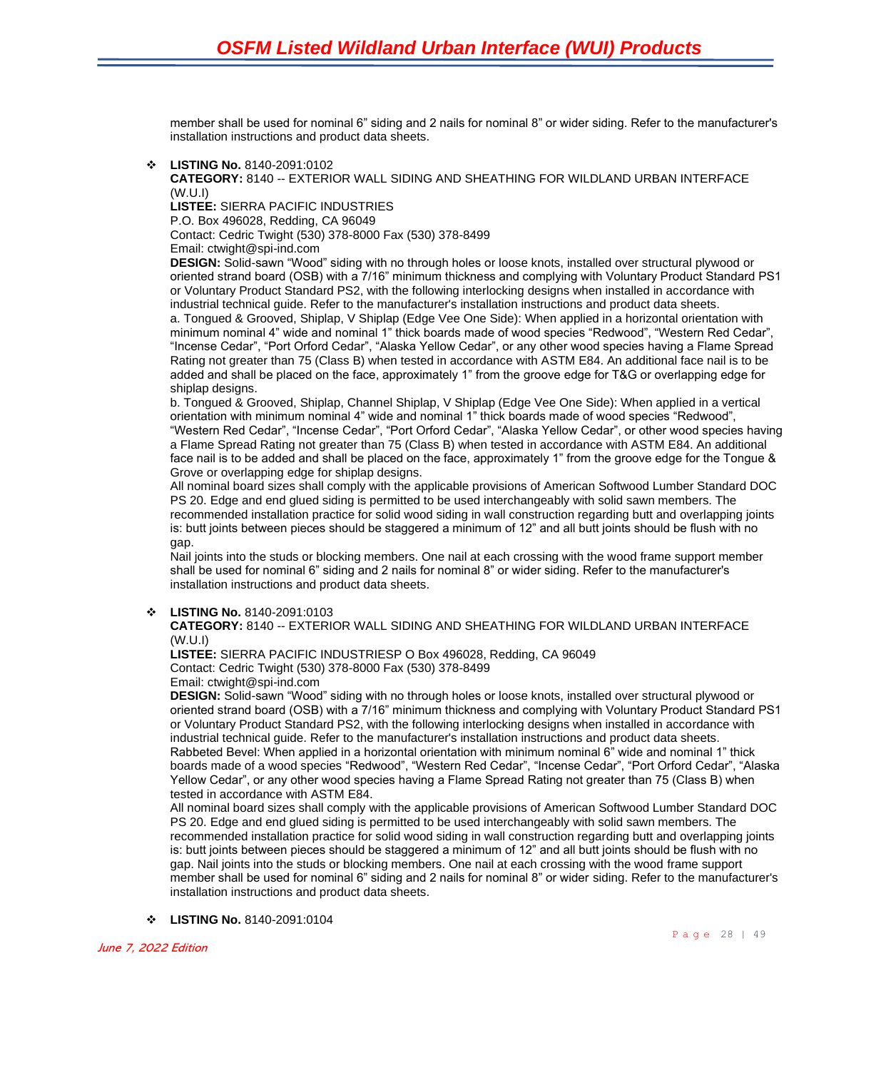member shall be used for nominal 6” siding and 2 nails for nominal 8” or wider siding. Refer to the manufacturer's installation instructions and product data sheets.

- **LISTING No.** 8140-2091:0102
  **CATEGORY:** 8140 -- EXTERIOR WALL SIDING AND SHEATHING FOR WILDLAND URBAN INTERFACE (W.U.I)
  **LISTEE:** SIERRA PACIFIC INDUSTRIES
  P.O. Box 496028, Redding, CA 96049
  Contact: Cedric Twight (530) 378-8000 Fax (530) 378-8499
  Email: ctwight@spi-ind.com
  **DESIGN:** Solid-sawn “Wood” siding with no through holes or loose knots, installed over structural plywood or oriented strand board (OSB) with a 7/16” minimum thickness and complying with Voluntary Product Standard PS1 or Voluntary Product Standard PS2, with the following interlocking designs when installed in accordance with industrial technical guide. Refer to the manufacturer's installation instructions and product data sheets.
  a. Tongued & Grooved, Shiplap, V Shiplap (Edge Vee One Side): When applied in a horizontal orientation with minimum nominal 4” wide and nominal 1” thick boards made of wood species “Redwood”, “Western Red Cedar”, “Incense Cedar”, “Port Orford Cedar”, “Alaska Yellow Cedar”, or any other wood species having a Flame Spread Rating not greater than 75 (Class B) when tested in accordance with ASTM E84. An additional face nail is to be added and shall be placed on the face, approximately 1” from the groove edge for T&G or overlapping edge for shiplap designs.
  b. Tongued & Grooved, Shiplap, Channel Shiplap, V Shiplap (Edge Vee One Side): When applied in a vertical orientation with minimum nominal 4” wide and nominal 1” thick boards made of wood species “Redwood”, “Western Red Cedar”, “Incense Cedar”, “Port Orford Cedar”, “Alaska Yellow Cedar”, or other wood species having a Flame Spread Rating not greater than 75 (Class B) when tested in accordance with ASTM E84. An additional face nail is to be added and shall be placed on the face, approximately 1” from the groove edge for the Tongue & Grove or overlapping edge for shiplap designs.
  All nominal board sizes shall comply with the applicable provisions of American Softwood Lumber Standard DOC PS 20. Edge and end glued siding is permitted to be used interchangeably with solid sawn members. The recommended installation practice for solid wood siding in wall construction regarding butt and overlapping joints is: butt joints between pieces should be staggered a minimum of 12” and all butt joints should be flush with no gap.
  Nail joints into the studs or blocking members. One nail at each crossing with the wood frame support member shall be used for nominal 6” siding and 2 nails for nominal 8” or wider siding. Refer to the manufacturer's installation instructions and product data sheets.

- **LISTING No.** 8140-2091:0103
  **CATEGORY:** 8140 -- EXTERIOR WALL SIDING AND SHEATHING FOR WILDLAND URBAN INTERFACE (W.U.I)
  **LISTEE:** SIERRA PACIFIC INDUSTRIESP O Box 496028, Redding, CA 96049
  Contact: Cedric Twight (530) 378-8000 Fax (530) 378-8499
  Email: ctwight@spi-ind.com
  **DESIGN:** Solid-sawn “Wood” siding with no through holes or loose knots, installed over structural plywood or oriented strand board (OSB) with a 7/16” minimum thickness and complying with Voluntary Product Standard PS1 or Voluntary Product Standard PS2, with the following interlocking designs when installed in accordance with industrial technical guide. Refer to the manufacturer's installation instructions and product data sheets.
  Rabbeted Bevel: When applied in a horizontal orientation with minimum nominal 6” wide and nominal 1” thick boards made of a wood species “Redwood”, “Western Red Cedar”, “Incense Cedar”, “Port Orford Cedar”, “Alaska Yellow Cedar”, or any other wood species having a Flame Spread Rating not greater than 75 (Class B) when tested in accordance with ASTM E84.
  All nominal board sizes shall comply with the applicable provisions of American Softwood Lumber Standard DOC PS 20. Edge and end glued siding is permitted to be used interchangeably with solid sawn members. The recommended installation practice for solid wood siding in wall construction regarding butt and overlapping joints is: butt joints between pieces should be staggered a minimum of 12” and all butt joints should be flush with no gap. Nail joints into the studs or blocking members. One nail at each crossing with the wood frame support member shall be used for nominal 6” siding and 2 nails for nominal 8” or wider siding. Refer to the manufacturer's installation instructions and product data sheets.

- **LISTING No.** 8140-2091:0104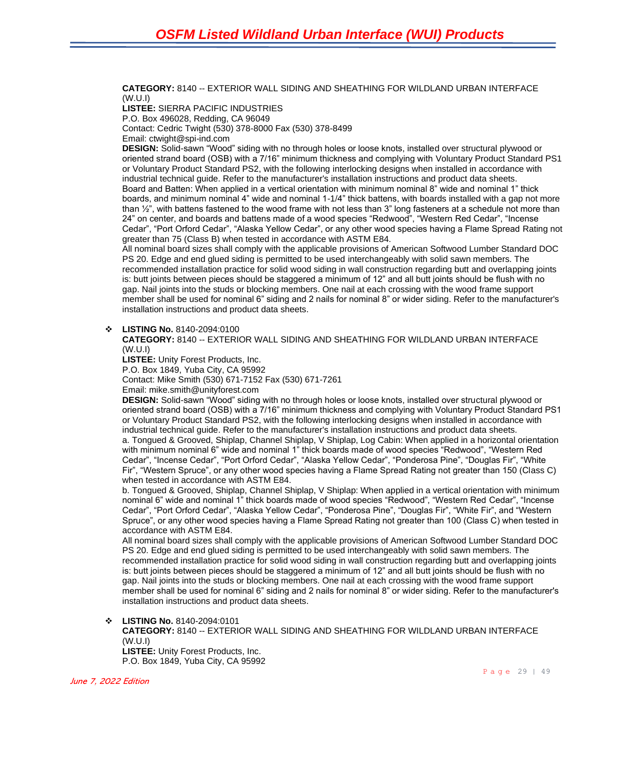**CATEGORY:** 8140 -- EXTERIOR WALL SIDING AND SHEATHING FOR WILDLAND URBAN INTERFACE (W.U.I)
**LISTEE:** SIERRA PACIFIC INDUSTRIES
P.O. Box 496028, Redding, CA 96049
Contact: Cedric Twight (530) 378-8000 Fax (530) 378-8499
Email: ctwight@spi-ind.com
**DESIGN:** Solid-sawn "Wood" siding with no through holes or loose knots, installed over structural plywood or oriented strand board (OSB) with a 7/16" minimum thickness and complying with Voluntary Product Standard PS1 or Voluntary Product Standard PS2, with the following interlocking designs when installed in accordance with industrial technical guide. Refer to the manufacturer's installation instructions and product data sheets.
Board and Batten: When applied in a vertical orientation with minimum nominal 8" wide and nominal 1" thick boards, and minimum nominal 4" wide and nominal 1-1/4" thick battens, with boards installed with a gap not more than ½", with battens fastened to the wood frame with not less than 3" long fasteners at a schedule not more than 24" on center, and boards and battens made of a wood species "Redwood", "Western Red Cedar", "Incense Cedar", "Port Orford Cedar", "Alaska Yellow Cedar", or any other wood species having a Flame Spread Rating not greater than 75 (Class B) when tested in accordance with ASTM E84.
All nominal board sizes shall comply with the applicable provisions of American Softwood Lumber Standard DOC PS 20. Edge and end glued siding is permitted to be used interchangeably with solid sawn members. The recommended installation practice for solid wood siding in wall construction regarding butt and overlapping joints is: butt joints between pieces should be staggered a minimum of 12" and all butt joints should be flush with no gap. Nail joints into the studs or blocking members. One nail at each crossing with the wood frame support member shall be used for nominal 6" siding and 2 nails for nominal 8" or wider siding. Refer to the manufacturer's installation instructions and product data sheets.

- **LISTING No.** 8140-2094:0100
  **CATEGORY:** 8140 -- EXTERIOR WALL SIDING AND SHEATHING FOR WILDLAND URBAN INTERFACE (W.U.I)
  **LISTEE:** Unity Forest Products, Inc.
  P.O. Box 1849, Yuba City, CA 95992
  Contact: Mike Smith (530) 671-7152 Fax (530) 671-7261
  Email: mike.smith@unityforest.com
  **DESIGN:** Solid-sawn "Wood" siding with no through holes or loose knots, installed over structural plywood or oriented strand board (OSB) with a 7/16" minimum thickness and complying with Voluntary Product Standard PS1 or Voluntary Product Standard PS2, with the following interlocking designs when installed in accordance with industrial technical guide. Refer to the manufacturer's installation instructions and product data sheets.
  a. Tongued & Grooved, Shiplap, Channel Shiplap, V Shiplap, Log Cabin: When applied in a horizontal orientation with minimum nominal 6" wide and nominal 1" thick boards made of wood species "Redwood", "Western Red Cedar", "Incense Cedar", "Port Orford Cedar", "Alaska Yellow Cedar", "Ponderosa Pine", "Douglas Fir", "White Fir", "Western Spruce", or any other wood species having a Flame Spread Rating not greater than 150 (Class C) when tested in accordance with ASTM E84.
  b. Tongued & Grooved, Shiplap, Channel Shiplap, V Shiplap: When applied in a vertical orientation with minimum nominal 6" wide and nominal 1" thick boards made of wood species "Redwood", "Western Red Cedar", "Incense Cedar", "Port Orford Cedar", "Alaska Yellow Cedar", "Ponderosa Pine", "Douglas Fir", "White Fir", and "Western Spruce", or any other wood species having a Flame Spread Rating not greater than 100 (Class C) when tested in accordance with ASTM E84.
  All nominal board sizes shall comply with the applicable provisions of American Softwood Lumber Standard DOC PS 20. Edge and end glued siding is permitted to be used interchangeably with solid sawn members. The recommended installation practice for solid wood siding in wall construction regarding butt and overlapping joints is: butt joints between pieces should be staggered a minimum of 12" and all butt joints should be flush with no gap. Nail joints into the studs or blocking members. One nail at each crossing with the wood frame support member shall be used for nominal 6" siding and 2 nails for nominal 8" or wider siding. Refer to the manufacturer's installation instructions and product data sheets.

- **LISTING No.** 8140-2094:0101
  **CATEGORY:** 8140 -- EXTERIOR WALL SIDING AND SHEATHING FOR WILDLAND URBAN INTERFACE (W.U.I)
  **LISTEE:** Unity Forest Products, Inc.
  P.O. Box 1849, Yuba City, CA 95992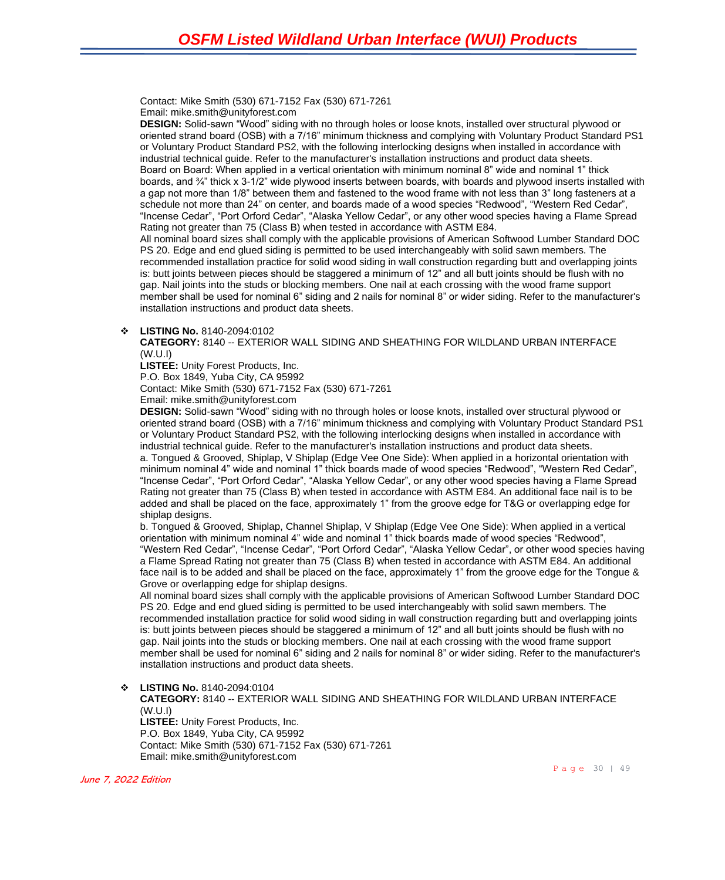Contact: Mike Smith (530) 671-7152 Fax (530) 671-7261
Email: mike.smith@unityforest.com

**DESIGN:** Solid-sawn "Wood" siding with no through holes or loose knots, installed over structural plywood or oriented strand board (OSB) with a 7/16" minimum thickness and complying with Voluntary Product Standard PS1 or Voluntary Product Standard PS2, with the following interlocking designs when installed in accordance with industrial technical guide. Refer to the manufacturer's installation instructions and product data sheets.
Board on Board: When applied in a vertical orientation with minimum nominal 8" wide and nominal 1" thick boards, and ¾" thick x 3-1/2" wide plywood inserts between boards, with boards and plywood inserts installed with a gap not more than 1/8" between them and fastened to the wood frame with not less than 3" long fasteners at a schedule not more than 24" on center, and boards made of a wood species "Redwood", "Western Red Cedar", "Incense Cedar", "Port Orford Cedar", "Alaska Yellow Cedar", or any other wood species having a Flame Spread Rating not greater than 75 (Class B) when tested in accordance with ASTM E84.
All nominal board sizes shall comply with the applicable provisions of American Softwood Lumber Standard DOC PS 20. Edge and end glued siding is permitted to be used interchangeably with solid sawn members. The recommended installation practice for solid wood siding in wall construction regarding butt and overlapping joints is: butt joints between pieces should be staggered a minimum of 12" and all butt joints should be flush with no gap. Nail joints into the studs or blocking members. One nail at each crossing with the wood frame support member shall be used for nominal 6" siding and 2 nails for nominal 8" or wider siding. Refer to the manufacturer's installation instructions and product data sheets.

- **LISTING No.** 8140-2094:0102
  **CATEGORY:** 8140 -- EXTERIOR WALL SIDING AND SHEATHING FOR WILDLAND URBAN INTERFACE (W.U.I)
  **LISTEE:** Unity Forest Products, Inc.
  P.O. Box 1849, Yuba City, CA 95992
  Contact: Mike Smith (530) 671-7152 Fax (530) 671-7261
  Email: mike.smith@unityforest.com
  **DESIGN:** Solid-sawn "Wood" siding with no through holes or loose knots, installed over structural plywood or oriented strand board (OSB) with a 7/16" minimum thickness and complying with Voluntary Product Standard PS1 or Voluntary Product Standard PS2, with the following interlocking designs when installed in accordance with industrial technical guide. Refer to the manufacturer's installation instructions and product data sheets.
  a. Tongued & Grooved, Shiplap, V Shiplap (Edge Vee One Side): When applied in a horizontal orientation with minimum nominal 4" wide and nominal 1" thick boards made of wood species "Redwood", "Western Red Cedar", "Incense Cedar", "Port Orford Cedar", "Alaska Yellow Cedar", or any other wood species having a Flame Spread Rating not greater than 75 (Class B) when tested in accordance with ASTM E84. An additional face nail is to be added and shall be placed on the face, approximately 1" from the groove edge for T&G or overlapping edge for shiplap designs.
  b. Tongued & Grooved, Shiplap, Channel Shiplap, V Shiplap (Edge Vee One Side): When applied in a vertical orientation with minimum nominal 4" wide and nominal 1" thick boards made of wood species "Redwood", "Western Red Cedar", "Incense Cedar", "Port Orford Cedar", "Alaska Yellow Cedar", or other wood species having a Flame Spread Rating not greater than 75 (Class B) when tested in accordance with ASTM E84. An additional face nail is to be added and shall be placed on the face, approximately 1" from the groove edge for the Tongue & Grove or overlapping edge for shiplap designs.
  All nominal board sizes shall comply with the applicable provisions of American Softwood Lumber Standard DOC PS 20. Edge and end glued siding is permitted to be used interchangeably with solid sawn members. The recommended installation practice for solid wood siding in wall construction regarding butt and overlapping joints is: butt joints between pieces should be staggered a minimum of 12" and all butt joints should be flush with no gap. Nail joints into the studs or blocking members. One nail at each crossing with the wood frame support member shall be used for nominal 6" siding and 2 nails for nominal 8" or wider siding. Refer to the manufacturer's installation instructions and product data sheets.

- **LISTING No.** 8140-2094:0104
  **CATEGORY:** 8140 -- EXTERIOR WALL SIDING AND SHEATHING FOR WILDLAND URBAN INTERFACE (W.U.I)
  **LISTEE:** Unity Forest Products, Inc.
  P.O. Box 1849, Yuba City, CA 95992
  Contact: Mike Smith (530) 671-7152 Fax (530) 671-7261
  Email: mike.smith@unityforest.com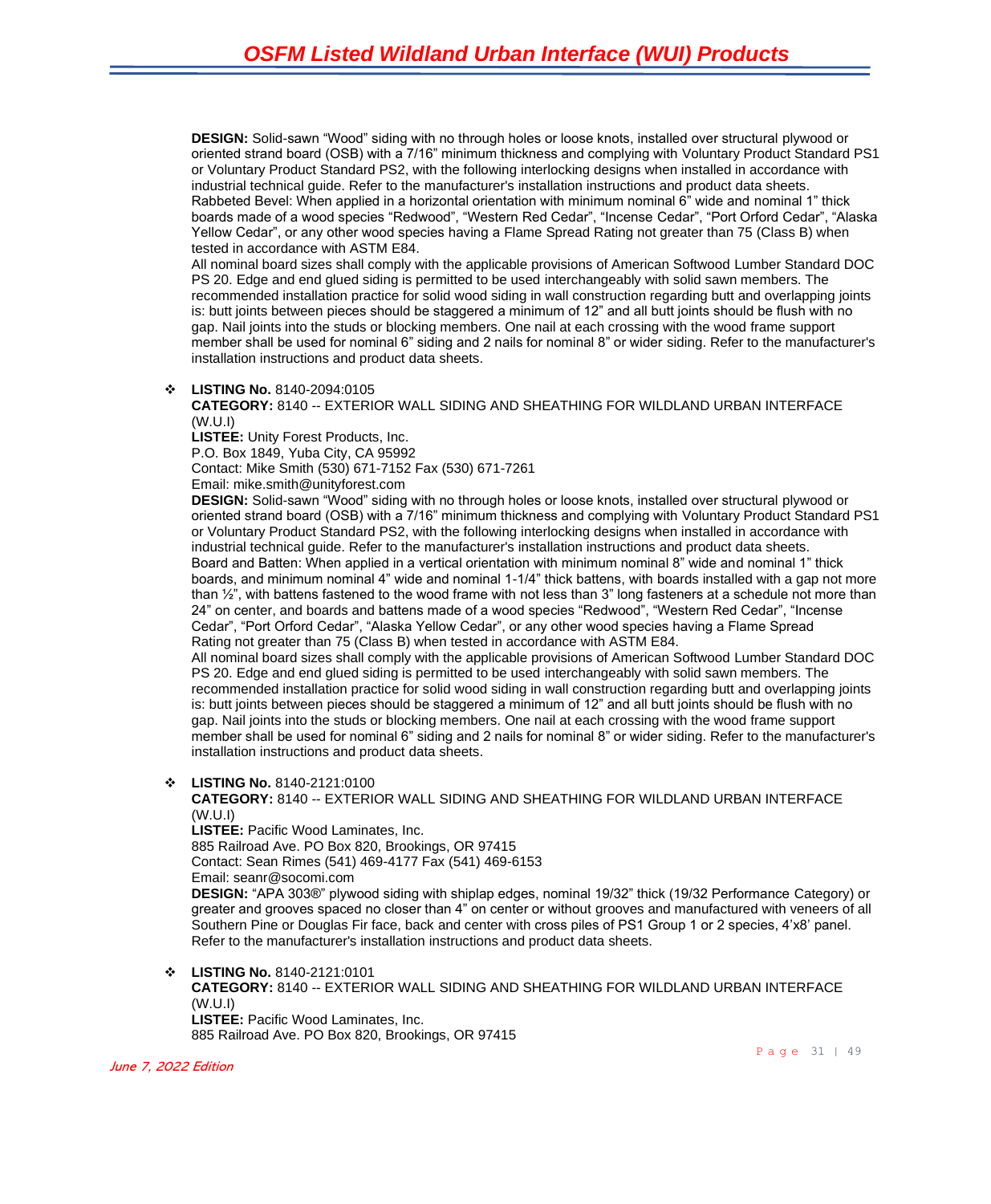**DESIGN:** Solid-sawn "Wood" siding with no through holes or loose knots, installed over structural plywood or oriented strand board (OSB) with a 7/16" minimum thickness and complying with Voluntary Product Standard PS1 or Voluntary Product Standard PS2, with the following interlocking designs when installed in accordance with industrial technical guide. Refer to the manufacturer's installation instructions and product data sheets.
Rabbeted Bevel: When applied in a horizontal orientation with minimum nominal 6" wide and nominal 1" thick boards made of a wood species "Redwood", "Western Red Cedar", "Incense Cedar", "Port Orford Cedar", "Alaska Yellow Cedar", or any other wood species having a Flame Spread Rating not greater than 75 (Class B) when tested in accordance with ASTM E84.
All nominal board sizes shall comply with the applicable provisions of American Softwood Lumber Standard DOC PS 20. Edge and end glued siding is permitted to be used interchangeably with solid sawn members. The recommended installation practice for solid wood siding in wall construction regarding butt and overlapping joints is: butt joints between pieces should be staggered a minimum of 12" and all butt joints should be flush with no gap. Nail joints into the studs or blocking members. One nail at each crossing with the wood frame support member shall be used for nominal 6" siding and 2 nails for nominal 8" or wider siding. Refer to the manufacturer's installation instructions and product data sheets.

- **LISTING No.** 8140-2094:0105
  **CATEGORY:** 8140 -- EXTERIOR WALL SIDING AND SHEATHING FOR WILDLAND URBAN INTERFACE (W.U.I)
  **LISTEE:** Unity Forest Products, Inc.
  P.O. Box 1849, Yuba City, CA 95992
  Contact: Mike Smith (530) 671-7152 Fax (530) 671-7261
  Email: mike.smith@unityforest.com
  **DESIGN:** Solid-sawn "Wood" siding with no through holes or loose knots, installed over structural plywood or oriented strand board (OSB) with a 7/16" minimum thickness and complying with Voluntary Product Standard PS1 or Voluntary Product Standard PS2, with the following interlocking designs when installed in accordance with industrial technical guide. Refer to the manufacturer's installation instructions and product data sheets.
  Board and Batten: When applied in a vertical orientation with minimum nominal 8" wide and nominal 1" thick boards, and minimum nominal 4" wide and nominal 1-1/4" thick battens, with boards installed with a gap not more than ½", with battens fastened to the wood frame with not less than 3" long fasteners at a schedule not more than 24" on center, and boards and battens made of a wood species "Redwood", "Western Red Cedar", "Incense Cedar", "Port Orford Cedar", "Alaska Yellow Cedar", or any other wood species having a Flame Spread Rating not greater than 75 (Class B) when tested in accordance with ASTM E84.
  All nominal board sizes shall comply with the applicable provisions of American Softwood Lumber Standard DOC PS 20. Edge and end glued siding is permitted to be used interchangeably with solid sawn members. The recommended installation practice for solid wood siding in wall construction regarding butt and overlapping joints is: butt joints between pieces should be staggered a minimum of 12" and all butt joints should be flush with no gap. Nail joints into the studs or blocking members. One nail at each crossing with the wood frame support member shall be used for nominal 6" siding and 2 nails for nominal 8" or wider siding. Refer to the manufacturer's installation instructions and product data sheets.

- **LISTING No.** 8140-2121:0100
  **CATEGORY:** 8140 -- EXTERIOR WALL SIDING AND SHEATHING FOR WILDLAND URBAN INTERFACE (W.U.I)
  **LISTEE:** Pacific Wood Laminates, Inc.
  885 Railroad Ave. PO Box 820, Brookings, OR 97415
  Contact: Sean Rimes (541) 469-4177 Fax (541) 469-6153
  Email: seanr@socomi.com
  **DESIGN:** "APA 303®" plywood siding with shiplap edges, nominal 19/32" thick (19/32 Performance Category) or greater and grooves spaced no closer than 4" on center or without grooves and manufactured with veneers of all Southern Pine or Douglas Fir face, back and center with cross piles of PS1 Group 1 or 2 species, 4'x8' panel. Refer to the manufacturer's installation instructions and product data sheets.

- **LISTING No.** 8140-2121:0101
  **CATEGORY:** 8140 -- EXTERIOR WALL SIDING AND SHEATHING FOR WILDLAND URBAN INTERFACE (W.U.I)
  **LISTEE:** Pacific Wood Laminates, Inc.
  885 Railroad Ave. PO Box 820, Brookings, OR 97415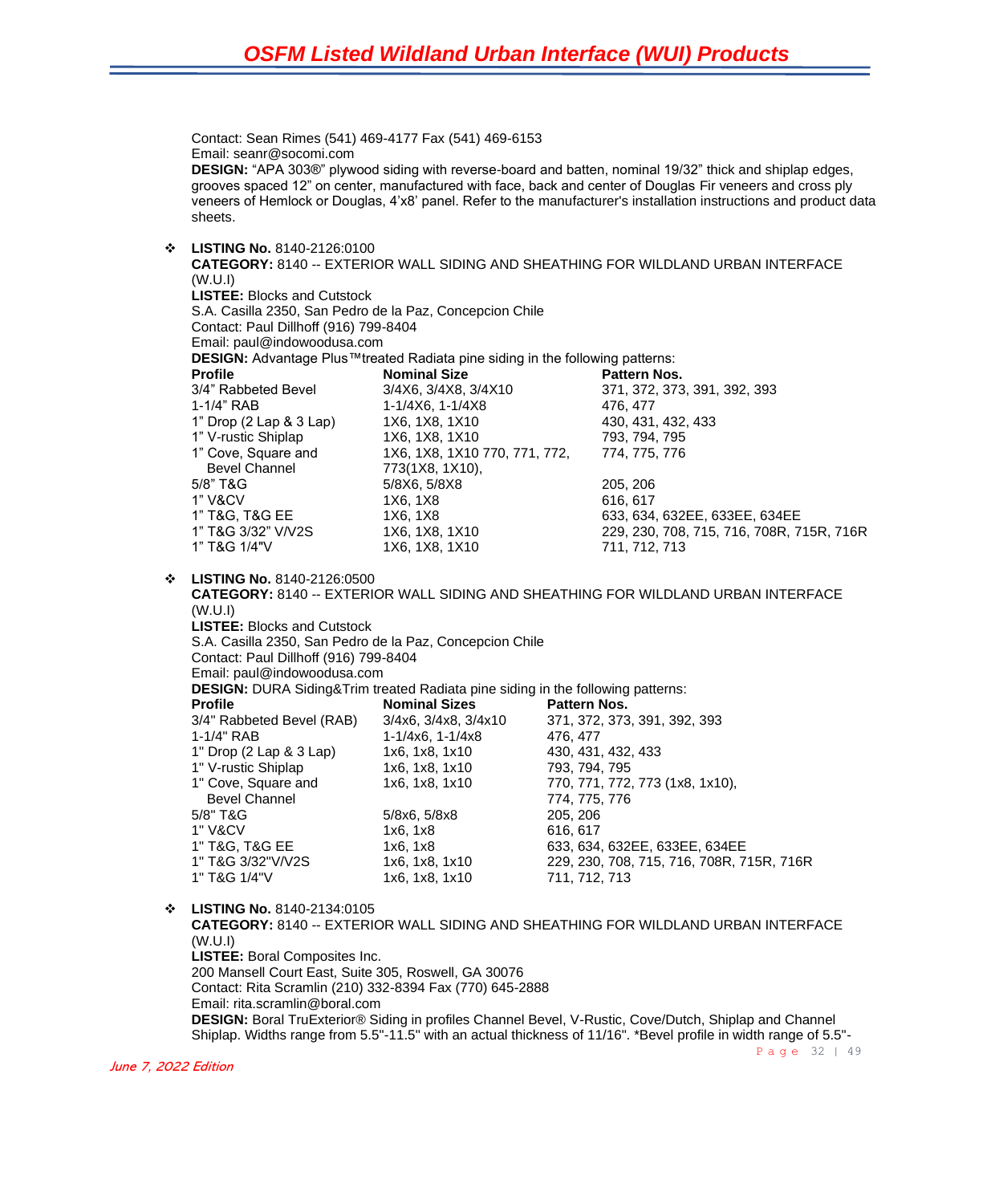Contact: Sean Rimes (541) 469-4177 Fax (541) 469-6153
Email: seanr@socomi.com
**DESIGN:** "APA 303®" plywood siding with reverse-board and batten, nominal 19/32" thick and shiplap edges, grooves spaced 12" on center, manufactured with face, back and center of Douglas Fir veneers and cross ply veneers of Hemlock or Douglas, 4'x8' panel. Refer to the manufacturer's installation instructions and product data sheets.

❖ **LISTING No.** 8140-2126:0100
**CATEGORY:** 8140 -- EXTERIOR WALL SIDING AND SHEATHING FOR WILDLAND URBAN INTERFACE (W.U.I)
**LISTEE:** Blocks and Cutstock
S.A. Casilla 2350, San Pedro de la Paz, Concepcion Chile
Contact: Paul Dillhoff (916) 799-8404
Email: paul@indowoodusa.com
**DESIGN:** Advantage Plus™treated Radiata pine siding in the following patterns:

| Profile | Nominal Size | Pattern Nos. |
|---|---|---|
| 3/4" Rabbeted Bevel | 3/4X6, 3/4X8, 3/4X10 | 371, 372, 373, 391, 392, 393 |
| 1-1/4" RAB | 1-1/4X6, 1-1/4X8 | 476, 477 |
| 1" Drop (2 Lap & 3 Lap) | 1X6, 1X8, 1X10 | 430, 431, 432, 433 |
| 1" V-rustic Shiplap | 1X6, 1X8, 1X10 | 793, 794, 795 |
| 1" Cove, Square and Bevel Channel | 1X6, 1X8, 1X10 770, 771, 772, 773(1X8, 1X10), | 774, 775, 776 |
| 5/8" T&G | 5/8X6, 5/8X8 | 205, 206 |
| 1" V&CV | 1X6, 1X8 | 616, 617 |
| 1" T&G, T&G EE | 1X6, 1X8 | 633, 634, 632EE, 633EE, 634EE |
| 1" T&G 3/32" V/V2S | 1X6, 1X8, 1X10 | 229, 230, 708, 715, 716, 708R, 715R, 716R |
| 1" T&G 1/4"V | 1X6, 1X8, 1X10 | 711, 712, 713 |

❖ **LISTING No.** 8140-2126:0500
**CATEGORY:** 8140 -- EXTERIOR WALL SIDING AND SHEATHING FOR WILDLAND URBAN INTERFACE (W.U.I)
**LISTEE:** Blocks and Cutstock
S.A. Casilla 2350, San Pedro de la Paz, Concepcion Chile
Contact: Paul Dillhoff (916) 799-8404
Email: paul@indowoodusa.com
**DESIGN:** DURA Siding&Trim treated Radiata pine siding in the following patterns:

| Profile | Nominal Sizes | Pattern Nos. |
|---|---|---|
| 3/4" Rabbeted Bevel (RAB) | 3/4x6, 3/4x8, 3/4x10 | 371, 372, 373, 391, 392, 393 |
| 1-1/4" RAB | 1-1/4x6, 1-1/4x8 | 476, 477 |
| 1" Drop (2 Lap & 3 Lap) | 1x6, 1x8, 1x10 | 430, 431, 432, 433 |
| 1" V-rustic Shiplap | 1x6, 1x8, 1x10 | 793, 794, 795 |
| 1" Cove, Square and Bevel Channel | 1x6, 1x8, 1x10 | 770, 771, 772, 773 (1x8, 1x10), 774, 775, 776 |
| 5/8" T&G | 5/8x6, 5/8x8 | 205, 206 |
| 1" V&CV | 1x6, 1x8 | 616, 617 |
| 1" T&G, T&G EE | 1x6, 1x8 | 633, 634, 632EE, 633EE, 634EE |
| 1" T&G 3/32"V/V2S | 1x6, 1x8, 1x10 | 229, 230, 708, 715, 716, 708R, 715R, 716R |
| 1" T&G 1/4"V | 1x6, 1x8, 1x10 | 711, 712, 713 |

❖ **LISTING No.** 8140-2134:0105
**CATEGORY:** 8140 -- EXTERIOR WALL SIDING AND SHEATHING FOR WILDLAND URBAN INTERFACE (W.U.I)
**LISTEE:** Boral Composites Inc.
200 Mansell Court East, Suite 305, Roswell, GA 30076
Contact: Rita Scramlin (210) 332-8394 Fax (770) 645-2888
Email: rita.scramlin@boral.com
**DESIGN:** Boral TruExterior® Siding in profiles Channel Bevel, V-Rustic, Cove/Dutch, Shiplap and Channel Shiplap. Widths range from 5.5"-11.5" with an actual thickness of 11/16". *Bevel profile in width range of 5.5"-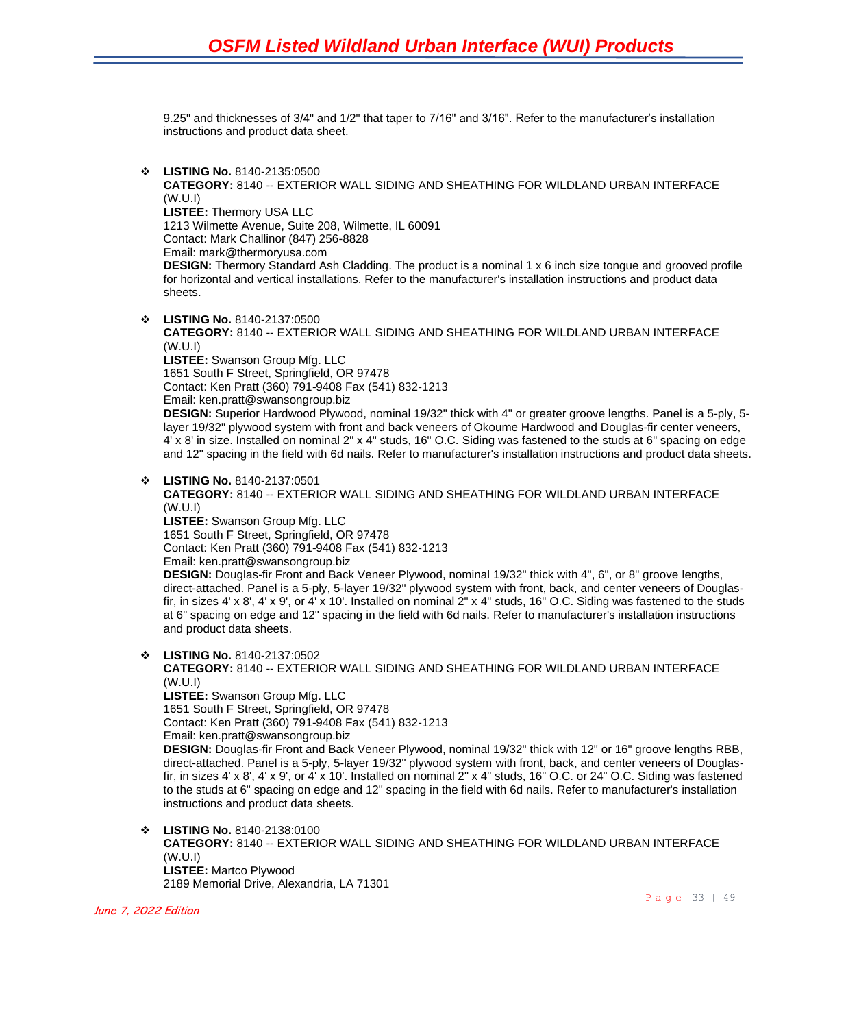9.25" and thicknesses of 3/4" and 1/2" that taper to 7/16" and 3/16". Refer to the manufacturer's installation instructions and product data sheet.

- **LISTING No.** 8140-2135:0500
  **CATEGORY:** 8140 -- EXTERIOR WALL SIDING AND SHEATHING FOR WILDLAND URBAN INTERFACE (W.U.I)
  **LISTEE:** Thermory USA LLC
  1213 Wilmette Avenue, Suite 208, Wilmette, IL 60091
  Contact: Mark Challinor (847) 256-8828
  Email: mark@thermoryusa.com
  **DESIGN:** Thermory Standard Ash Cladding. The product is a nominal 1 x 6 inch size tongue and grooved profile for horizontal and vertical installations. Refer to the manufacturer's installation instructions and product data sheets.

- **LISTING No.** 8140-2137:0500
  **CATEGORY:** 8140 -- EXTERIOR WALL SIDING AND SHEATHING FOR WILDLAND URBAN INTERFACE (W.U.I)
  **LISTEE:** Swanson Group Mfg. LLC
  1651 South F Street, Springfield, OR 97478
  Contact: Ken Pratt (360) 791-9408 Fax (541) 832-1213
  Email: ken.pratt@swansongroup.biz
  **DESIGN:** Superior Hardwood Plywood, nominal 19/32" thick with 4" or greater groove lengths. Panel is a 5-ply, 5-layer 19/32" plywood system with front and back veneers of Okoume Hardwood and Douglas-fir center veneers, 4' x 8' in size. Installed on nominal 2" x 4" studs, 16" O.C. Siding was fastened to the studs at 6" spacing on edge and 12" spacing in the field with 6d nails. Refer to manufacturer's installation instructions and product data sheets.

- **LISTING No.** 8140-2137:0501
  **CATEGORY:** 8140 -- EXTERIOR WALL SIDING AND SHEATHING FOR WILDLAND URBAN INTERFACE (W.U.I)
  **LISTEE:** Swanson Group Mfg. LLC
  1651 South F Street, Springfield, OR 97478
  Contact: Ken Pratt (360) 791-9408 Fax (541) 832-1213
  Email: ken.pratt@swansongroup.biz
  **DESIGN:** Douglas-fir Front and Back Veneer Plywood, nominal 19/32" thick with 4", 6", or 8" groove lengths, direct-attached. Panel is a 5-ply, 5-layer 19/32" plywood system with front, back, and center veneers of Douglas-fir, in sizes 4' x 8', 4' x 9', or 4' x 10'. Installed on nominal 2" x 4" studs, 16" O.C. Siding was fastened to the studs at 6" spacing on edge and 12" spacing in the field with 6d nails. Refer to manufacturer's installation instructions and product data sheets.

- **LISTING No.** 8140-2137:0502
  **CATEGORY:** 8140 -- EXTERIOR WALL SIDING AND SHEATHING FOR WILDLAND URBAN INTERFACE (W.U.I)
  **LISTEE:** Swanson Group Mfg. LLC
  1651 South F Street, Springfield, OR 97478
  Contact: Ken Pratt (360) 791-9408 Fax (541) 832-1213
  Email: ken.pratt@swansongroup.biz
  **DESIGN:** Douglas-fir Front and Back Veneer Plywood, nominal 19/32" thick with 12" or 16" groove lengths RBB, direct-attached. Panel is a 5-ply, 5-layer 19/32" plywood system with front, back, and center veneers of Douglas-fir, in sizes 4' x 8', 4' x 9', or 4' x 10'. Installed on nominal 2" x 4" studs, 16" O.C. or 24" O.C. Siding was fastened to the studs at 6" spacing on edge and 12" spacing in the field with 6d nails. Refer to manufacturer's installation instructions and product data sheets.

- **LISTING No.** 8140-2138:0100
  **CATEGORY:** 8140 -- EXTERIOR WALL SIDING AND SHEATHING FOR WILDLAND URBAN INTERFACE (W.U.I)
  **LISTEE:** Martco Plywood
  2189 Memorial Drive, Alexandria, LA 71301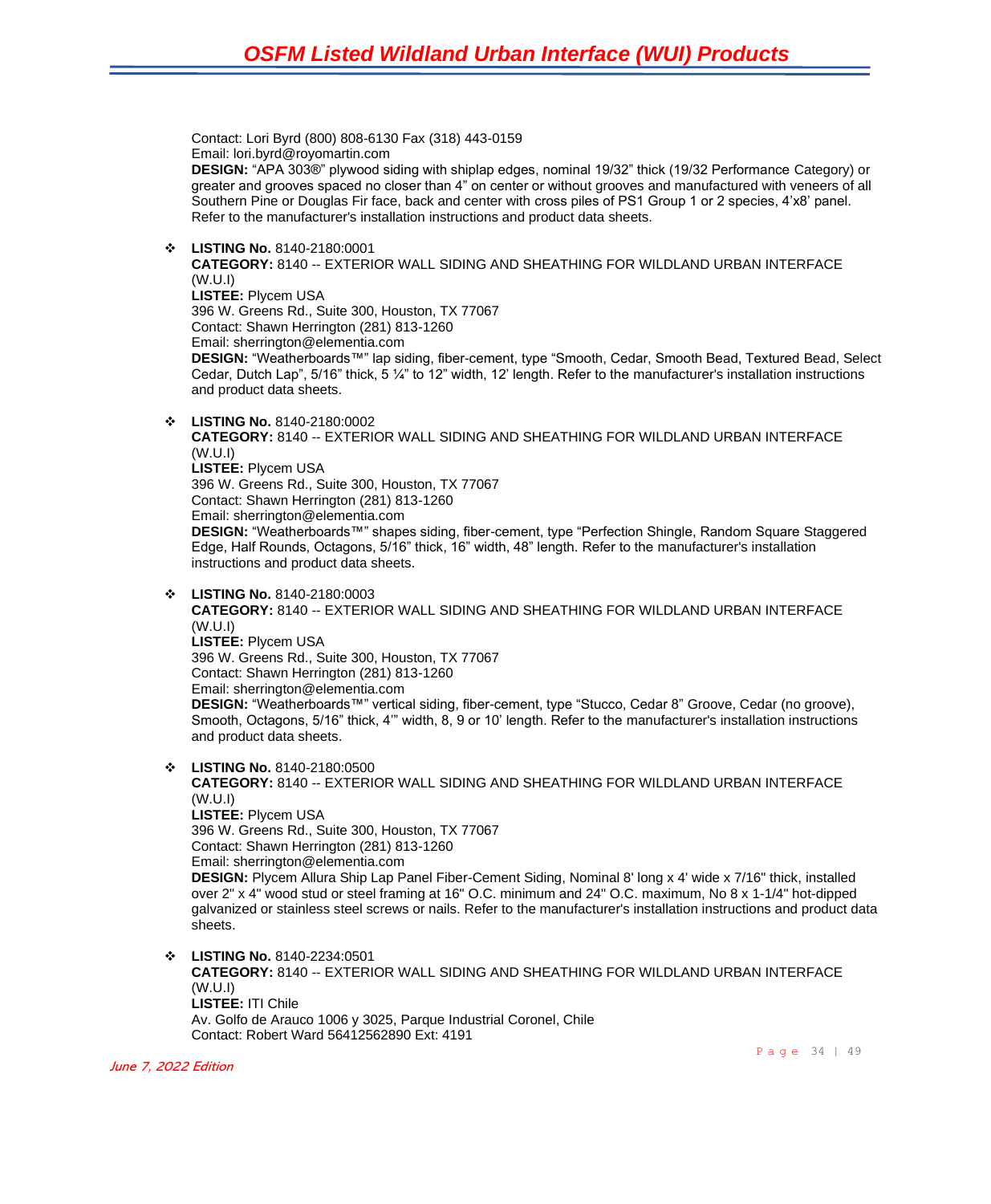Contact: Lori Byrd (800) 808-6130 Fax (318) 443-0159
Email: lori.byrd@royomartin.com
**DESIGN:** “APA 303®” plywood siding with shiplap edges, nominal 19/32” thick (19/32 Performance Category) or greater and grooves spaced no closer than 4” on center or without grooves and manufactured with veneers of all Southern Pine or Douglas Fir face, back and center with cross piles of PS1 Group 1 or 2 species, 4’x8’ panel. Refer to the manufacturer's installation instructions and product data sheets.

- **LISTING No.** 8140-2180:0001
  **CATEGORY:** 8140 -- EXTERIOR WALL SIDING AND SHEATHING FOR WILDLAND URBAN INTERFACE (W.U.I)
  **LISTEE:** Plycem USA
  396 W. Greens Rd., Suite 300, Houston, TX 77067
  Contact: Shawn Herrington (281) 813-1260
  Email: sherrington@elementia.com
  **DESIGN:** “Weatherboards™” lap siding, fiber-cement, type “Smooth, Cedar, Smooth Bead, Textured Bead, Select Cedar, Dutch Lap”, 5/16” thick, 5 ¼” to 12” width, 12’ length. Refer to the manufacturer's installation instructions and product data sheets.

- **LISTING No.** 8140-2180:0002
  **CATEGORY:** 8140 -- EXTERIOR WALL SIDING AND SHEATHING FOR WILDLAND URBAN INTERFACE (W.U.I)
  **LISTEE:** Plycem USA
  396 W. Greens Rd., Suite 300, Houston, TX 77067
  Contact: Shawn Herrington (281) 813-1260
  Email: sherrington@elementia.com
  **DESIGN:** “Weatherboards™” shapes siding, fiber-cement, type “Perfection Shingle, Random Square Staggered Edge, Half Rounds, Octagons, 5/16” thick, 16” width, 48” length. Refer to the manufacturer's installation instructions and product data sheets.

- **LISTING No.** 8140-2180:0003
  **CATEGORY:** 8140 -- EXTERIOR WALL SIDING AND SHEATHING FOR WILDLAND URBAN INTERFACE (W.U.I)
  **LISTEE:** Plycem USA
  396 W. Greens Rd., Suite 300, Houston, TX 77067
  Contact: Shawn Herrington (281) 813-1260
  Email: sherrington@elementia.com
  **DESIGN:** “Weatherboards™” vertical siding, fiber-cement, type “Stucco, Cedar 8” Groove, Cedar (no groove), Smooth, Octagons, 5/16” thick, 4’” width, 8, 9 or 10’ length. Refer to the manufacturer's installation instructions and product data sheets.

- **LISTING No.** 8140-2180:0500
  **CATEGORY:** 8140 -- EXTERIOR WALL SIDING AND SHEATHING FOR WILDLAND URBAN INTERFACE (W.U.I)
  **LISTEE:** Plycem USA
  396 W. Greens Rd., Suite 300, Houston, TX 77067
  Contact: Shawn Herrington (281) 813-1260
  Email: sherrington@elementia.com
  **DESIGN:** Plycem Allura Ship Lap Panel Fiber-Cement Siding, Nominal 8' long x 4' wide x 7/16" thick, installed over 2" x 4" wood stud or steel framing at 16" O.C. minimum and 24" O.C. maximum, No 8 x 1-1/4" hot-dipped galvanized or stainless steel screws or nails. Refer to the manufacturer's installation instructions and product data sheets.

- **LISTING No.** 8140-2234:0501
  **CATEGORY:** 8140 -- EXTERIOR WALL SIDING AND SHEATHING FOR WILDLAND URBAN INTERFACE (W.U.I)
  **LISTEE:** ITI Chile
  Av. Golfo de Arauco 1006 y 3025, Parque Industrial Coronel, Chile
  Contact: Robert Ward 56412562890 Ext: 4191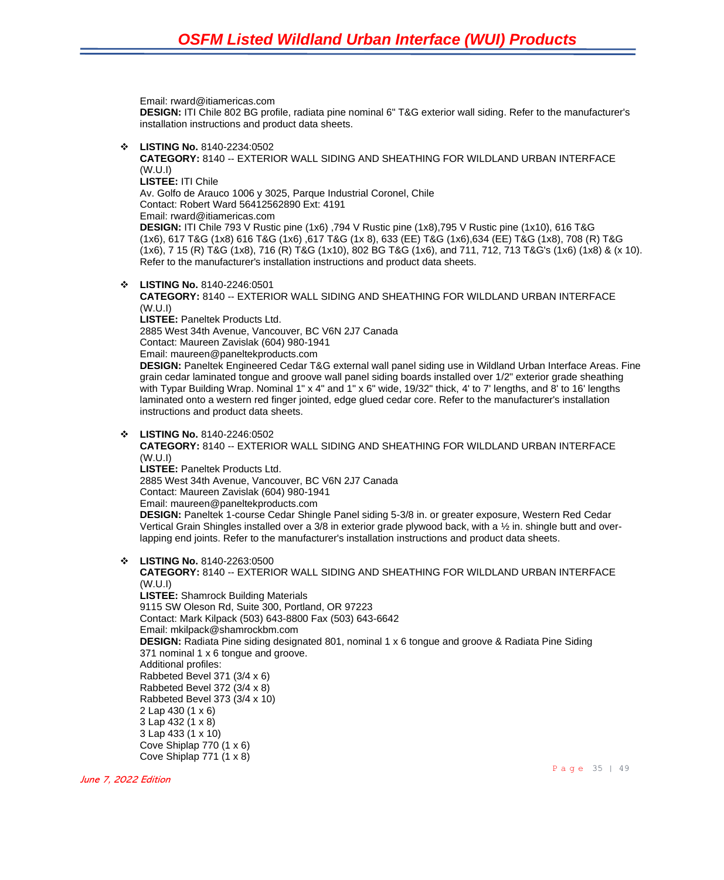Email: rward@itiamericas.com
**DESIGN:** ITI Chile 802 BG profile, radiata pine nominal 6" T&G exterior wall siding. Refer to the manufacturer's installation instructions and product data sheets.

- **LISTING No.** 8140-2234:0502
  **CATEGORY:** 8140 -- EXTERIOR WALL SIDING AND SHEATHING FOR WILDLAND URBAN INTERFACE (W.U.I)
  **LISTEE:** ITI Chile
  Av. Golfo de Arauco 1006 y 3025, Parque Industrial Coronel, Chile
  Contact: Robert Ward 56412562890 Ext: 4191
  Email: rward@itiamericas.com
  **DESIGN:** ITI Chile 793 V Rustic pine (1x6) ,794 V Rustic pine (1x8),795 V Rustic pine (1x10), 616 T&G (1x6), 617 T&G (1x8) 616 T&G (1x6) ,617 T&G (1x 8), 633 (EE) T&G (1x6),634 (EE) T&G (1x8), 708 (R) T&G (1x6), 7 15 (R) T&G (1x8), 716 (R) T&G (1x10), 802 BG T&G (1x6), and 711, 712, 713 T&G's (1x6) (1x8) & (x 10). Refer to the manufacturer's installation instructions and product data sheets.

- **LISTING No.** 8140-2246:0501
  **CATEGORY:** 8140 -- EXTERIOR WALL SIDING AND SHEATHING FOR WILDLAND URBAN INTERFACE (W.U.I)
  **LISTEE:** Paneltek Products Ltd.
  2885 West 34th Avenue, Vancouver, BC V6N 2J7 Canada
  Contact: Maureen Zavislak (604) 980-1941
  Email: maureen@paneltekproducts.com
  **DESIGN:** Paneltek Engineered Cedar T&G external wall panel siding use in Wildland Urban Interface Areas. Fine grain cedar laminated tongue and groove wall panel siding boards installed over 1/2" exterior grade sheathing with Typar Building Wrap. Nominal 1" x 4" and 1" x 6" wide, 19/32" thick, 4' to 7' lengths, and 8' to 16' lengths laminated onto a western red finger jointed, edge glued cedar core. Refer to the manufacturer's installation instructions and product data sheets.

- **LISTING No.** 8140-2246:0502
  **CATEGORY:** 8140 -- EXTERIOR WALL SIDING AND SHEATHING FOR WILDLAND URBAN INTERFACE (W.U.I)
  **LISTEE:** Paneltek Products Ltd.
  2885 West 34th Avenue, Vancouver, BC V6N 2J7 Canada
  Contact: Maureen Zavislak (604) 980-1941
  Email: maureen@paneltekproducts.com
  **DESIGN:** Paneltek 1-course Cedar Shingle Panel siding 5-3/8 in. or greater exposure, Western Red Cedar Vertical Grain Shingles installed over a 3/8 in exterior grade plywood back, with a ½ in. shingle butt and over-lapping end joints. Refer to the manufacturer's installation instructions and product data sheets.

- **LISTING No.** 8140-2263:0500
  **CATEGORY:** 8140 -- EXTERIOR WALL SIDING AND SHEATHING FOR WILDLAND URBAN INTERFACE (W.U.I)
  **LISTEE:** Shamrock Building Materials
  9115 SW Oleson Rd, Suite 300, Portland, OR 97223
  Contact: Mark Kilpack (503) 643-8800 Fax (503) 643-6642
  Email: mkilpack@shamrockbm.com
  **DESIGN:** Radiata Pine siding designated 801, nominal 1 x 6 tongue and groove & Radiata Pine Siding 371 nominal 1 x 6 tongue and groove.
  Additional profiles:
  Rabbeted Bevel 371 (3/4 x 6)
  Rabbeted Bevel 372 (3/4 x 8)
  Rabbeted Bevel 373 (3/4 x 10)
  2 Lap 430 (1 x 6)
  3 Lap 432 (1 x 8)
  3 Lap 433 (1 x 10)
  Cove Shiplap 770 (1 x 6)
  Cove Shiplap 771 (1 x 8)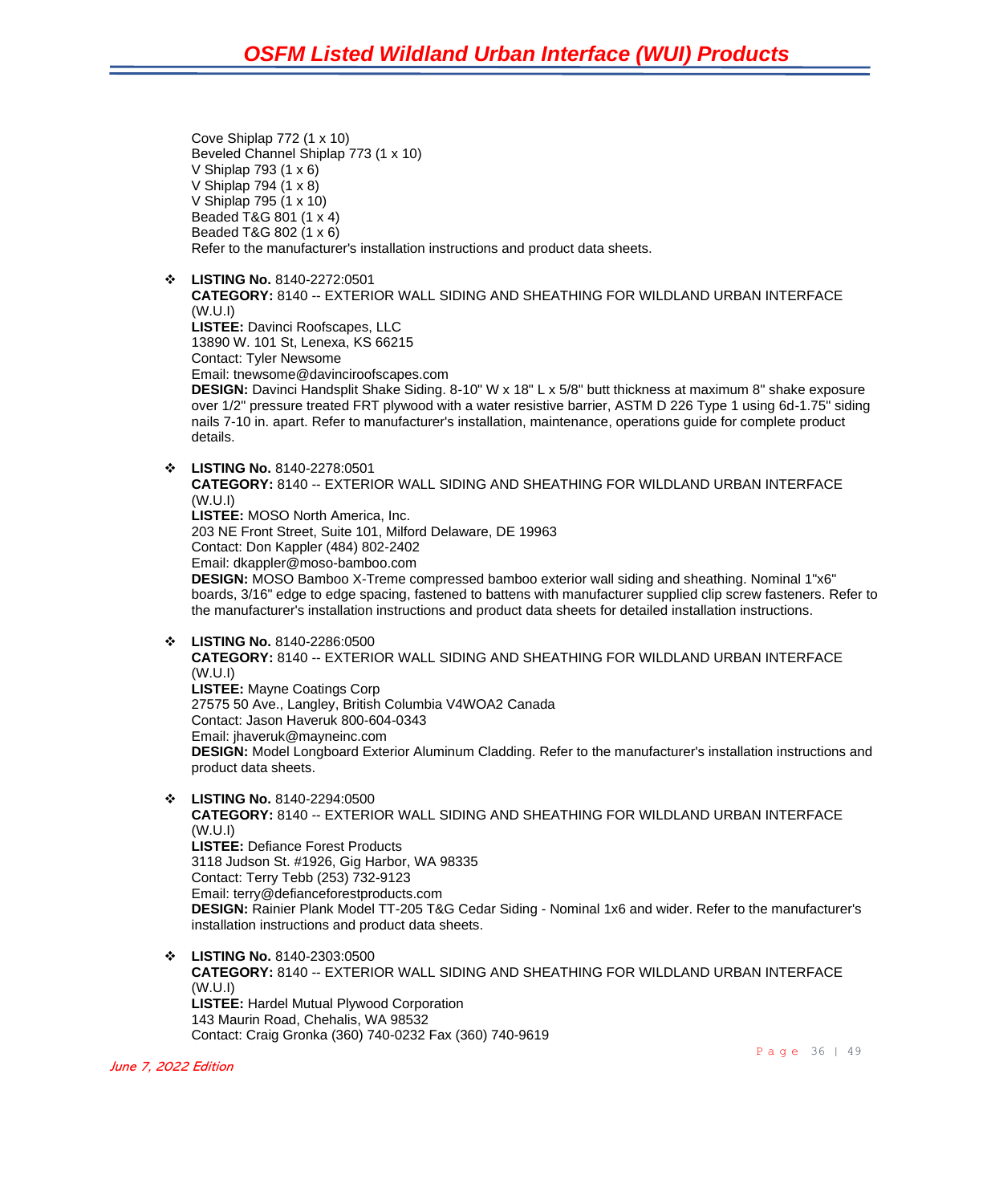Cove Shiplap 772 (1 x 10)
Beveled Channel Shiplap 773 (1 x 10)
V Shiplap 793 (1 x 6)
V Shiplap 794 (1 x 8)
V Shiplap 795 (1 x 10)
Beaded T&G 801 (1 x 4)
Beaded T&G 802 (1 x 6)
Refer to the manufacturer's installation instructions and product data sheets.

- **LISTING No.** 8140-2272:0501
  **CATEGORY:** 8140 -- EXTERIOR WALL SIDING AND SHEATHING FOR WILDLAND URBAN INTERFACE (W.U.I)
  **LISTEE:** Davinci Roofscapes, LLC
  13890 W. 101 St, Lenexa, KS 66215
  Contact: Tyler Newsome
  Email: tnewsome@davinciroofscapes.com
  **DESIGN:** Davinci Handsplit Shake Siding. 8-10" W x 18" L x 5/8" butt thickness at maximum 8" shake exposure over 1/2" pressure treated FRT plywood with a water resistive barrier, ASTM D 226 Type 1 using 6d-1.75" siding nails 7-10 in. apart. Refer to manufacturer's installation, maintenance, operations guide for complete product details.

- **LISTING No.** 8140-2278:0501
  **CATEGORY:** 8140 -- EXTERIOR WALL SIDING AND SHEATHING FOR WILDLAND URBAN INTERFACE (W.U.I)
  **LISTEE:** MOSO North America, Inc.
  203 NE Front Street, Suite 101, Milford Delaware, DE 19963
  Contact: Don Kappler (484) 802-2402
  Email: dkappler@moso-bamboo.com
  **DESIGN:** MOSO Bamboo X-Treme compressed bamboo exterior wall siding and sheathing. Nominal 1"x6" boards, 3/16" edge to edge spacing, fastened to battens with manufacturer supplied clip screw fasteners. Refer to the manufacturer's installation instructions and product data sheets for detailed installation instructions.

- **LISTING No.** 8140-2286:0500
  **CATEGORY:** 8140 -- EXTERIOR WALL SIDING AND SHEATHING FOR WILDLAND URBAN INTERFACE (W.U.I)
  **LISTEE:** Mayne Coatings Corp
  27575 50 Ave., Langley, British Columbia V4WOA2 Canada
  Contact: Jason Haveruk 800-604-0343
  Email: jhaveruk@mayneinc.com
  **DESIGN:** Model Longboard Exterior Aluminum Cladding. Refer to the manufacturer's installation instructions and product data sheets.

- **LISTING No.** 8140-2294:0500
  **CATEGORY:** 8140 -- EXTERIOR WALL SIDING AND SHEATHING FOR WILDLAND URBAN INTERFACE (W.U.I)
  **LISTEE:** Defiance Forest Products
  3118 Judson St. #1926, Gig Harbor, WA 98335
  Contact: Terry Tebb (253) 732-9123
  Email: terry@defianceforestproducts.com
  **DESIGN:** Rainier Plank Model TT-205 T&G Cedar Siding - Nominal 1x6 and wider. Refer to the manufacturer's installation instructions and product data sheets.

- **LISTING No.** 8140-2303:0500
  **CATEGORY:** 8140 -- EXTERIOR WALL SIDING AND SHEATHING FOR WILDLAND URBAN INTERFACE (W.U.I)
  **LISTEE:** Hardel Mutual Plywood Corporation
  143 Maurin Road, Chehalis, WA 98532
  Contact: Craig Gronka (360) 740-0232 Fax (360) 740-9619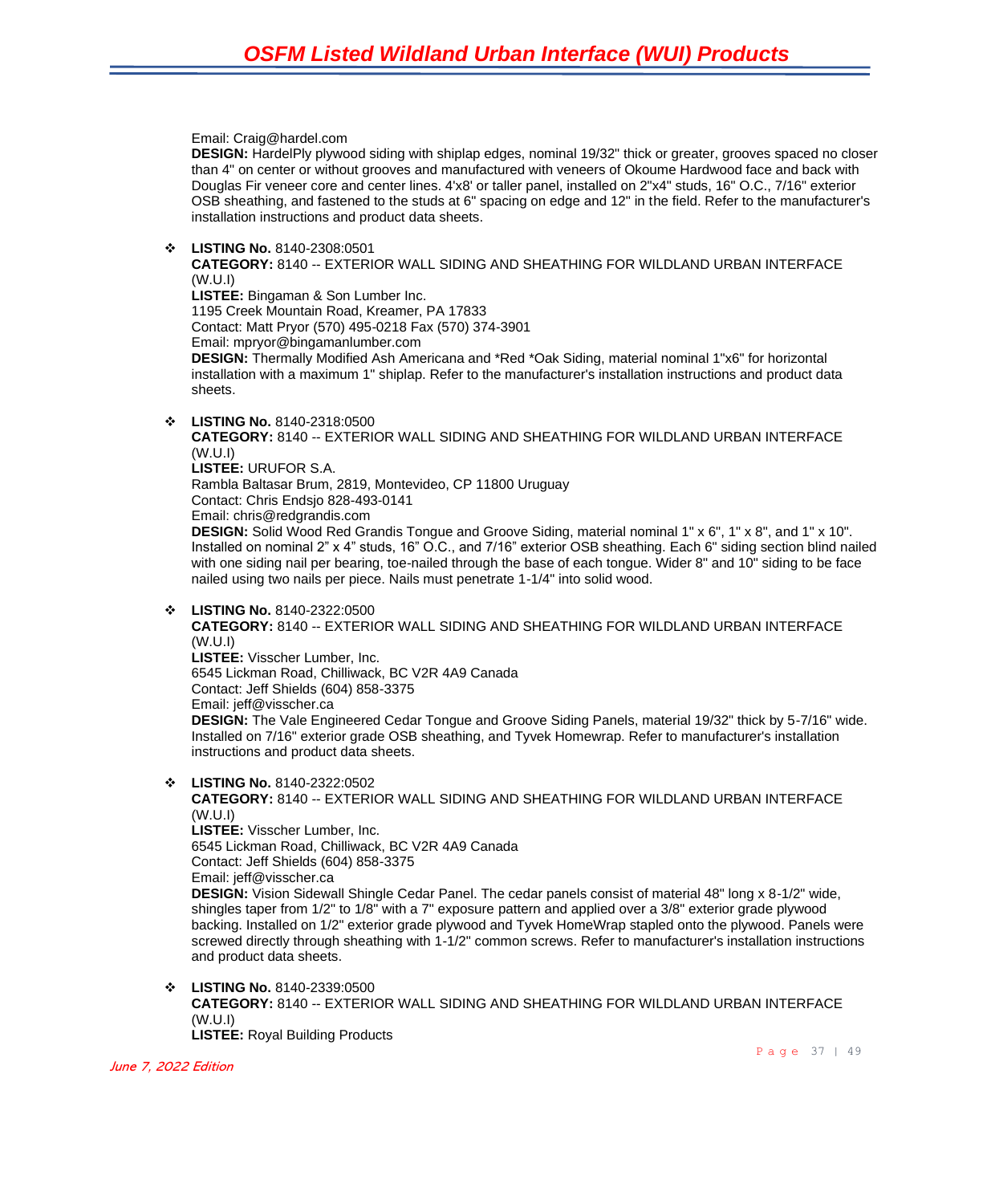Email: Craig@hardel.com
**DESIGN:** HardelPly plywood siding with shiplap edges, nominal 19/32" thick or greater, grooves spaced no closer than 4" on center or without grooves and manufactured with veneers of Okoume Hardwood face and back with Douglas Fir veneer core and center lines. 4'x8' or taller panel, installed on 2"x4" studs, 16" O.C., 7/16" exterior OSB sheathing, and fastened to the studs at 6" spacing on edge and 12" in the field. Refer to the manufacturer's installation instructions and product data sheets.

- **LISTING No.** 8140-2308:0501
  **CATEGORY:** 8140 -- EXTERIOR WALL SIDING AND SHEATHING FOR WILDLAND URBAN INTERFACE (W.U.I)
  **LISTEE:** Bingaman & Son Lumber Inc.
  1195 Creek Mountain Road, Kreamer, PA 17833
  Contact: Matt Pryor (570) 495-0218 Fax (570) 374-3901
  Email: mpryor@bingamanlumber.com
  **DESIGN:** Thermally Modified Ash Americana and *Red *Oak Siding, material nominal 1"x6" for horizontal installation with a maximum 1" shiplap. Refer to the manufacturer's installation instructions and product data sheets.

- **LISTING No.** 8140-2318:0500
  **CATEGORY:** 8140 -- EXTERIOR WALL SIDING AND SHEATHING FOR WILDLAND URBAN INTERFACE (W.U.I)
  **LISTEE:** URUFOR S.A.
  Rambla Baltasar Brum, 2819, Montevideo, CP 11800 Uruguay
  Contact: Chris Endsjo 828-493-0141
  Email: chris@redgrandis.com
  **DESIGN:** Solid Wood Red Grandis Tongue and Groove Siding, material nominal 1" x 6", 1" x 8", and 1" x 10". Installed on nominal 2" x 4" studs, 16" O.C., and 7/16" exterior OSB sheathing. Each 6" siding section blind nailed with one siding nail per bearing, toe-nailed through the base of each tongue. Wider 8" and 10" siding to be face nailed using two nails per piece. Nails must penetrate 1-1/4" into solid wood.

- **LISTING No.** 8140-2322:0500
  **CATEGORY:** 8140 -- EXTERIOR WALL SIDING AND SHEATHING FOR WILDLAND URBAN INTERFACE (W.U.I)
  **LISTEE:** Visscher Lumber, Inc.
  6545 Lickman Road, Chilliwack, BC V2R 4A9 Canada
  Contact: Jeff Shields (604) 858-3375
  Email: jeff@visscher.ca
  **DESIGN:** The Vale Engineered Cedar Tongue and Groove Siding Panels, material 19/32" thick by 5-7/16" wide. Installed on 7/16" exterior grade OSB sheathing, and Tyvek Homewrap. Refer to manufacturer's installation instructions and product data sheets.

- **LISTING No.** 8140-2322:0502
  **CATEGORY:** 8140 -- EXTERIOR WALL SIDING AND SHEATHING FOR WILDLAND URBAN INTERFACE (W.U.I)
  **LISTEE:** Visscher Lumber, Inc.
  6545 Lickman Road, Chilliwack, BC V2R 4A9 Canada
  Contact: Jeff Shields (604) 858-3375
  Email: jeff@visscher.ca
  **DESIGN:** Vision Sidewall Shingle Cedar Panel. The cedar panels consist of material 48" long x 8-1/2" wide, shingles taper from 1/2" to 1/8" with a 7" exposure pattern and applied over a 3/8" exterior grade plywood backing. Installed on 1/2" exterior grade plywood and Tyvek HomeWrap stapled onto the plywood. Panels were screwed directly through sheathing with 1-1/2" common screws. Refer to manufacturer's installation instructions and product data sheets.

- **LISTING No.** 8140-2339:0500
  **CATEGORY:** 8140 -- EXTERIOR WALL SIDING AND SHEATHING FOR WILDLAND URBAN INTERFACE (W.U.I)
  **LISTEE:** Royal Building Products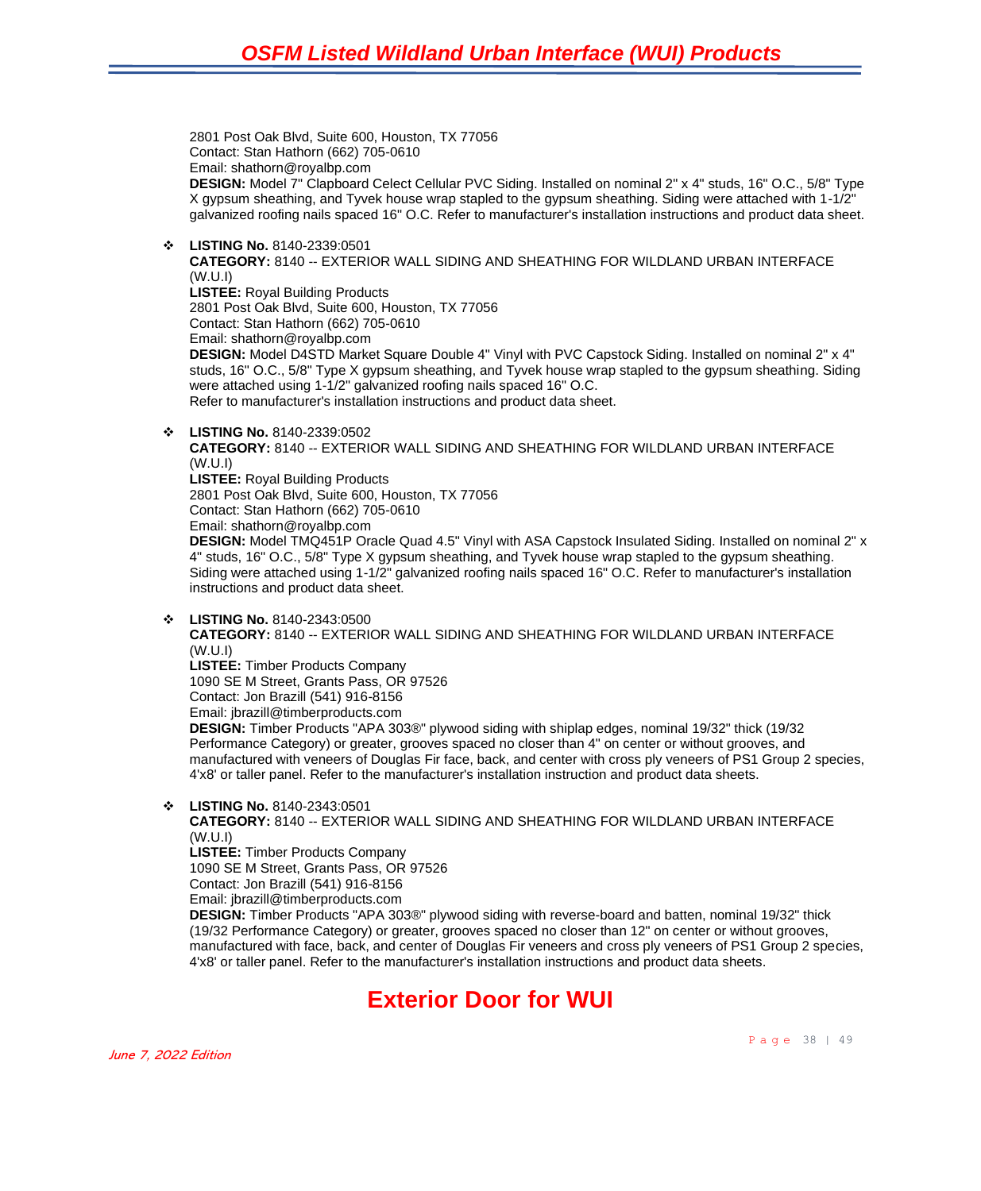2801 Post Oak Blvd, Suite 600, Houston, TX 77056
Contact: Stan Hathorn (662) 705-0610
Email: shathorn@royalbp.com
**DESIGN:** Model 7" Clapboard Celect Cellular PVC Siding. Installed on nominal 2" x 4" studs, 16" O.C., 5/8" Type X gypsum sheathing, and Tyvek house wrap stapled to the gypsum sheathing. Siding were attached with 1-1/2" galvanized roofing nails spaced 16" O.C. Refer to manufacturer's installation instructions and product data sheet.

- **LISTING No.** 8140-2339:0501
  **CATEGORY:** 8140 -- EXTERIOR WALL SIDING AND SHEATHING FOR WILDLAND URBAN INTERFACE (W.U.I)
  **LISTEE:** Royal Building Products
  2801 Post Oak Blvd, Suite 600, Houston, TX 77056
  Contact: Stan Hathorn (662) 705-0610
  Email: shathorn@royalbp.com
  **DESIGN:** Model D4STD Market Square Double 4" Vinyl with PVC Capstock Siding. Installed on nominal 2" x 4" studs, 16" O.C., 5/8" Type X gypsum sheathing, and Tyvek house wrap stapled to the gypsum sheathing. Siding were attached using 1-1/2" galvanized roofing nails spaced 16" O.C.
  Refer to manufacturer's installation instructions and product data sheet.

- **LISTING No.** 8140-2339:0502
  **CATEGORY:** 8140 -- EXTERIOR WALL SIDING AND SHEATHING FOR WILDLAND URBAN INTERFACE (W.U.I)
  **LISTEE:** Royal Building Products
  2801 Post Oak Blvd, Suite 600, Houston, TX 77056
  Contact: Stan Hathorn (662) 705-0610
  Email: shathorn@royalbp.com
  **DESIGN:** Model TMQ451P Oracle Quad 4.5" Vinyl with ASA Capstock Insulated Siding. Installed on nominal 2" x 4" studs, 16" O.C., 5/8" Type X gypsum sheathing, and Tyvek house wrap stapled to the gypsum sheathing. Siding were attached using 1-1/2" galvanized roofing nails spaced 16" O.C. Refer to manufacturer's installation instructions and product data sheet.

- **LISTING No.** 8140-2343:0500
  **CATEGORY:** 8140 -- EXTERIOR WALL SIDING AND SHEATHING FOR WILDLAND URBAN INTERFACE (W.U.I)
  **LISTEE:** Timber Products Company
  1090 SE M Street, Grants Pass, OR 97526
  Contact: Jon Brazill (541) 916-8156
  Email: jbrazill@timberproducts.com
  **DESIGN:** Timber Products "APA 303®" plywood siding with shiplap edges, nominal 19/32" thick (19/32 Performance Category) or greater, grooves spaced no closer than 4" on center or without grooves, and manufactured with veneers of Douglas Fir face, back, and center with cross ply veneers of PS1 Group 2 species, 4'x8' or taller panel. Refer to the manufacturer's installation instruction and product data sheets.

- **LISTING No.** 8140-2343:0501
  **CATEGORY:** 8140 -- EXTERIOR WALL SIDING AND SHEATHING FOR WILDLAND URBAN INTERFACE (W.U.I)
  **LISTEE:** Timber Products Company
  1090 SE M Street, Grants Pass, OR 97526
  Contact: Jon Brazill (541) 916-8156
  Email: jbrazill@timberproducts.com
  **DESIGN:** Timber Products "APA 303®" plywood siding with reverse-board and batten, nominal 19/32" thick (19/32 Performance Category) or greater, grooves spaced no closer than 12" on center or without grooves, manufactured with face, back, and center of Douglas Fir veneers and cross ply veneers of PS1 Group 2 species, 4'x8' or taller panel. Refer to the manufacturer's installation instructions and product data sheets.

## Exterior Door for WUI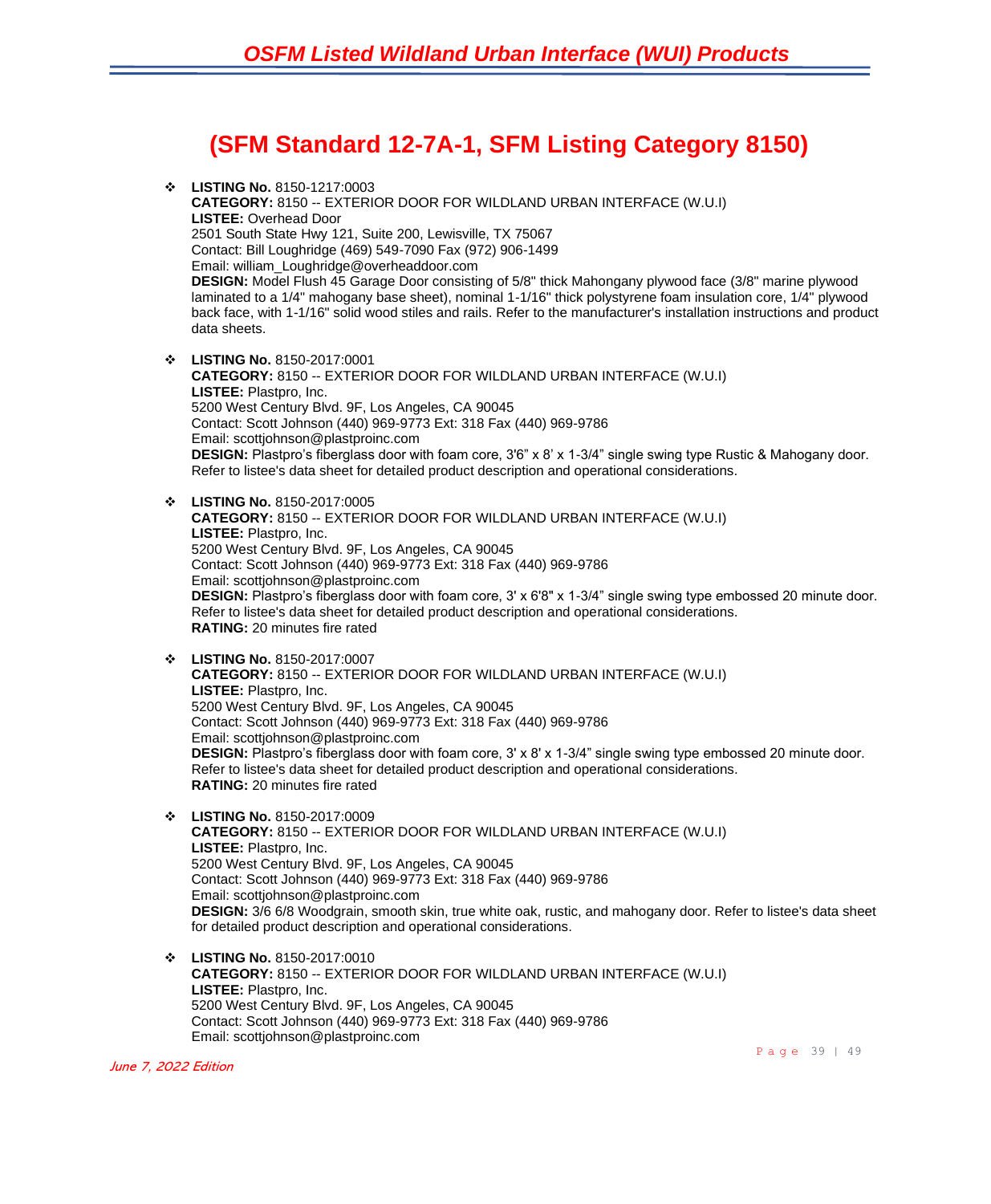# (SFM Standard 12-7A-1, SFM Listing Category 8150)

- **LISTING No.** 8150-1217:0003
  **CATEGORY:** 8150 -- EXTERIOR DOOR FOR WILDLAND URBAN INTERFACE (W.U.I)
  **LISTEE:** Overhead Door
  2501 South State Hwy 121, Suite 200, Lewisville, TX 75067
  Contact: Bill Loughridge (469) 549-7090 Fax (972) 906-1499
  Email: william_Loughridge@overheaddoor.com
  **DESIGN:** Model Flush 45 Garage Door consisting of 5/8" thick Mahongany plywood face (3/8" marine plywood laminated to a 1/4" mahogany base sheet), nominal 1-1/16" thick polystyrene foam insulation core, 1/4" plywood back face, with 1-1/16" solid wood stiles and rails. Refer to the manufacturer's installation instructions and product data sheets.

- **LISTING No.** 8150-2017:0001
  **CATEGORY:** 8150 -- EXTERIOR DOOR FOR WILDLAND URBAN INTERFACE (W.U.I)
  **LISTEE:** Plastpro, Inc.
  5200 West Century Blvd. 9F, Los Angeles, CA 90045
  Contact: Scott Johnson (440) 969-9773 Ext: 318 Fax (440) 969-9786
  Email: scottjohnson@plastproinc.com
  **DESIGN:** Plastpro's fiberglass door with foam core, 3'6" x 8' x 1-3/4" single swing type Rustic & Mahogany door. Refer to listee's data sheet for detailed product description and operational considerations.

- **LISTING No.** 8150-2017:0005
  **CATEGORY:** 8150 -- EXTERIOR DOOR FOR WILDLAND URBAN INTERFACE (W.U.I)
  **LISTEE:** Plastpro, Inc.
  5200 West Century Blvd. 9F, Los Angeles, CA 90045
  Contact: Scott Johnson (440) 969-9773 Ext: 318 Fax (440) 969-9786
  Email: scottjohnson@plastproinc.com
  **DESIGN:** Plastpro's fiberglass door with foam core, 3' x 6'8" x 1-3/4" single swing type embossed 20 minute door. Refer to listee's data sheet for detailed product description and operational considerations.
  **RATING:** 20 minutes fire rated

- **LISTING No.** 8150-2017:0007
  **CATEGORY:** 8150 -- EXTERIOR DOOR FOR WILDLAND URBAN INTERFACE (W.U.I)
  **LISTEE:** Plastpro, Inc.
  5200 West Century Blvd. 9F, Los Angeles, CA 90045
  Contact: Scott Johnson (440) 969-9773 Ext: 318 Fax (440) 969-9786
  Email: scottjohnson@plastproinc.com
  **DESIGN:** Plastpro's fiberglass door with foam core, 3' x 8' x 1-3/4" single swing type embossed 20 minute door. Refer to listee's data sheet for detailed product description and operational considerations.
  **RATING:** 20 minutes fire rated

- **LISTING No.** 8150-2017:0009
  **CATEGORY:** 8150 -- EXTERIOR DOOR FOR WILDLAND URBAN INTERFACE (W.U.I)
  **LISTEE:** Plastpro, Inc.
  5200 West Century Blvd. 9F, Los Angeles, CA 90045
  Contact: Scott Johnson (440) 969-9773 Ext: 318 Fax (440) 969-9786
  Email: scottjohnson@plastproinc.com
  **DESIGN:** 3/6 6/8 Woodgrain, smooth skin, true white oak, rustic, and mahogany door. Refer to listee's data sheet for detailed product description and operational considerations.

- **LISTING No.** 8150-2017:0010
  **CATEGORY:** 8150 -- EXTERIOR DOOR FOR WILDLAND URBAN INTERFACE (W.U.I)
  **LISTEE:** Plastpro, Inc.
  5200 West Century Blvd. 9F, Los Angeles, CA 90045
  Contact: Scott Johnson (440) 969-9773 Ext: 318 Fax (440) 969-9786
  Email: scottjohnson@plastproinc.com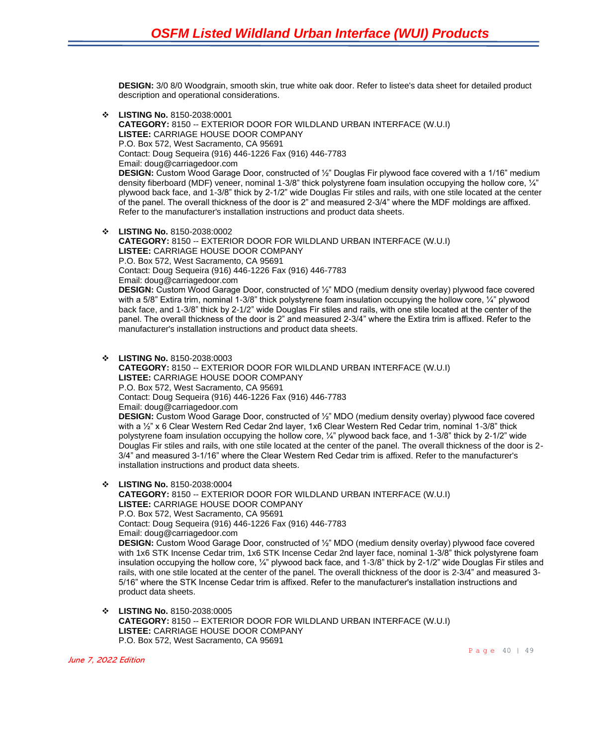**DESIGN:** 3/0 8/0 Woodgrain, smooth skin, true white oak door. Refer to listee's data sheet for detailed product description and operational considerations.

- **LISTING No.** 8150-2038:0001
  **CATEGORY:** 8150 -- EXTERIOR DOOR FOR WILDLAND URBAN INTERFACE (W.U.I)
  **LISTEE:** CARRIAGE HOUSE DOOR COMPANY
  P.O. Box 572, West Sacramento, CA 95691
  Contact: Doug Sequeira (916) 446-1226 Fax (916) 446-7783
  Email: doug@carriagedoor.com
  **DESIGN:** Custom Wood Garage Door, constructed of ½" Douglas Fir plywood face covered with a 1/16" medium density fiberboard (MDF) veneer, nominal 1-3/8" thick polystyrene foam insulation occupying the hollow core, ¼" plywood back face, and 1-3/8" thick by 2-1/2" wide Douglas Fir stiles and rails, with one stile located at the center of the panel. The overall thickness of the door is 2" and measured 2-3/4" where the MDF moldings are affixed. Refer to the manufacturer's installation instructions and product data sheets.

- **LISTING No.** 8150-2038:0002
  **CATEGORY:** 8150 -- EXTERIOR DOOR FOR WILDLAND URBAN INTERFACE (W.U.I)
  **LISTEE:** CARRIAGE HOUSE DOOR COMPANY
  P.O. Box 572, West Sacramento, CA 95691
  Contact: Doug Sequeira (916) 446-1226 Fax (916) 446-7783
  Email: doug@carriagedoor.com
  **DESIGN:** Custom Wood Garage Door, constructed of ½" MDO (medium density overlay) plywood face covered with a 5/8" Extira trim, nominal 1-3/8" thick polystyrene foam insulation occupying the hollow core, ¼" plywood back face, and 1-3/8" thick by 2-1/2" wide Douglas Fir stiles and rails, with one stile located at the center of the panel. The overall thickness of the door is 2" and measured 2-3/4" where the Extira trim is affixed. Refer to the manufacturer's installation instructions and product data sheets.

- **LISTING No.** 8150-2038:0003
  **CATEGORY:** 8150 -- EXTERIOR DOOR FOR WILDLAND URBAN INTERFACE (W.U.I)
  **LISTEE:** CARRIAGE HOUSE DOOR COMPANY
  P.O. Box 572, West Sacramento, CA 95691
  Contact: Doug Sequeira (916) 446-1226 Fax (916) 446-7783
  Email: doug@carriagedoor.com
  **DESIGN:** Custom Wood Garage Door, constructed of ½" MDO (medium density overlay) plywood face covered with a ½" x 6 Clear Western Red Cedar 2nd layer, 1x6 Clear Western Red Cedar trim, nominal 1-3/8" thick polystyrene foam insulation occupying the hollow core, ¼" plywood back face, and 1-3/8" thick by 2-1/2" wide Douglas Fir stiles and rails, with one stile located at the center of the panel. The overall thickness of the door is 2-3/4" and measured 3-1/16" where the Clear Western Red Cedar trim is affixed. Refer to the manufacturer's installation instructions and product data sheets.

- **LISTING No.** 8150-2038:0004
  **CATEGORY:** 8150 -- EXTERIOR DOOR FOR WILDLAND URBAN INTERFACE (W.U.I)
  **LISTEE:** CARRIAGE HOUSE DOOR COMPANY
  P.O. Box 572, West Sacramento, CA 95691
  Contact: Doug Sequeira (916) 446-1226 Fax (916) 446-7783
  Email: doug@carriagedoor.com
  **DESIGN:** Custom Wood Garage Door, constructed of ½" MDO (medium density overlay) plywood face covered with 1x6 STK Incense Cedar trim, 1x6 STK Incense Cedar 2nd layer face, nominal 1-3/8" thick polystyrene foam insulation occupying the hollow core, ¼" plywood back face, and 1-3/8" thick by 2-1/2" wide Douglas Fir stiles and rails, with one stile located at the center of the panel. The overall thickness of the door is 2-3/4" and measured 3-5/16" where the STK Incense Cedar trim is affixed. Refer to the manufacturer's installation instructions and product data sheets.

- **LISTING No.** 8150-2038:0005
  **CATEGORY:** 8150 -- EXTERIOR DOOR FOR WILDLAND URBAN INTERFACE (W.U.I)
  **LISTEE:** CARRIAGE HOUSE DOOR COMPANY
  P.O. Box 572, West Sacramento, CA 95691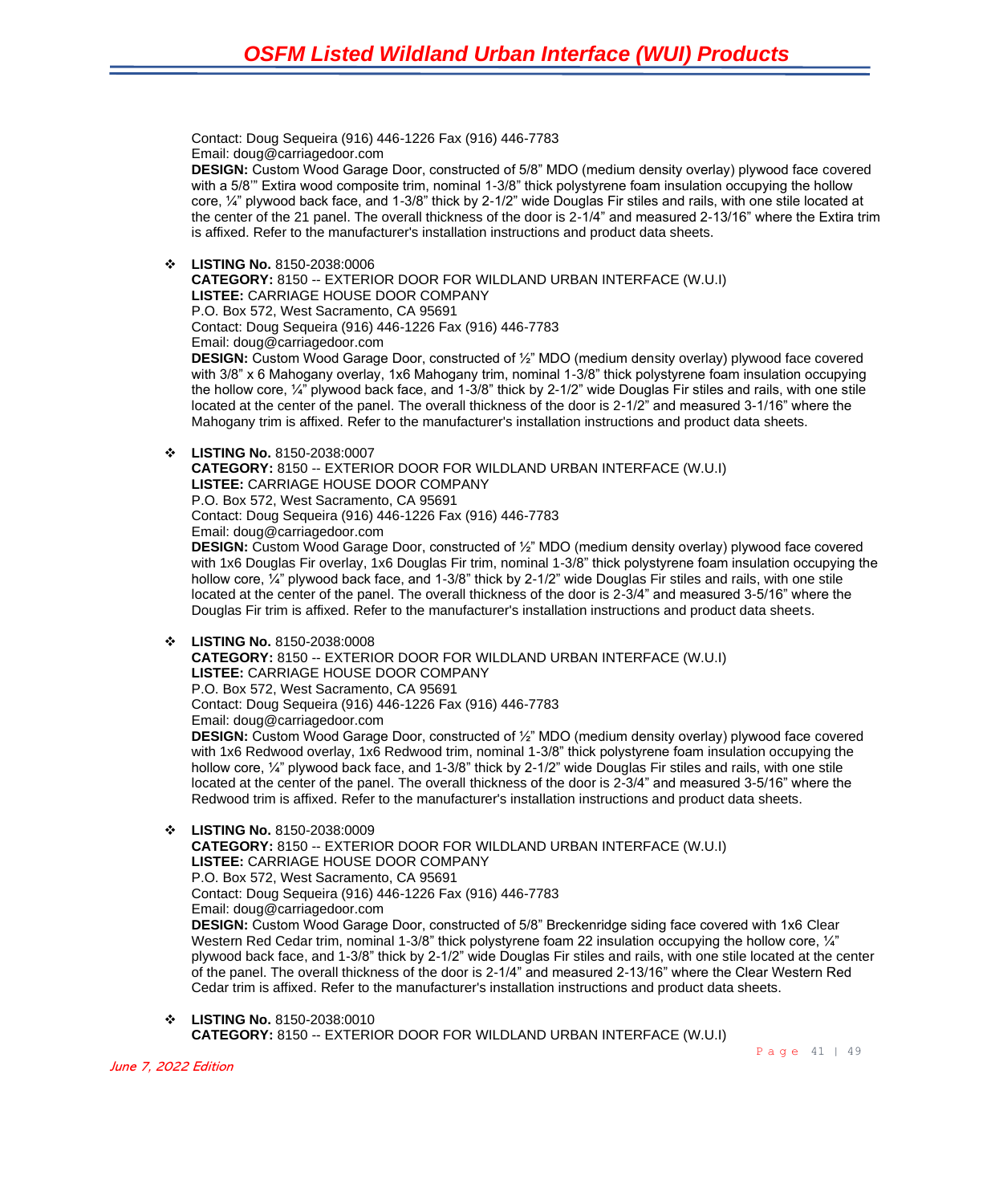Contact: Doug Sequeira (916) 446-1226 Fax (916) 446-7783
Email: doug@carriagedoor.com
**DESIGN:** Custom Wood Garage Door, constructed of 5/8" MDO (medium density overlay) plywood face covered with a 5/8'" Extira wood composite trim, nominal 1-3/8" thick polystyrene foam insulation occupying the hollow core, ¼" plywood back face, and 1-3/8" thick by 2-1/2" wide Douglas Fir stiles and rails, with one stile located at the center of the 21 panel. The overall thickness of the door is 2-1/4" and measured 2-13/16" where the Extira trim is affixed. Refer to the manufacturer's installation instructions and product data sheets.

- **LISTING No.** 8150-2038:0006
  **CATEGORY:** 8150 -- EXTERIOR DOOR FOR WILDLAND URBAN INTERFACE (W.U.I)
  **LISTEE:** CARRIAGE HOUSE DOOR COMPANY
  P.O. Box 572, West Sacramento, CA 95691
  Contact: Doug Sequeira (916) 446-1226 Fax (916) 446-7783
  Email: doug@carriagedoor.com
  **DESIGN:** Custom Wood Garage Door, constructed of ½" MDO (medium density overlay) plywood face covered with 3/8" x 6 Mahogany overlay, 1x6 Mahogany trim, nominal 1-3/8" thick polystyrene foam insulation occupying the hollow core, ¼" plywood back face, and 1-3/8" thick by 2-1/2" wide Douglas Fir stiles and rails, with one stile located at the center of the panel. The overall thickness of the door is 2-1/2" and measured 3-1/16" where the Mahogany trim is affixed. Refer to the manufacturer's installation instructions and product data sheets.

- **LISTING No.** 8150-2038:0007
  **CATEGORY:** 8150 -- EXTERIOR DOOR FOR WILDLAND URBAN INTERFACE (W.U.I)
  **LISTEE:** CARRIAGE HOUSE DOOR COMPANY
  P.O. Box 572, West Sacramento, CA 95691
  Contact: Doug Sequeira (916) 446-1226 Fax (916) 446-7783
  Email: doug@carriagedoor.com
  **DESIGN:** Custom Wood Garage Door, constructed of ½" MDO (medium density overlay) plywood face covered with 1x6 Douglas Fir overlay, 1x6 Douglas Fir trim, nominal 1-3/8" thick polystyrene foam insulation occupying the hollow core, ¼" plywood back face, and 1-3/8" thick by 2-1/2" wide Douglas Fir stiles and rails, with one stile located at the center of the panel. The overall thickness of the door is 2-3/4" and measured 3-5/16" where the Douglas Fir trim is affixed. Refer to the manufacturer's installation instructions and product data sheets.

- **LISTING No.** 8150-2038:0008
  **CATEGORY:** 8150 -- EXTERIOR DOOR FOR WILDLAND URBAN INTERFACE (W.U.I)
  **LISTEE:** CARRIAGE HOUSE DOOR COMPANY
  P.O. Box 572, West Sacramento, CA 95691
  Contact: Doug Sequeira (916) 446-1226 Fax (916) 446-7783
  Email: doug@carriagedoor.com
  **DESIGN:** Custom Wood Garage Door, constructed of ½" MDO (medium density overlay) plywood face covered with 1x6 Redwood overlay, 1x6 Redwood trim, nominal 1-3/8" thick polystyrene foam insulation occupying the hollow core, ¼" plywood back face, and 1-3/8" thick by 2-1/2" wide Douglas Fir stiles and rails, with one stile located at the center of the panel. The overall thickness of the door is 2-3/4" and measured 3-5/16" where the Redwood trim is affixed. Refer to the manufacturer's installation instructions and product data sheets.

- **LISTING No.** 8150-2038:0009
  **CATEGORY:** 8150 -- EXTERIOR DOOR FOR WILDLAND URBAN INTERFACE (W.U.I)
  **LISTEE:** CARRIAGE HOUSE DOOR COMPANY
  P.O. Box 572, West Sacramento, CA 95691
  Contact: Doug Sequeira (916) 446-1226 Fax (916) 446-7783
  Email: doug@carriagedoor.com
  **DESIGN:** Custom Wood Garage Door, constructed of 5/8" Breckenridge siding face covered with 1x6 Clear Western Red Cedar trim, nominal 1-3/8" thick polystyrene foam 22 insulation occupying the hollow core, ¼" plywood back face, and 1-3/8" thick by 2-1/2" wide Douglas Fir stiles and rails, with one stile located at the center of the panel. The overall thickness of the door is 2-1/4" and measured 2-13/16" where the Clear Western Red Cedar trim is affixed. Refer to the manufacturer's installation instructions and product data sheets.

- **LISTING No.** 8150-2038:0010
  **CATEGORY:** 8150 -- EXTERIOR DOOR FOR WILDLAND URBAN INTERFACE (W.U.I)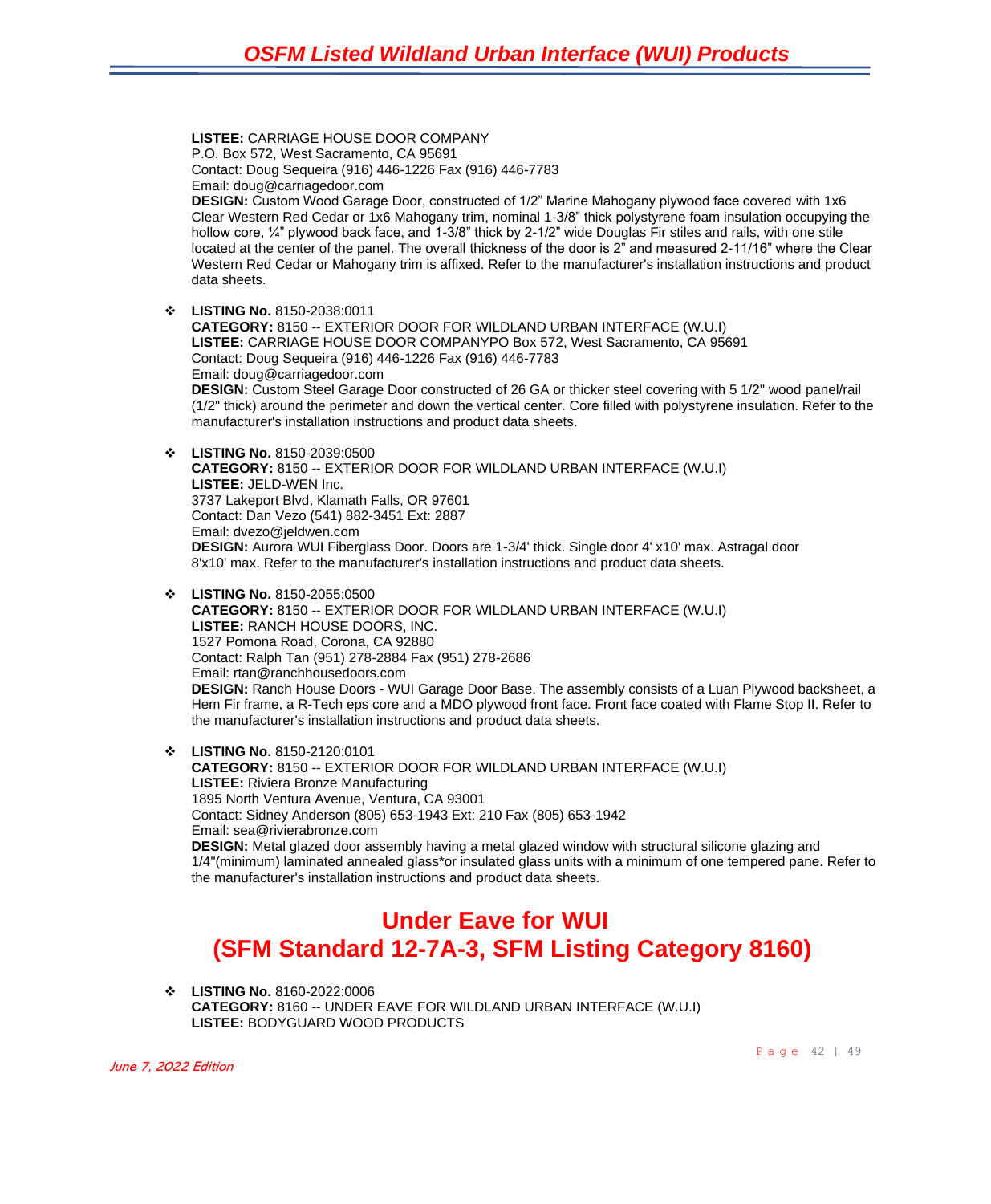**LISTEE:** CARRIAGE HOUSE DOOR COMPANY
P.O. Box 572, West Sacramento, CA 95691
Contact: Doug Sequeira (916) 446-1226 Fax (916) 446-7783
Email: doug@carriagedoor.com
**DESIGN:** Custom Wood Garage Door, constructed of 1/2" Marine Mahogany plywood face covered with 1x6 Clear Western Red Cedar or 1x6 Mahogany trim, nominal 1-3/8" thick polystyrene foam insulation occupying the hollow core, ¼" plywood back face, and 1-3/8" thick by 2-1/2" wide Douglas Fir stiles and rails, with one stile located at the center of the panel. The overall thickness of the door is 2" and measured 2-11/16" where the Clear Western Red Cedar or Mahogany trim is affixed. Refer to the manufacturer's installation instructions and product data sheets.

- **LISTING No.** 8150-2038:0011
  **CATEGORY:** 8150 -- EXTERIOR DOOR FOR WILDLAND URBAN INTERFACE (W.U.I)
  **LISTEE:** CARRIAGE HOUSE DOOR COMPANYPO Box 572, West Sacramento, CA 95691
  Contact: Doug Sequeira (916) 446-1226 Fax (916) 446-7783
  Email: doug@carriagedoor.com
  **DESIGN:** Custom Steel Garage Door constructed of 26 GA or thicker steel covering with 5 1/2" wood panel/rail (1/2" thick) around the perimeter and down the vertical center. Core filled with polystyrene insulation. Refer to the manufacturer's installation instructions and product data sheets.

- **LISTING No.** 8150-2039:0500
  **CATEGORY:** 8150 -- EXTERIOR DOOR FOR WILDLAND URBAN INTERFACE (W.U.I)
  **LISTEE:** JELD-WEN Inc.
  3737 Lakeport Blvd, Klamath Falls, OR 97601
  Contact: Dan Vezo (541) 882-3451 Ext: 2887
  Email: dvezo@jeldwen.com
  **DESIGN:** Aurora WUI Fiberglass Door. Doors are 1-3/4' thick. Single door 4' x10' max. Astragal door 8'x10' max. Refer to the manufacturer's installation instructions and product data sheets.

- **LISTING No.** 8150-2055:0500
  **CATEGORY:** 8150 -- EXTERIOR DOOR FOR WILDLAND URBAN INTERFACE (W.U.I)
  **LISTEE:** RANCH HOUSE DOORS, INC.
  1527 Pomona Road, Corona, CA 92880
  Contact: Ralph Tan (951) 278-2884 Fax (951) 278-2686
  Email: rtan@ranchhousedoors.com
  **DESIGN:** Ranch House Doors - WUI Garage Door Base. The assembly consists of a Luan Plywood backsheet, a Hem Fir frame, a R-Tech eps core and a MDO plywood front face. Front face coated with Flame Stop II. Refer to the manufacturer's installation instructions and product data sheets.

- **LISTING No.** 8150-2120:0101
  **CATEGORY:** 8150 -- EXTERIOR DOOR FOR WILDLAND URBAN INTERFACE (W.U.I)
  **LISTEE:** Riviera Bronze Manufacturing
  1895 North Ventura Avenue, Ventura, CA 93001
  Contact: Sidney Anderson (805) 653-1943 Ext: 210 Fax (805) 653-1942
  Email: sea@rivierabronze.com
  **DESIGN:** Metal glazed door assembly having a metal glazed window with structural silicone glazing and 1/4"(minimum) laminated annealed glass*or insulated glass units with a minimum of one tempered pane. Refer to the manufacturer's installation instructions and product data sheets.

# Under Eave for WUI (SFM Standard 12-7A-3, SFM Listing Category 8160)

- **LISTING No.** 8160-2022:0006
  **CATEGORY:** 8160 -- UNDER EAVE FOR WILDLAND URBAN INTERFACE (W.U.I)
  **LISTEE:** BODYGUARD WOOD PRODUCTS

*June 7, 2022 Edition*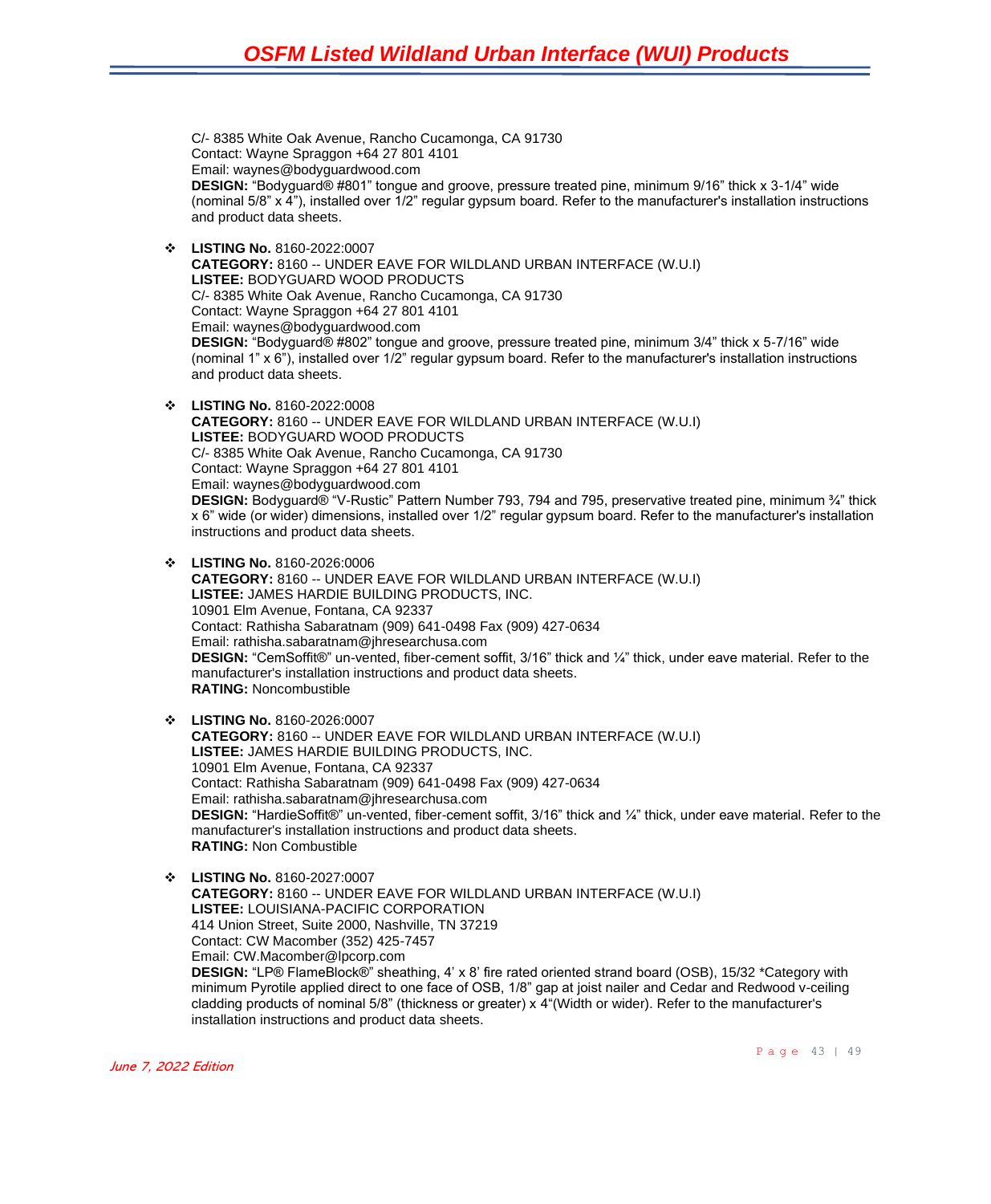C/- 8385 White Oak Avenue, Rancho Cucamonga, CA 91730
Contact: Wayne Spraggon +64 27 801 4101
Email: waynes@bodyguardwood.com
**DESIGN:** “Bodyguard® #801” tongue and groove, pressure treated pine, minimum 9/16” thick x 3-1/4” wide (nominal 5/8” x 4”), installed over 1/2” regular gypsum board. Refer to the manufacturer's installation instructions and product data sheets.

- **LISTING No.** 8160-2022:0007
  **CATEGORY:** 8160 -- UNDER EAVE FOR WILDLAND URBAN INTERFACE (W.U.I)
  **LISTEE:** BODYGUARD WOOD PRODUCTS
  C/- 8385 White Oak Avenue, Rancho Cucamonga, CA 91730
  Contact: Wayne Spraggon +64 27 801 4101
  Email: waynes@bodyguardwood.com
  **DESIGN:** “Bodyguard® #802” tongue and groove, pressure treated pine, minimum 3/4” thick x 5-7/16” wide (nominal 1” x 6”), installed over 1/2” regular gypsum board. Refer to the manufacturer's installation instructions and product data sheets.

- **LISTING No.** 8160-2022:0008
  **CATEGORY:** 8160 -- UNDER EAVE FOR WILDLAND URBAN INTERFACE (W.U.I)
  **LISTEE:** BODYGUARD WOOD PRODUCTS
  C/- 8385 White Oak Avenue, Rancho Cucamonga, CA 91730
  Contact: Wayne Spraggon +64 27 801 4101
  Email: waynes@bodyguardwood.com
  **DESIGN:** Bodyguard® “V-Rustic” Pattern Number 793, 794 and 795, preservative treated pine, minimum ¾” thick x 6” wide (or wider) dimensions, installed over 1/2” regular gypsum board. Refer to the manufacturer's installation instructions and product data sheets.

- **LISTING No.** 8160-2026:0006
  **CATEGORY:** 8160 -- UNDER EAVE FOR WILDLAND URBAN INTERFACE (W.U.I)
  **LISTEE:** JAMES HARDIE BUILDING PRODUCTS, INC.
  10901 Elm Avenue, Fontana, CA 92337
  Contact: Rathisha Sabaratnam (909) 641-0498 Fax (909) 427-0634
  Email: rathisha.sabaratnam@jhresearchusa.com
  **DESIGN:** “CemSoffit®” un-vented, fiber-cement soffit, 3/16” thick and ¼” thick, under eave material. Refer to the manufacturer's installation instructions and product data sheets.
  **RATING:** Noncombustible

- **LISTING No.** 8160-2026:0007
  **CATEGORY:** 8160 -- UNDER EAVE FOR WILDLAND URBAN INTERFACE (W.U.I)
  **LISTEE:** JAMES HARDIE BUILDING PRODUCTS, INC.
  10901 Elm Avenue, Fontana, CA 92337
  Contact: Rathisha Sabaratnam (909) 641-0498 Fax (909) 427-0634
  Email: rathisha.sabaratnam@jhresearchusa.com
  **DESIGN:** “HardieSoffit®” un-vented, fiber-cement soffit, 3/16” thick and ¼” thick, under eave material. Refer to the manufacturer's installation instructions and product data sheets.
  **RATING:** Non Combustible

- **LISTING No.** 8160-2027:0007
  **CATEGORY:** 8160 -- UNDER EAVE FOR WILDLAND URBAN INTERFACE (W.U.I)
  **LISTEE:** LOUISIANA-PACIFIC CORPORATION
  414 Union Street, Suite 2000, Nashville, TN 37219
  Contact: CW Macomber (352) 425-7457
  Email: CW.Macomber@lpcorp.com
  **DESIGN:** “LP® FlameBlock®” sheathing, 4’ x 8’ fire rated oriented strand board (OSB), 15/32 *Category with minimum Pyrotile applied direct to one face of OSB, 1/8” gap at joist nailer and Cedar and Redwood v-ceiling cladding products of nominal 5/8” (thickness or greater) x 4“(Width or wider). Refer to the manufacturer's installation instructions and product data sheets.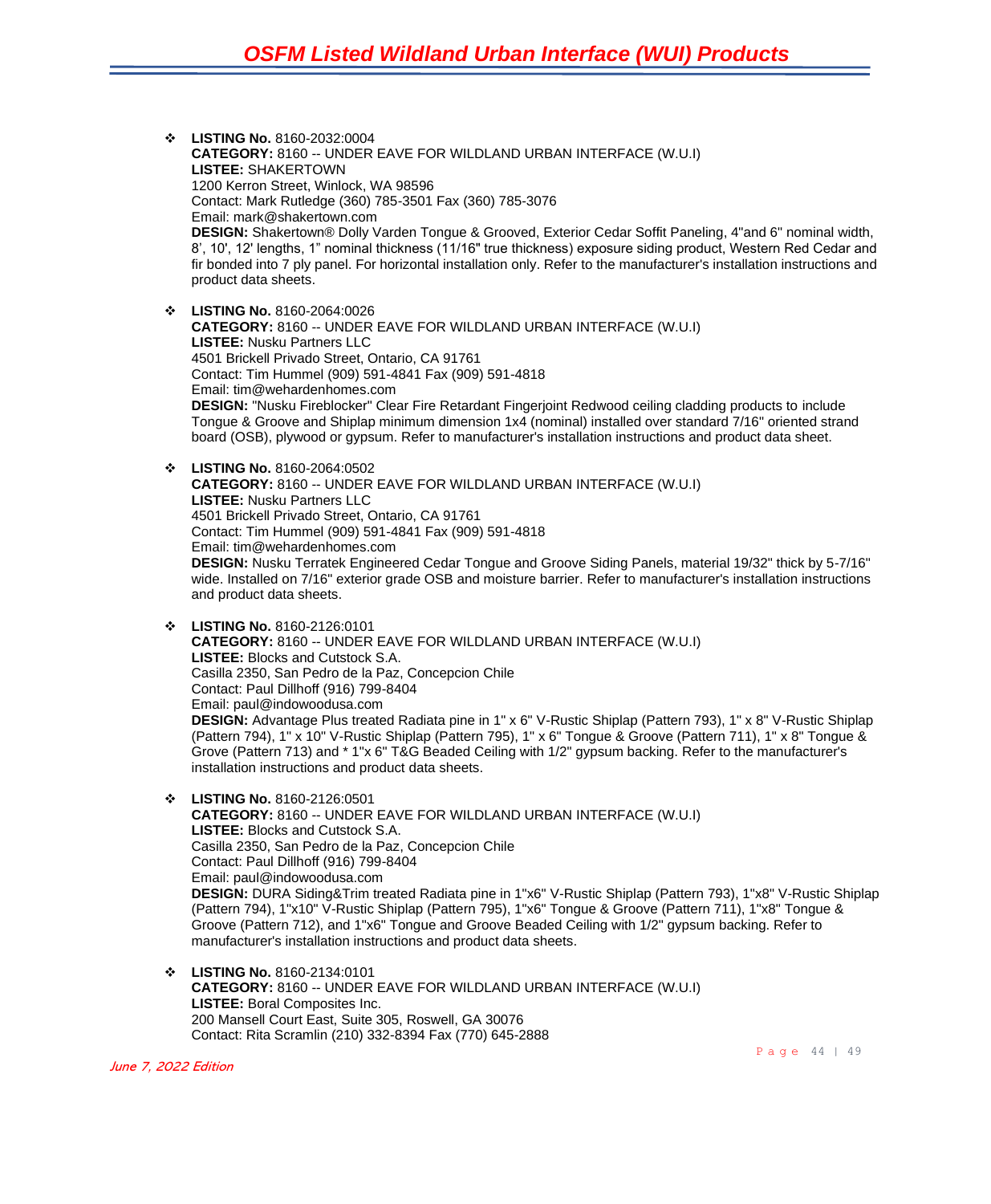- **LISTING No.** 8160-2032:0004
  **CATEGORY:** 8160 -- UNDER EAVE FOR WILDLAND URBAN INTERFACE (W.U.I)
  **LISTEE:** SHAKERTOWN
  1200 Kerron Street, Winlock, WA 98596
  Contact: Mark Rutledge (360) 785-3501 Fax (360) 785-3076
  Email: mark@shakertown.com
  **DESIGN:** Shakertown® Dolly Varden Tongue & Grooved, Exterior Cedar Soffit Paneling, 4"and 6" nominal width, 8', 10', 12' lengths, 1" nominal thickness (11/16" true thickness) exposure siding product, Western Red Cedar and fir bonded into 7 ply panel. For horizontal installation only. Refer to the manufacturer's installation instructions and product data sheets.

- **LISTING No.** 8160-2064:0026
  **CATEGORY:** 8160 -- UNDER EAVE FOR WILDLAND URBAN INTERFACE (W.U.I)
  **LISTEE:** Nusku Partners LLC
  4501 Brickell Privado Street, Ontario, CA 91761
  Contact: Tim Hummel (909) 591-4841 Fax (909) 591-4818
  Email: tim@wehardenhomes.com
  **DESIGN:** "Nusku Fireblocker" Clear Fire Retardant Fingerjoint Redwood ceiling cladding products to include Tongue & Groove and Shiplap minimum dimension 1x4 (nominal) installed over standard 7/16" oriented strand board (OSB), plywood or gypsum. Refer to manufacturer's installation instructions and product data sheet.

- **LISTING No.** 8160-2064:0502
  **CATEGORY:** 8160 -- UNDER EAVE FOR WILDLAND URBAN INTERFACE (W.U.I)
  **LISTEE:** Nusku Partners LLC
  4501 Brickell Privado Street, Ontario, CA 91761
  Contact: Tim Hummel (909) 591-4841 Fax (909) 591-4818
  Email: tim@wehardenhomes.com
  **DESIGN:** Nusku Terratek Engineered Cedar Tongue and Groove Siding Panels, material 19/32" thick by 5-7/16" wide. Installed on 7/16" exterior grade OSB and moisture barrier. Refer to manufacturer's installation instructions and product data sheets.

- **LISTING No.** 8160-2126:0101
  **CATEGORY:** 8160 -- UNDER EAVE FOR WILDLAND URBAN INTERFACE (W.U.I)
  **LISTEE:** Blocks and Cutstock S.A.
  Casilla 2350, San Pedro de la Paz, Concepcion Chile
  Contact: Paul Dillhoff (916) 799-8404
  Email: paul@indowoodusa.com
  **DESIGN:** Advantage Plus treated Radiata pine in 1" x 6" V-Rustic Shiplap (Pattern 793), 1" x 8" V-Rustic Shiplap (Pattern 794), 1" x 10" V-Rustic Shiplap (Pattern 795), 1" x 6" Tongue & Groove (Pattern 711), 1" x 8" Tongue & Grove (Pattern 713) and * 1"x 6" T&G Beaded Ceiling with 1/2" gypsum backing. Refer to the manufacturer's installation instructions and product data sheets.

- **LISTING No.** 8160-2126:0501
  **CATEGORY:** 8160 -- UNDER EAVE FOR WILDLAND URBAN INTERFACE (W.U.I)
  **LISTEE:** Blocks and Cutstock S.A.
  Casilla 2350, San Pedro de la Paz, Concepcion Chile
  Contact: Paul Dillhoff (916) 799-8404
  Email: paul@indowoodusa.com
  **DESIGN:** DURA Siding&Trim treated Radiata pine in 1"x6" V-Rustic Shiplap (Pattern 793), 1"x8" V-Rustic Shiplap (Pattern 794), 1"x10" V-Rustic Shiplap (Pattern 795), 1"x6" Tongue & Groove (Pattern 711), 1"x8" Tongue & Groove (Pattern 712), and 1"x6" Tongue and Groove Beaded Ceiling with 1/2" gypsum backing. Refer to manufacturer's installation instructions and product data sheets.

- **LISTING No.** 8160-2134:0101
  **CATEGORY:** 8160 -- UNDER EAVE FOR WILDLAND URBAN INTERFACE (W.U.I)
  **LISTEE:** Boral Composites Inc.
  200 Mansell Court East, Suite 305, Roswell, GA 30076
  Contact: Rita Scramlin (210) 332-8394 Fax (770) 645-2888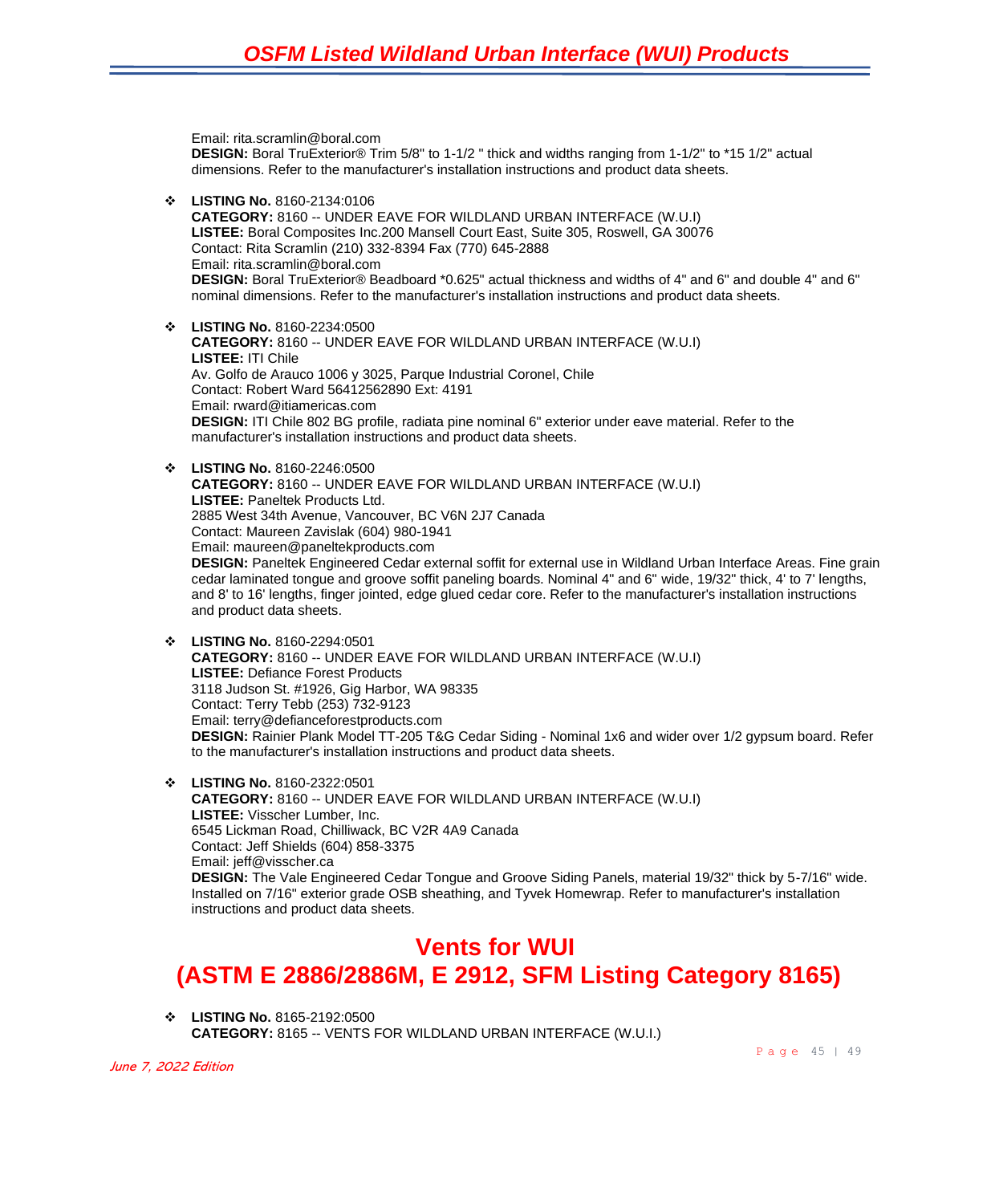Email: rita.scramlin@boral.com
**DESIGN:** Boral TruExterior® Trim 5/8" to 1-1/2 " thick and widths ranging from 1-1/2" to *15 1/2" actual dimensions. Refer to the manufacturer's installation instructions and product data sheets.

- **LISTING No.** 8160-2134:0106
  **CATEGORY:** 8160 -- UNDER EAVE FOR WILDLAND URBAN INTERFACE (W.U.I)
  **LISTEE:** Boral Composites Inc.200 Mansell Court East, Suite 305, Roswell, GA 30076
  Contact: Rita Scramlin (210) 332-8394 Fax (770) 645-2888
  Email: rita.scramlin@boral.com
  **DESIGN:** Boral TruExterior® Beadboard *0.625" actual thickness and widths of 4" and 6" and double 4" and 6" nominal dimensions. Refer to the manufacturer's installation instructions and product data sheets.

- **LISTING No.** 8160-2234:0500
  **CATEGORY:** 8160 -- UNDER EAVE FOR WILDLAND URBAN INTERFACE (W.U.I)
  **LISTEE:** ITI Chile
  Av. Golfo de Arauco 1006 y 3025, Parque Industrial Coronel, Chile
  Contact: Robert Ward 56412562890 Ext: 4191
  Email: rward@itiamericas.com
  **DESIGN:** ITI Chile 802 BG profile, radiata pine nominal 6" exterior under eave material. Refer to the manufacturer's installation instructions and product data sheets.

- **LISTING No.** 8160-2246:0500
  **CATEGORY:** 8160 -- UNDER EAVE FOR WILDLAND URBAN INTERFACE (W.U.I)
  **LISTEE:** Paneltek Products Ltd.
  2885 West 34th Avenue, Vancouver, BC V6N 2J7 Canada
  Contact: Maureen Zavislak (604) 980-1941
  Email: maureen@paneltekproducts.com
  **DESIGN:** Paneltek Engineered Cedar external soffit for external use in Wildland Urban Interface Areas. Fine grain cedar laminated tongue and groove soffit paneling boards. Nominal 4" and 6" wide, 19/32" thick, 4' to 7' lengths, and 8' to 16' lengths, finger jointed, edge glued cedar core. Refer to the manufacturer's installation instructions and product data sheets.

- **LISTING No.** 8160-2294:0501
  **CATEGORY:** 8160 -- UNDER EAVE FOR WILDLAND URBAN INTERFACE (W.U.I)
  **LISTEE:** Defiance Forest Products
  3118 Judson St. #1926, Gig Harbor, WA 98335
  Contact: Terry Tebb (253) 732-9123
  Email: terry@defianceforestproducts.com
  **DESIGN:** Rainier Plank Model TT-205 T&G Cedar Siding - Nominal 1x6 and wider over 1/2 gypsum board. Refer to the manufacturer's installation instructions and product data sheets.

- **LISTING No.** 8160-2322:0501
  **CATEGORY:** 8160 -- UNDER EAVE FOR WILDLAND URBAN INTERFACE (W.U.I)
  **LISTEE:** Visscher Lumber, Inc.
  6545 Lickman Road, Chilliwack, BC V2R 4A9 Canada
  Contact: Jeff Shields (604) 858-3375
  Email: jeff@visscher.ca
  **DESIGN:** The Vale Engineered Cedar Tongue and Groove Siding Panels, material 19/32" thick by 5-7/16" wide. Installed on 7/16" exterior grade OSB sheathing, and Tyvek Homewrap. Refer to manufacturer's installation instructions and product data sheets.

## Vents for WUI (ASTM E 2886/2886M, E 2912, SFM Listing Category 8165)

- **LISTING No.** 8165-2192:0500
  **CATEGORY:** 8165 -- VENTS FOR WILDLAND URBAN INTERFACE (W.U.I.)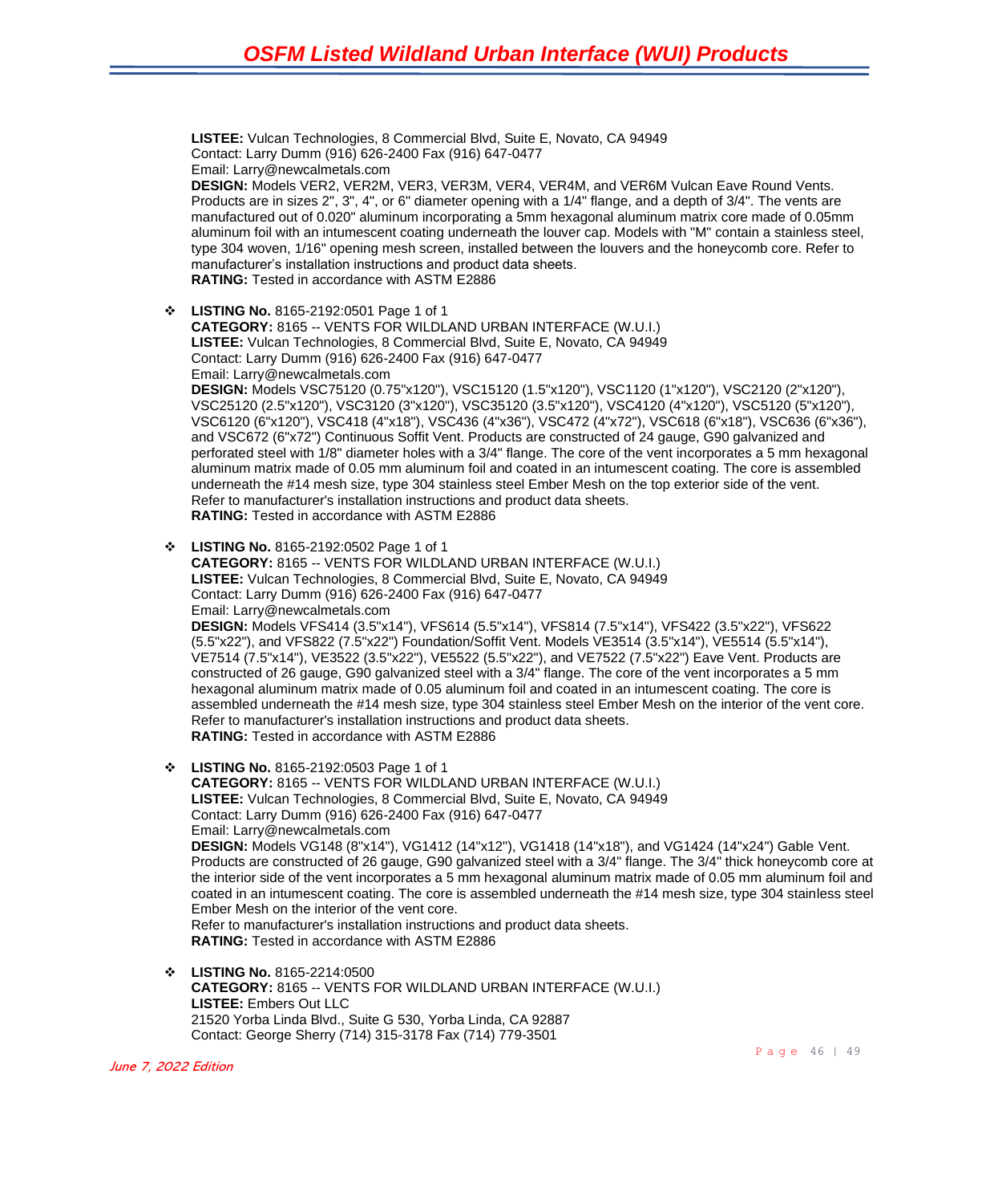**LISTEE:** Vulcan Technologies, 8 Commercial Blvd, Suite E, Novato, CA 94949
Contact: Larry Dumm (916) 626-2400 Fax (916) 647-0477
Email: Larry@newcalmetals.com
**DESIGN:** Models VER2, VER2M, VER3, VER3M, VER4, VER4M, and VER6M Vulcan Eave Round Vents. Products are in sizes 2", 3", 4", or 6" diameter opening with a 1/4" flange, and a depth of 3/4". The vents are manufactured out of 0.020" aluminum incorporating a 5mm hexagonal aluminum matrix core made of 0.05mm aluminum foil with an intumescent coating underneath the louver cap. Models with "M" contain a stainless steel, type 304 woven, 1/16" opening mesh screen, installed between the louvers and the honeycomb core. Refer to manufacturer's installation instructions and product data sheets.
**RATING:** Tested in accordance with ASTM E2886

- **LISTING No.** 8165-2192:0501 Page 1 of 1
  **CATEGORY:** 8165 -- VENTS FOR WILDLAND URBAN INTERFACE (W.U.I.)
  **LISTEE:** Vulcan Technologies, 8 Commercial Blvd, Suite E, Novato, CA 94949
  Contact: Larry Dumm (916) 626-2400 Fax (916) 647-0477
  Email: Larry@newcalmetals.com
  **DESIGN:** Models VSC75120 (0.75"x120"), VSC15120 (1.5"x120"), VSC1120 (1"x120"), VSC2120 (2"x120"), VSC25120 (2.5"x120"), VSC3120 (3"x120"), VSC35120 (3.5"x120"), VSC4120 (4"x120"), VSC5120 (5"x120"), VSC6120 (6"x120"), VSC418 (4"x18"), VSC436 (4"x36"), VSC472 (4"x72"), VSC618 (6"x18"), VSC636 (6"x36"), and VSC672 (6"x72") Continuous Soffit Vent. Products are constructed of 24 gauge, G90 galvanized and perforated steel with 1/8" diameter holes with a 3/4" flange. The core of the vent incorporates a 5 mm hexagonal aluminum matrix made of 0.05 mm aluminum foil and coated in an intumescent coating. The core is assembled underneath the #14 mesh size, type 304 stainless steel Ember Mesh on the top exterior side of the vent. Refer to manufacturer's installation instructions and product data sheets.
  **RATING:** Tested in accordance with ASTM E2886

- **LISTING No.** 8165-2192:0502 Page 1 of 1
  **CATEGORY:** 8165 -- VENTS FOR WILDLAND URBAN INTERFACE (W.U.I.)
  **LISTEE:** Vulcan Technologies, 8 Commercial Blvd, Suite E, Novato, CA 94949
  Contact: Larry Dumm (916) 626-2400 Fax (916) 647-0477
  Email: Larry@newcalmetals.com
  **DESIGN:** Models VFS414 (3.5"x14"), VFS614 (5.5"x14"), VFS814 (7.5"x14"), VFS422 (3.5"x22"), VFS622 (5.5"x22"), and VFS822 (7.5"x22") Foundation/Soffit Vent. Models VE3514 (3.5"x14"), VE5514 (5.5"x14"), VE7514 (7.5"x14"), VE3522 (3.5"x22"), VE5522 (5.5"x22"), and VE7522 (7.5"x22") Eave Vent. Products are constructed of 26 gauge, G90 galvanized steel with a 3/4" flange. The core of the vent incorporates a 5 mm hexagonal aluminum matrix made of 0.05 aluminum foil and coated in an intumescent coating. The core is assembled underneath the #14 mesh size, type 304 stainless steel Ember Mesh on the interior of the vent core. Refer to manufacturer's installation instructions and product data sheets.
  **RATING:** Tested in accordance with ASTM E2886

- **LISTING No.** 8165-2192:0503 Page 1 of 1
  **CATEGORY:** 8165 -- VENTS FOR WILDLAND URBAN INTERFACE (W.U.I.)
  **LISTEE:** Vulcan Technologies, 8 Commercial Blvd, Suite E, Novato, CA 94949
  Contact: Larry Dumm (916) 626-2400 Fax (916) 647-0477
  Email: Larry@newcalmetals.com
  **DESIGN:** Models VG148 (8"x14"), VG1412 (14"x12"), VG1418 (14"x18"), and VG1424 (14"x24") Gable Vent. Products are constructed of 26 gauge, G90 galvanized steel with a 3/4" flange. The 3/4" thick honeycomb core at the interior side of the vent incorporates a 5 mm hexagonal aluminum matrix made of 0.05 mm aluminum foil and coated in an intumescent coating. The core is assembled underneath the #14 mesh size, type 304 stainless steel Ember Mesh on the interior of the vent core.
  Refer to manufacturer's installation instructions and product data sheets.
  **RATING:** Tested in accordance with ASTM E2886

- **LISTING No.** 8165-2214:0500
  **CATEGORY:** 8165 -- VENTS FOR WILDLAND URBAN INTERFACE (W.U.I.)
  **LISTEE:** Embers Out LLC
  21520 Yorba Linda Blvd., Suite G 530, Yorba Linda, CA 92887
  Contact: George Sherry (714) 315-3178 Fax (714) 779-3501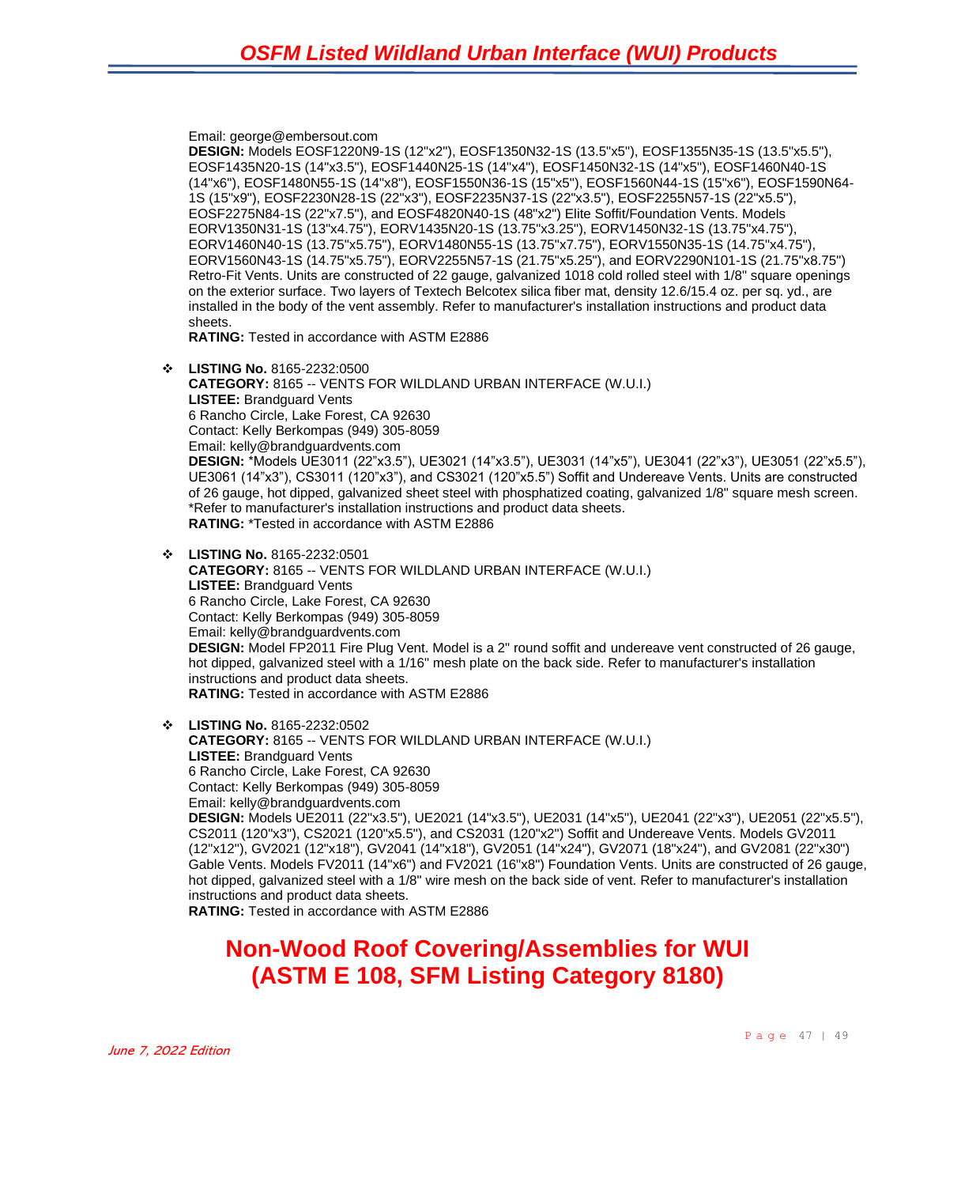Email: george@embersout.com
**DESIGN:** Models EOSF1220N9-1S (12"x2"), EOSF1350N32-1S (13.5"x5"), EOSF1355N35-1S (13.5"x5.5"), EOSF1435N20-1S (14"x3.5"), EOSF1440N25-1S (14"x4"), EOSF1450N32-1S (14"x5"), EOSF1460N40-1S (14"x6"), EOSF1480N55-1S (14"x8"), EOSF1550N36-1S (15"x5"), EOSF1560N44-1S (15"x6"), EOSF1590N64-1S (15"x9"), EOSF2230N28-1S (22"x3"), EOSF2235N37-1S (22"x3.5"), EOSF2255N57-1S (22"x5.5"), EOSF2275N84-1S (22"x7.5"), and EOSF4820N40-1S (48"x2") Elite Soffit/Foundation Vents. Models EORV1350N31-1S (13"x4.75"), EORV1435N20-1S (13.75"x3.25"), EORV1450N32-1S (13.75"x4.75"), EORV1460N40-1S (13.75"x5.75"), EORV1480N55-1S (13.75"x7.75"), EORV1550N35-1S (14.75"x4.75"), EORV1560N43-1S (14.75"x5.75"), EORV2255N57-1S (21.75"x5.25"), and EORV2290N101-1S (21.75"x8.75") Retro-Fit Vents. Units are constructed of 22 gauge, galvanized 1018 cold rolled steel with 1/8" square openings on the exterior surface. Two layers of Textech Belcotex silica fiber mat, density 12.6/15.4 oz. per sq. yd., are installed in the body of the vent assembly. Refer to manufacturer's installation instructions and product data sheets.
**RATING:** Tested in accordance with ASTM E2886

- **LISTING No.** 8165-2232:0500
  **CATEGORY:** 8165 -- VENTS FOR WILDLAND URBAN INTERFACE (W.U.I.)
  **LISTEE:** Brandguard Vents
  6 Rancho Circle, Lake Forest, CA 92630
  Contact: Kelly Berkompas (949) 305-8059
  Email: kelly@brandguardvents.com
  **DESIGN:** *Models UE3011 (22"x3.5"), UE3021 (14"x3.5"), UE3031 (14"x5"), UE3041 (22"x3"), UE3051 (22"x5.5"), UE3061 (14"x3"), CS3011 (120"x3"), and CS3021 (120"x5.5") Soffit and Undereave Vents. Units are constructed of 26 gauge, hot dipped, galvanized sheet steel with phosphatized coating, galvanized 1/8" square mesh screen. *Refer to manufacturer's installation instructions and product data sheets.
  **RATING:** *Tested in accordance with ASTM E2886

- **LISTING No.** 8165-2232:0501
  **CATEGORY:** 8165 -- VENTS FOR WILDLAND URBAN INTERFACE (W.U.I.)
  **LISTEE:** Brandguard Vents
  6 Rancho Circle, Lake Forest, CA 92630
  Contact: Kelly Berkompas (949) 305-8059
  Email: kelly@brandguardvents.com
  **DESIGN:** Model FP2011 Fire Plug Vent. Model is a 2" round soffit and undereave vent constructed of 26 gauge, hot dipped, galvanized steel with a 1/16" mesh plate on the back side. Refer to manufacturer's installation instructions and product data sheets.
  **RATING:** Tested in accordance with ASTM E2886

- **LISTING No.** 8165-2232:0502
  **CATEGORY:** 8165 -- VENTS FOR WILDLAND URBAN INTERFACE (W.U.I.)
  **LISTEE:** Brandguard Vents
  6 Rancho Circle, Lake Forest, CA 92630
  Contact: Kelly Berkompas (949) 305-8059
  Email: kelly@brandguardvents.com
  **DESIGN:** Models UE2011 (22"x3.5"), UE2021 (14"x3.5"), UE2031 (14"x5"), UE2041 (22"x3"), UE2051 (22"x5.5"), CS2011 (120"x3"), CS2021 (120"x5.5"), and CS2031 (120"x2") Soffit and Undereave Vents. Models GV2011 (12"x12"), GV2021 (12"x18"), GV2041 (14"x18"), GV2051 (14"x24"), GV2071 (18"x24"), and GV2081 (22"x30") Gable Vents. Models FV2011 (14"x6") and FV2021 (16"x8") Foundation Vents. Units are constructed of 26 gauge, hot dipped, galvanized steel with a 1/8" wire mesh on the back side of vent. Refer to manufacturer's installation instructions and product data sheets.
  **RATING:** Tested in accordance with ASTM E2886

# Non-Wood Roof Covering/Assemblies for WUI (ASTM E 108, SFM Listing Category 8180)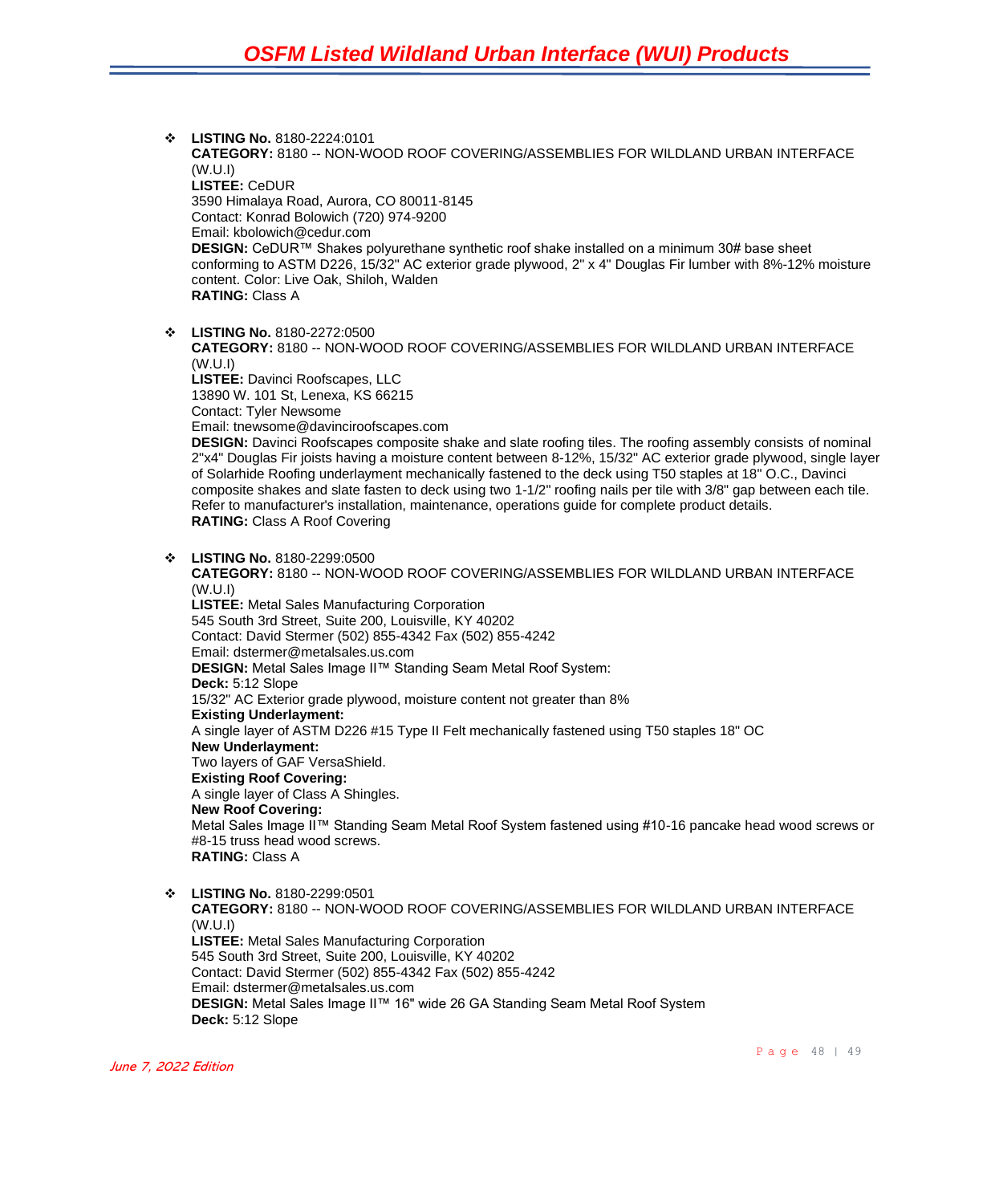- **LISTING No.** 8180-2224:0101
  **CATEGORY:** 8180 -- NON-WOOD ROOF COVERING/ASSEMBLIES FOR WILDLAND URBAN INTERFACE (W.U.I)
  **LISTEE:** CeDUR
  3590 Himalaya Road, Aurora, CO 80011-8145
  Contact: Konrad Bolowich (720) 974-9200
  Email: kbolowich@cedur.com
  **DESIGN:** CeDUR™ Shakes polyurethane synthetic roof shake installed on a minimum 30# base sheet conforming to ASTM D226, 15/32" AC exterior grade plywood, 2" x 4" Douglas Fir lumber with 8%-12% moisture content. Color: Live Oak, Shiloh, Walden
  **RATING:** Class A

- **LISTING No.** 8180-2272:0500
  **CATEGORY:** 8180 -- NON-WOOD ROOF COVERING/ASSEMBLIES FOR WILDLAND URBAN INTERFACE (W.U.I)
  **LISTEE:** Davinci Roofscapes, LLC
  13890 W. 101 St, Lenexa, KS 66215
  Contact: Tyler Newsome
  Email: tnewsome@davinciroofscapes.com
  **DESIGN:** Davinci Roofscapes composite shake and slate roofing tiles. The roofing assembly consists of nominal 2"x4" Douglas Fir joists having a moisture content between 8-12%, 15/32" AC exterior grade plywood, single layer of Solarhide Roofing underlayment mechanically fastened to the deck using T50 staples at 18" O.C., Davinci composite shakes and slate fasten to deck using two 1-1/2" roofing nails per tile with 3/8" gap between each tile. Refer to manufacturer's installation, maintenance, operations guide for complete product details.
  **RATING:** Class A Roof Covering

- **LISTING No.** 8180-2299:0500
  **CATEGORY:** 8180 -- NON-WOOD ROOF COVERING/ASSEMBLIES FOR WILDLAND URBAN INTERFACE (W.U.I)
  **LISTEE:** Metal Sales Manufacturing Corporation
  545 South 3rd Street, Suite 200, Louisville, KY 40202
  Contact: David Stermer (502) 855-4342 Fax (502) 855-4242
  Email: dstermer@metalsales.us.com
  **DESIGN:** Metal Sales Image II™ Standing Seam Metal Roof System:
  **Deck:** 5:12 Slope
  15/32" AC Exterior grade plywood, moisture content not greater than 8%
  **Existing Underlayment:**
  A single layer of ASTM D226 #15 Type II Felt mechanically fastened using T50 staples 18" OC
  **New Underlayment:**
  Two layers of GAF VersaShield.
  **Existing Roof Covering:**
  A single layer of Class A Shingles.
  **New Roof Covering:**
  Metal Sales Image II™ Standing Seam Metal Roof System fastened using #10-16 pancake head wood screws or #8-15 truss head wood screws.
  **RATING:** Class A

- **LISTING No.** 8180-2299:0501
  **CATEGORY:** 8180 -- NON-WOOD ROOF COVERING/ASSEMBLIES FOR WILDLAND URBAN INTERFACE (W.U.I)
  **LISTEE:** Metal Sales Manufacturing Corporation
  545 South 3rd Street, Suite 200, Louisville, KY 40202
  Contact: David Stermer (502) 855-4342 Fax (502) 855-4242
  Email: dstermer@metalsales.us.com
  **DESIGN:** Metal Sales Image II™ 16" wide 26 GA Standing Seam Metal Roof System
  **Deck:** 5:12 Slope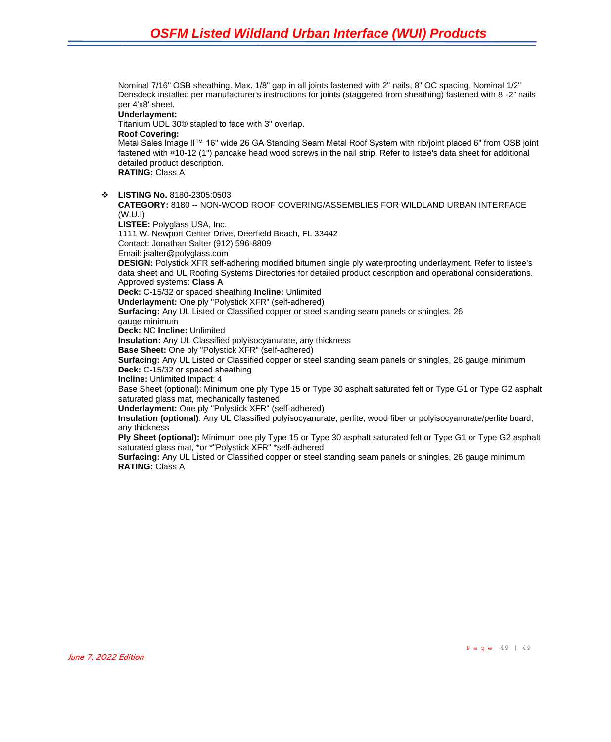Nominal 7/16" OSB sheathing. Max. 1/8" gap in all joints fastened with 2" nails, 8" OC spacing. Nominal 1/2" Densdeck installed per manufacturer's instructions for joints (staggered from sheathing) fastened with 8 -2" nails per 4'x8' sheet.
**Underlayment:**
Titanium UDL 30® stapled to face with 3" overlap.
**Roof Covering:**
Metal Sales Image II™ 16" wide 26 GA Standing Seam Metal Roof System with rib/joint placed 6" from OSB joint fastened with #10-12 (1") pancake head wood screws in the nail strip. Refer to listee's data sheet for additional detailed product description.
**RATING:** Class A

- **LISTING No.** 8180-2305:0503
  **CATEGORY:** 8180 -- NON-WOOD ROOF COVERING/ASSEMBLIES FOR WILDLAND URBAN INTERFACE (W.U.I)
  **LISTEE:** Polyglass USA, Inc.
  1111 W. Newport Center Drive, Deerfield Beach, FL 33442
  Contact: Jonathan Salter (912) 596-8809
  Email: jsalter@polyglass.com
  **DESIGN:** Polystick XFR self-adhering modified bitumen single ply waterproofing underlayment. Refer to listee's data sheet and UL Roofing Systems Directories for detailed product description and operational considerations.
  Approved systems: **Class A**
  **Deck:** C-15/32 or spaced sheathing **Incline:** Unlimited
  **Underlayment:** One ply "Polystick XFR" (self-adhered)
  **Surfacing:** Any UL Listed or Classified copper or steel standing seam panels or shingles, 26 gauge minimum
  **Deck:** NC **Incline:** Unlimited
  **Insulation:** Any UL Classified polyisocyanurate, any thickness
  **Base Sheet:** One ply "Polystick XFR" (self-adhered)
  **Surfacing:** Any UL Listed or Classified copper or steel standing seam panels or shingles, 26 gauge minimum
  **Deck:** C-15/32 or spaced sheathing
  **Incline:** Unlimited Impact: 4
  Base Sheet (optional): Minimum one ply Type 15 or Type 30 asphalt saturated felt or Type G1 or Type G2 asphalt saturated glass mat, mechanically fastened
  **Underlayment:** One ply "Polystick XFR" (self-adhered)
  **Insulation (optional)**: Any UL Classified polyisocyanurate, perlite, wood fiber or polyisocyanurate/perlite board, any thickness
  **Ply Sheet (optional):** Minimum one ply Type 15 or Type 30 asphalt saturated felt or Type G1 or Type G2 asphalt saturated glass mat, *or *"Polystick XFR" *self-adhered
  **Surfacing:** Any UL Listed or Classified copper or steel standing seam panels or shingles, 26 gauge minimum
  **RATING:** Class A